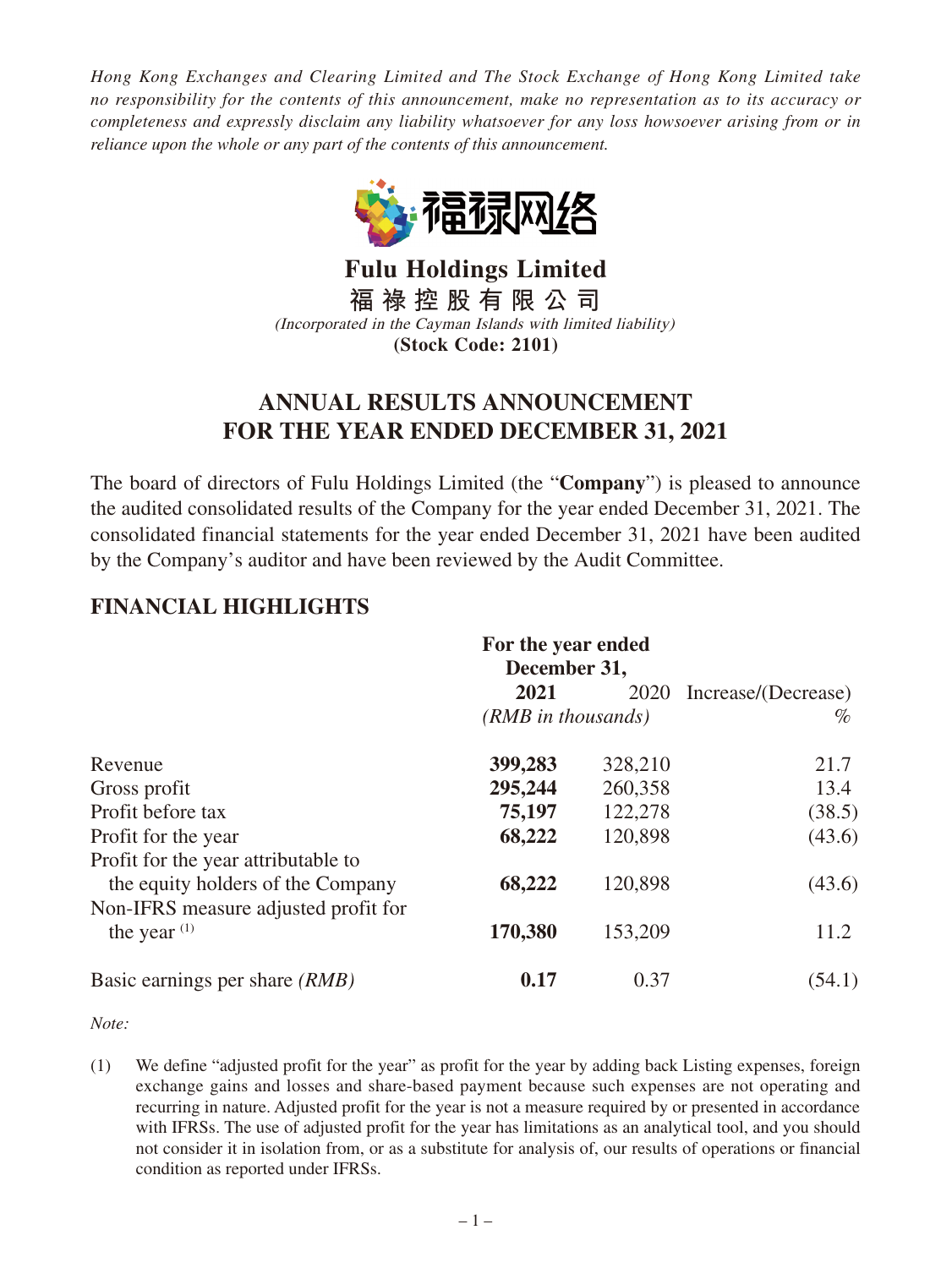*Hong Kong Exchanges and Clearing Limited and The Stock Exchange of Hong Kong Limited take no responsibility for the contents of this announcement, make no representation as to its accuracy or completeness and expressly disclaim any liability whatsoever for any loss howsoever arising from or in reliance upon the whole or any part of the contents of this announcement.*

福禄网络

# Fulu Holdings Limited

**福祿控股有限公司**

*(Incorporated in the Cayman Islands with limited liability)*

**(Stock Code: 2101)**

# ANNUAL RESULTS ANNOUNCEMENT FOR THE YEAR ENDED DECEMBER 31, 2021

The board of directors of Fulu Holdings Limited (the "**Company**") is pleased to announce the audited consolidated results of the Company for the year ended December 31, 2021. The consolidated financial statements for the year ended December 31, 2021 have been audited by the Company's auditor and have been reviewed by the Audit Committee.

## FINANCIAL HIGHLIGHTS

| | For the year ended December 31, | | |
|---|---|---|---|
| | **2021** | 2020 | Increase/(Decrease) |
| | *(RMB in thousands)* | | % |
| Revenue | **399,283** | 328,210 | 21.7 |
| Gross profit | **295,244** | 260,358 | 13.4 |
| Profit before tax | **75,197** | 122,278 | (38.5) |
| Profit for the year | **68,222** | 120,898 | (43.6) |
| Profit for the year attributable to the equity holders of the Company | **68,222** | 120,898 | (43.6) |
| Non-IFRS measure adjusted profit for the year (1) | **170,380** | 153,209 | 11.2 |
| Basic earnings per share *(RMB)* | **0.17** | 0.37 | (54.1) |

*Note:*

(1) We define "adjusted profit for the year" as profit for the year by adding back Listing expenses, foreign exchange gains and losses and share-based payment because such expenses are not operating and recurring in nature. Adjusted profit for the year is not a measure required by or presented in accordance with IFRSs. The use of adjusted profit for the year has limitations as an analytical tool, and you should not consider it in isolation from, or as a substitute for analysis of, our results of operations or financial condition as reported under IFRSs.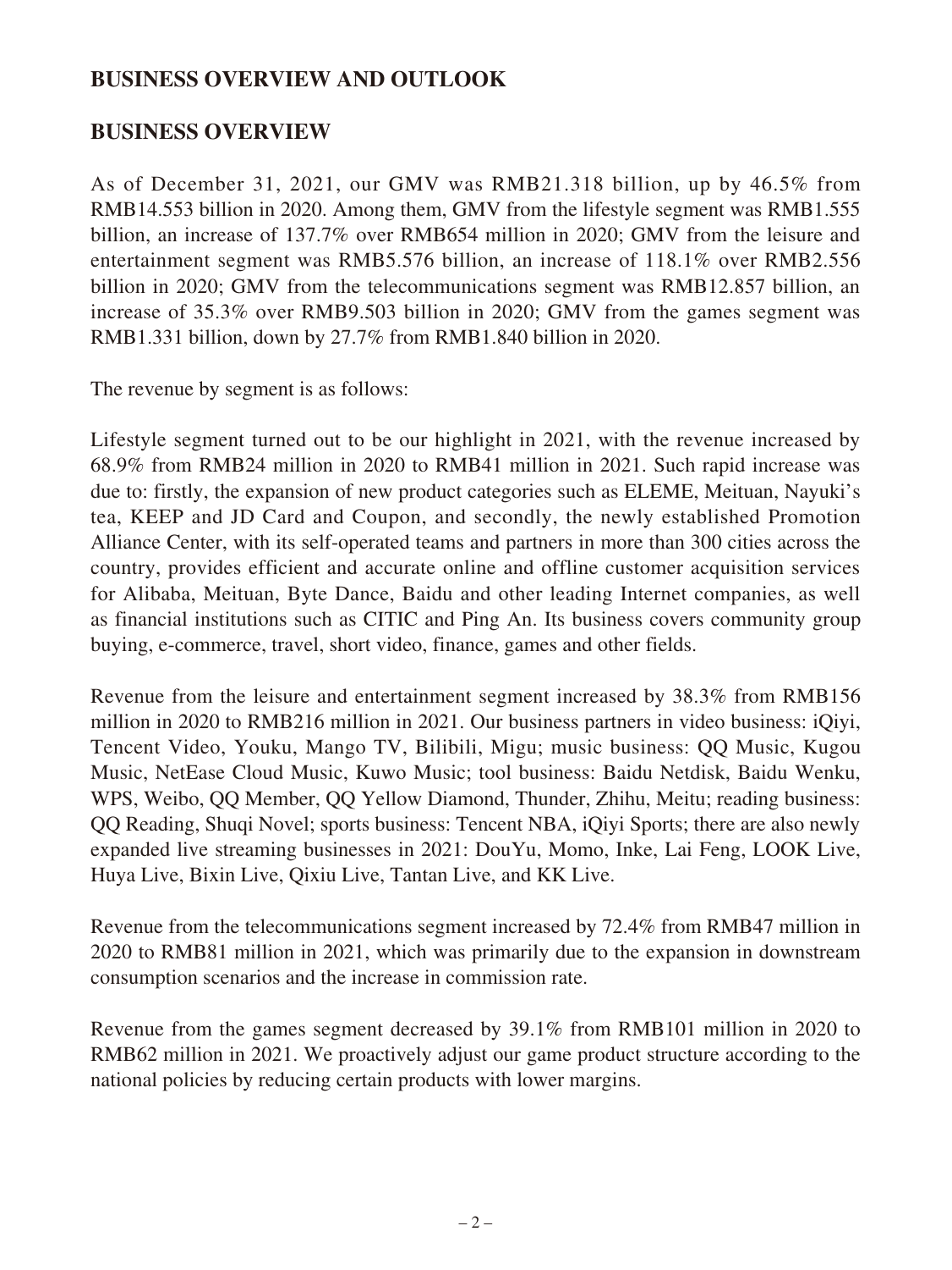## BUSINESS OVERVIEW AND OUTLOOK

## BUSINESS OVERVIEW

As of December 31, 2021, our GMV was RMB21.318 billion, up by 46.5% from RMB14.553 billion in 2020. Among them, GMV from the lifestyle segment was RMB1.555 billion, an increase of 137.7% over RMB654 million in 2020; GMV from the leisure and entertainment segment was RMB5.576 billion, an increase of 118.1% over RMB2.556 billion in 2020; GMV from the telecommunications segment was RMB12.857 billion, an increase of 35.3% over RMB9.503 billion in 2020; GMV from the games segment was RMB1.331 billion, down by 27.7% from RMB1.840 billion in 2020.

The revenue by segment is as follows:

Lifestyle segment turned out to be our highlight in 2021, with the revenue increased by 68.9% from RMB24 million in 2020 to RMB41 million in 2021. Such rapid increase was due to: firstly, the expansion of new product categories such as ELEME, Meituan, Nayuki's tea, KEEP and JD Card and Coupon, and secondly, the newly established Promotion Alliance Center, with its self-operated teams and partners in more than 300 cities across the country, provides efficient and accurate online and offline customer acquisition services for Alibaba, Meituan, Byte Dance, Baidu and other leading Internet companies, as well as financial institutions such as CITIC and Ping An. Its business covers community group buying, e-commerce, travel, short video, finance, games and other fields.

Revenue from the leisure and entertainment segment increased by 38.3% from RMB156 million in 2020 to RMB216 million in 2021. Our business partners in video business: iQiyi, Tencent Video, Youku, Mango TV, Bilibili, Migu; music business: QQ Music, Kugou Music, NetEase Cloud Music, Kuwo Music; tool business: Baidu Netdisk, Baidu Wenku, WPS, Weibo, QQ Member, QQ Yellow Diamond, Thunder, Zhihu, Meitu; reading business: QQ Reading, Shuqi Novel; sports business: Tencent NBA, iQiyi Sports; there are also newly expanded live streaming businesses in 2021: DouYu, Momo, Inke, Lai Feng, LOOK Live, Huya Live, Bixin Live, Qixiu Live, Tantan Live, and KK Live.

Revenue from the telecommunications segment increased by 72.4% from RMB47 million in 2020 to RMB81 million in 2021, which was primarily due to the expansion in downstream consumption scenarios and the increase in commission rate.

Revenue from the games segment decreased by 39.1% from RMB101 million in 2020 to RMB62 million in 2021. We proactively adjust our game product structure according to the national policies by reducing certain products with lower margins.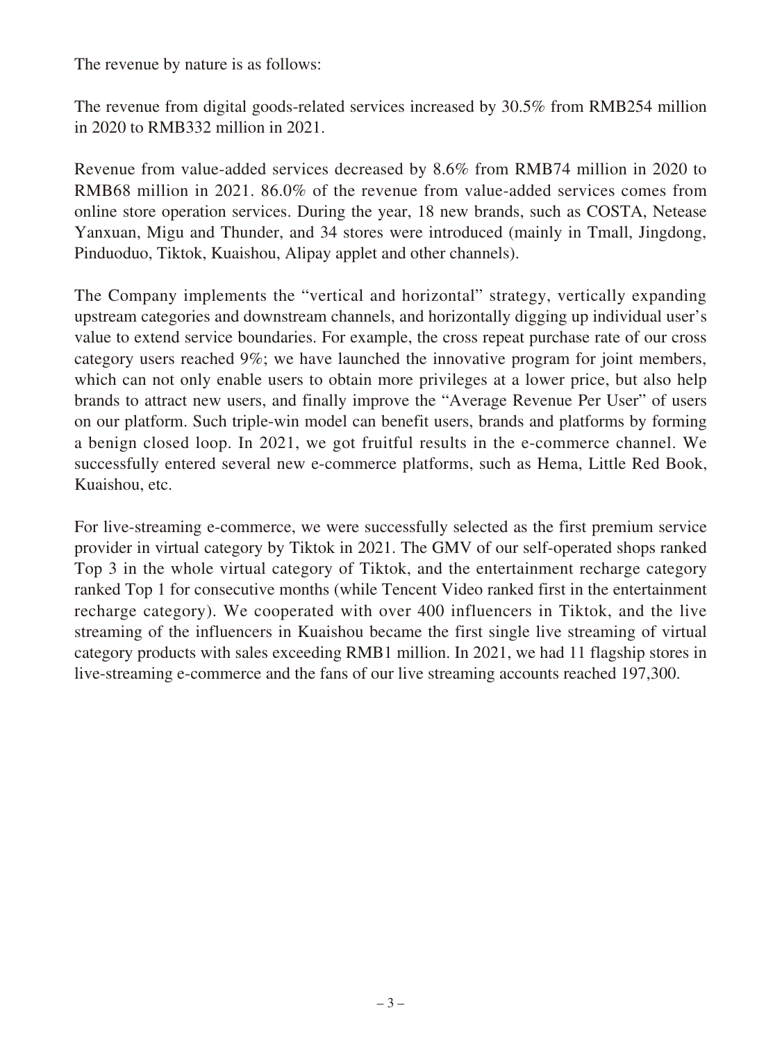The revenue by nature is as follows:

The revenue from digital goods-related services increased by 30.5% from RMB254 million in 2020 to RMB332 million in 2021.

Revenue from value-added services decreased by 8.6% from RMB74 million in 2020 to RMB68 million in 2021. 86.0% of the revenue from value-added services comes from online store operation services. During the year, 18 new brands, such as COSTA, Netease Yanxuan, Migu and Thunder, and 34 stores were introduced (mainly in Tmall, Jingdong, Pinduoduo, Tiktok, Kuaishou, Alipay applet and other channels).

The Company implements the "vertical and horizontal" strategy, vertically expanding upstream categories and downstream channels, and horizontally digging up individual user's value to extend service boundaries. For example, the cross repeat purchase rate of our cross category users reached 9%; we have launched the innovative program for joint members, which can not only enable users to obtain more privileges at a lower price, but also help brands to attract new users, and finally improve the "Average Revenue Per User" of users on our platform. Such triple-win model can benefit users, brands and platforms by forming a benign closed loop. In 2021, we got fruitful results in the e-commerce channel. We successfully entered several new e-commerce platforms, such as Hema, Little Red Book, Kuaishou, etc.

For live-streaming e-commerce, we were successfully selected as the first premium service provider in virtual category by Tiktok in 2021. The GMV of our self-operated shops ranked Top 3 in the whole virtual category of Tiktok, and the entertainment recharge category ranked Top 1 for consecutive months (while Tencent Video ranked first in the entertainment recharge category). We cooperated with over 400 influencers in Tiktok, and the live streaming of the influencers in Kuaishou became the first single live streaming of virtual category products with sales exceeding RMB1 million. In 2021, we had 11 flagship stores in live-streaming e-commerce and the fans of our live streaming accounts reached 197,300.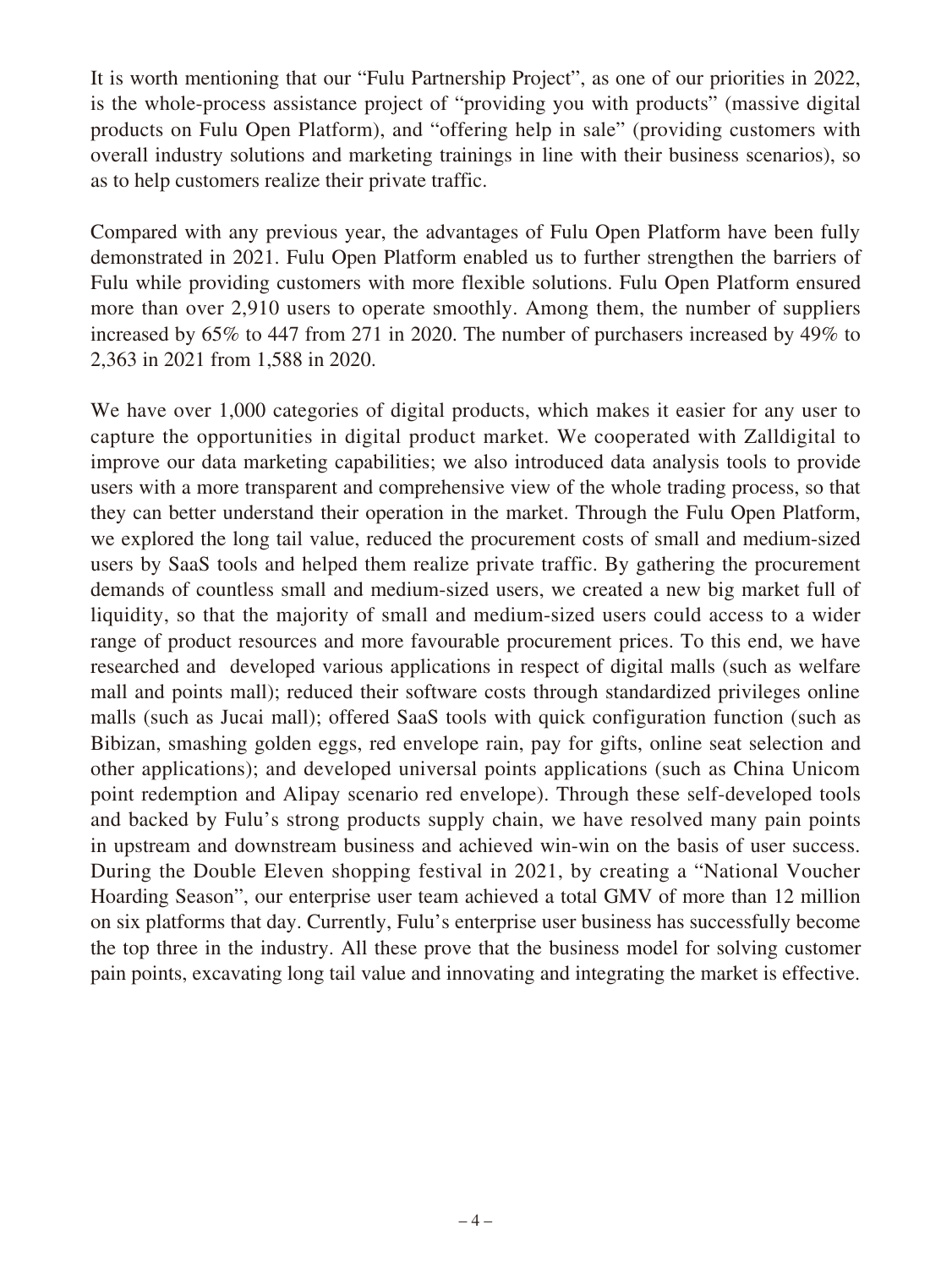It is worth mentioning that our "Fulu Partnership Project", as one of our priorities in 2022, is the whole-process assistance project of "providing you with products" (massive digital products on Fulu Open Platform), and "offering help in sale" (providing customers with overall industry solutions and marketing trainings in line with their business scenarios), so as to help customers realize their private traffic.

Compared with any previous year, the advantages of Fulu Open Platform have been fully demonstrated in 2021. Fulu Open Platform enabled us to further strengthen the barriers of Fulu while providing customers with more flexible solutions. Fulu Open Platform ensured more than over 2,910 users to operate smoothly. Among them, the number of suppliers increased by 65% to 447 from 271 in 2020. The number of purchasers increased by 49% to 2,363 in 2021 from 1,588 in 2020.

We have over 1,000 categories of digital products, which makes it easier for any user to capture the opportunities in digital product market. We cooperated with Zalldigital to improve our data marketing capabilities; we also introduced data analysis tools to provide users with a more transparent and comprehensive view of the whole trading process, so that they can better understand their operation in the market. Through the Fulu Open Platform, we explored the long tail value, reduced the procurement costs of small and medium-sized users by SaaS tools and helped them realize private traffic. By gathering the procurement demands of countless small and medium-sized users, we created a new big market full of liquidity, so that the majority of small and medium-sized users could access to a wider range of product resources and more favourable procurement prices. To this end, we have researched and developed various applications in respect of digital malls (such as welfare mall and points mall); reduced their software costs through standardized privileges online malls (such as Jucai mall); offered SaaS tools with quick configuration function (such as Bibizan, smashing golden eggs, red envelope rain, pay for gifts, online seat selection and other applications); and developed universal points applications (such as China Unicom point redemption and Alipay scenario red envelope). Through these self-developed tools and backed by Fulu's strong products supply chain, we have resolved many pain points in upstream and downstream business and achieved win-win on the basis of user success. During the Double Eleven shopping festival in 2021, by creating a "National Voucher Hoarding Season", our enterprise user team achieved a total GMV of more than 12 million on six platforms that day. Currently, Fulu's enterprise user business has successfully become the top three in the industry. All these prove that the business model for solving customer pain points, excavating long tail value and innovating and integrating the market is effective.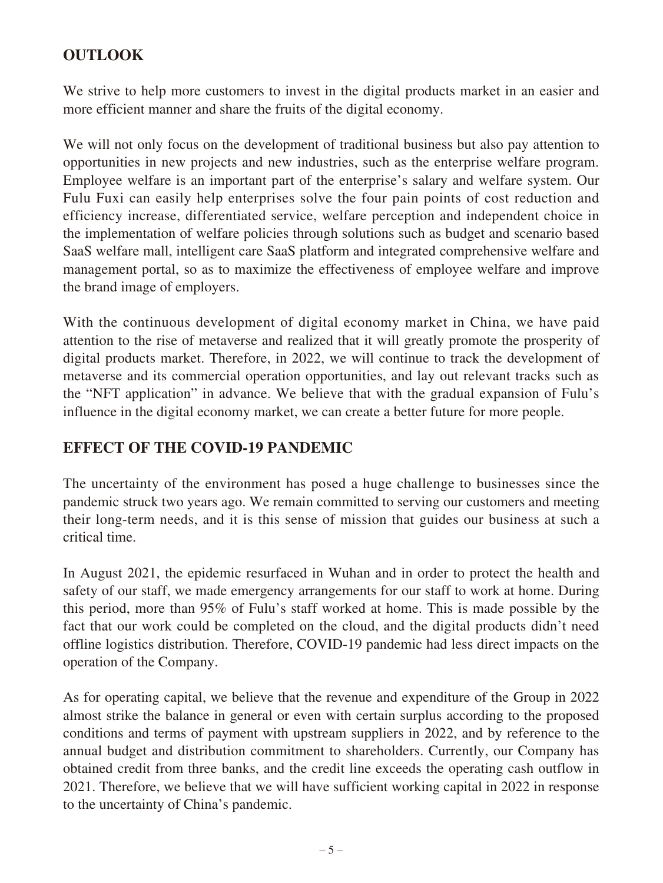## OUTLOOK

We strive to help more customers to invest in the digital products market in an easier and more efficient manner and share the fruits of the digital economy.

We will not only focus on the development of traditional business but also pay attention to opportunities in new projects and new industries, such as the enterprise welfare program. Employee welfare is an important part of the enterprise's salary and welfare system. Our Fulu Fuxi can easily help enterprises solve the four pain points of cost reduction and efficiency increase, differentiated service, welfare perception and independent choice in the implementation of welfare policies through solutions such as budget and scenario based SaaS welfare mall, intelligent care SaaS platform and integrated comprehensive welfare and management portal, so as to maximize the effectiveness of employee welfare and improve the brand image of employers.

With the continuous development of digital economy market in China, we have paid attention to the rise of metaverse and realized that it will greatly promote the prosperity of digital products market. Therefore, in 2022, we will continue to track the development of metaverse and its commercial operation opportunities, and lay out relevant tracks such as the "NFT application" in advance. We believe that with the gradual expansion of Fulu's influence in the digital economy market, we can create a better future for more people.

## EFFECT OF THE COVID-19 PANDEMIC

The uncertainty of the environment has posed a huge challenge to businesses since the pandemic struck two years ago. We remain committed to serving our customers and meeting their long-term needs, and it is this sense of mission that guides our business at such a critical time.

In August 2021, the epidemic resurfaced in Wuhan and in order to protect the health and safety of our staff, we made emergency arrangements for our staff to work at home. During this period, more than 95% of Fulu's staff worked at home. This is made possible by the fact that our work could be completed on the cloud, and the digital products didn't need offline logistics distribution. Therefore, COVID-19 pandemic had less direct impacts on the operation of the Company.

As for operating capital, we believe that the revenue and expenditure of the Group in 2022 almost strike the balance in general or even with certain surplus according to the proposed conditions and terms of payment with upstream suppliers in 2022, and by reference to the annual budget and distribution commitment to shareholders. Currently, our Company has obtained credit from three banks, and the credit line exceeds the operating cash outflow in 2021. Therefore, we believe that we will have sufficient working capital in 2022 in response to the uncertainty of China's pandemic.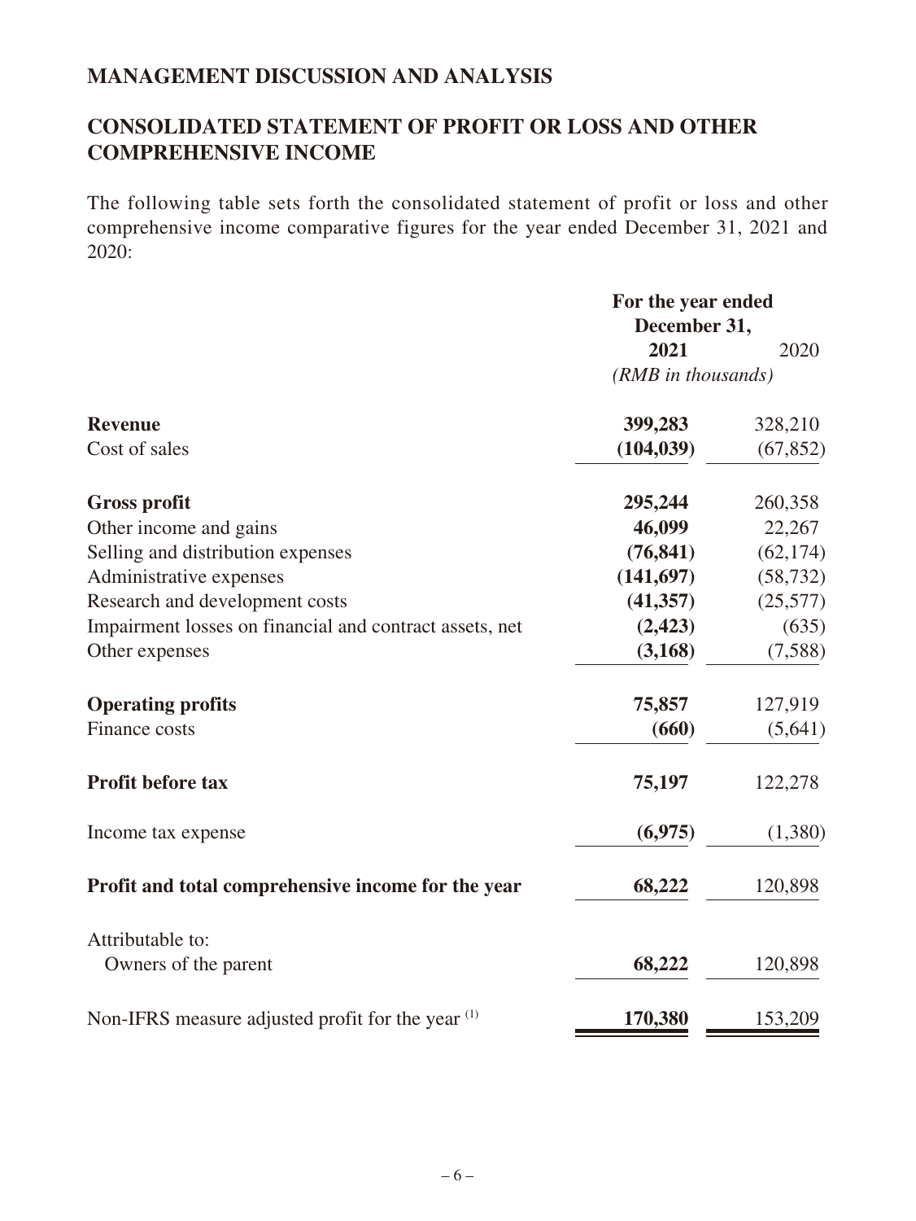## MANAGEMENT DISCUSSION AND ANALYSIS

## CONSOLIDATED STATEMENT OF PROFIT OR LOSS AND OTHER COMPREHENSIVE INCOME

The following table sets forth the consolidated statement of profit or loss and other comprehensive income comparative figures for the year ended December 31, 2021 and 2020:

| | For the year ended December 31, | |
|---|---|---|
| | **2021** | 2020 |
| | *(RMB in thousands)* | |
| **Revenue** | **399,283** | 328,210 |
| Cost of sales | **(104,039)** | (67,852) |
| **Gross profit** | **295,244** | 260,358 |
| Other income and gains | **46,099** | 22,267 |
| Selling and distribution expenses | **(76,841)** | (62,174) |
| Administrative expenses | **(141,697)** | (58,732) |
| Research and development costs | **(41,357)** | (25,577) |
| Impairment losses on financial and contract assets, net | **(2,423)** | (635) |
| Other expenses | **(3,168)** | (7,588) |
| **Operating profits** | **75,857** | 127,919 |
| Finance costs | **(660)** | (5,641) |
| **Profit before tax** | **75,197** | 122,278 |
| Income tax expense | **(6,975)** | (1,380) |
| **Profit and total comprehensive income for the year** | **68,222** | 120,898 |
| Attributable to: | | |
| Owners of the parent | **68,222** | 120,898 |
| Non-IFRS measure adjusted profit for the year (1) | **170,380** | 153,209 |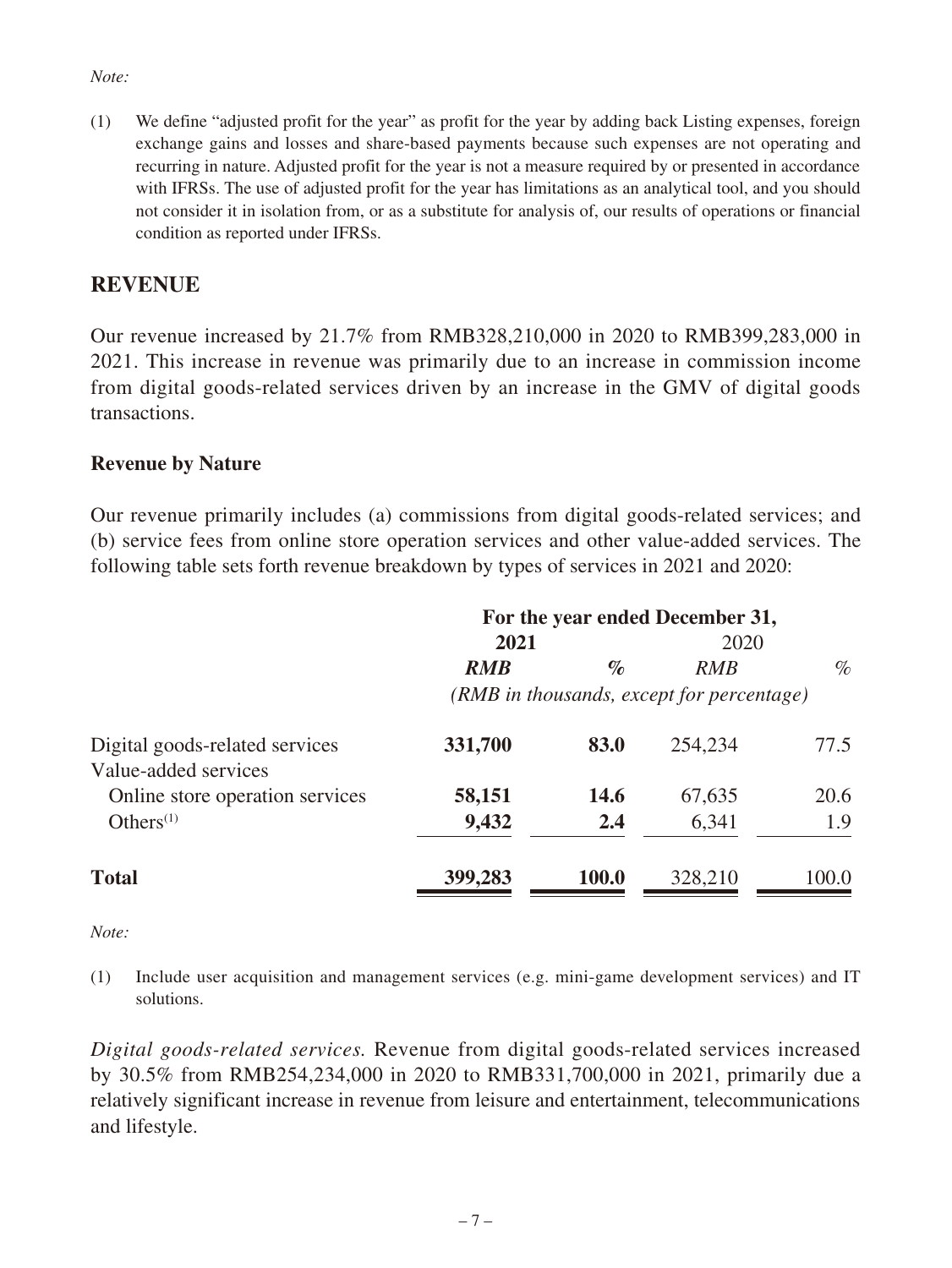*Note:*

(1) We define "adjusted profit for the year" as profit for the year by adding back Listing expenses, foreign exchange gains and losses and share-based payments because such expenses are not operating and recurring in nature. Adjusted profit for the year is not a measure required by or presented in accordance with IFRSs. The use of adjusted profit for the year has limitations as an analytical tool, and you should not consider it in isolation from, or as a substitute for analysis of, our results of operations or financial condition as reported under IFRSs.

## REVENUE

Our revenue increased by 21.7% from RMB328,210,000 in 2020 to RMB399,283,000 in 2021. This increase in revenue was primarily due to an increase in commission income from digital goods-related services driven by an increase in the GMV of digital goods transactions.

### Revenue by Nature

Our revenue primarily includes (a) commissions from digital goods-related services; and (b) service fees from online store operation services and other value-added services. The following table sets forth revenue breakdown by types of services in 2021 and 2020:

| | For the year ended December 31, | | | |
|---|---|---|---|---|
| | **2021** | | 2020 | |
| | ***RMB*** | ***%*** | *RMB* | *%* |
| | *(RMB in thousands, except for percentage)* | | | |
| Digital goods-related services | **331,700** | **83.0** | 254,234 | 77.5 |
| Value-added services | | | | |
| Online store operation services | **58,151** | **14.6** | 67,635 | 20.6 |
| Others[1] | **9,432** | **2.4** | 6,341 | 1.9 |
| **Total** | **399,283** | **100.0** | 328,210 | 100.0 |

*Note:*

(1) Include user acquisition and management services (e.g. mini-game development services) and IT solutions.

*Digital goods-related services.* Revenue from digital goods-related services increased by 30.5% from RMB254,234,000 in 2020 to RMB331,700,000 in 2021, primarily due a relatively significant increase in revenue from leisure and entertainment, telecommunications and lifestyle.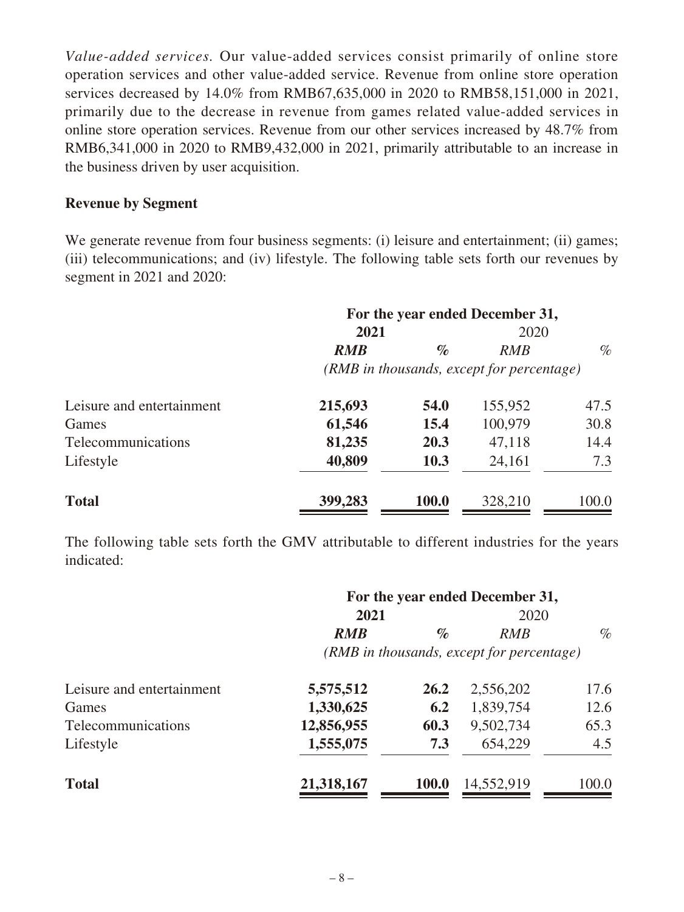*Value-added services.* Our value-added services consist primarily of online store operation services and other value-added service. Revenue from online store operation services decreased by 14.0% from RMB67,635,000 in 2020 to RMB58,151,000 in 2021, primarily due to the decrease in revenue from games related value-added services in online store operation services. Revenue from our other services increased by 48.7% from RMB6,341,000 in 2020 to RMB9,432,000 in 2021, primarily attributable to an increase in the business driven by user acquisition.

**Revenue by Segment**

We generate revenue from four business segments: (i) leisure and entertainment; (ii) games; (iii) telecommunications; and (iv) lifestyle. The following table sets forth our revenues by segment in 2021 and 2020:

| | For the year ended December 31, | | | |
|---|---|---|---|---|
| | **2021** | | 2020 | |
| | ***RMB*** | ***%*** | *RMB* | *%* |
| | *(RMB in thousands, except for percentage)* | | | |
| Leisure and entertainment | **215,693** | **54.0** | 155,952 | 47.5 |
| Games | **61,546** | **15.4** | 100,979 | 30.8 |
| Telecommunications | **81,235** | **20.3** | 47,118 | 14.4 |
| Lifestyle | **40,809** | **10.3** | 24,161 | 7.3 |
| **Total** | **399,283** | **100.0** | 328,210 | 100.0 |

The following table sets forth the GMV attributable to different industries for the years indicated:

| | For the year ended December 31, | | | |
|---|---|---|---|---|
| | **2021** | | 2020 | |
| | ***RMB*** | ***%*** | *RMB* | *%* |
| | *(RMB in thousands, except for percentage)* | | | |
| Leisure and entertainment | **5,575,512** | **26.2** | 2,556,202 | 17.6 |
| Games | **1,330,625** | **6.2** | 1,839,754 | 12.6 |
| Telecommunications | **12,856,955** | **60.3** | 9,502,734 | 65.3 |
| Lifestyle | **1,555,075** | **7.3** | 654,229 | 4.5 |
| **Total** | **21,318,167** | **100.0** | 14,552,919 | 100.0 |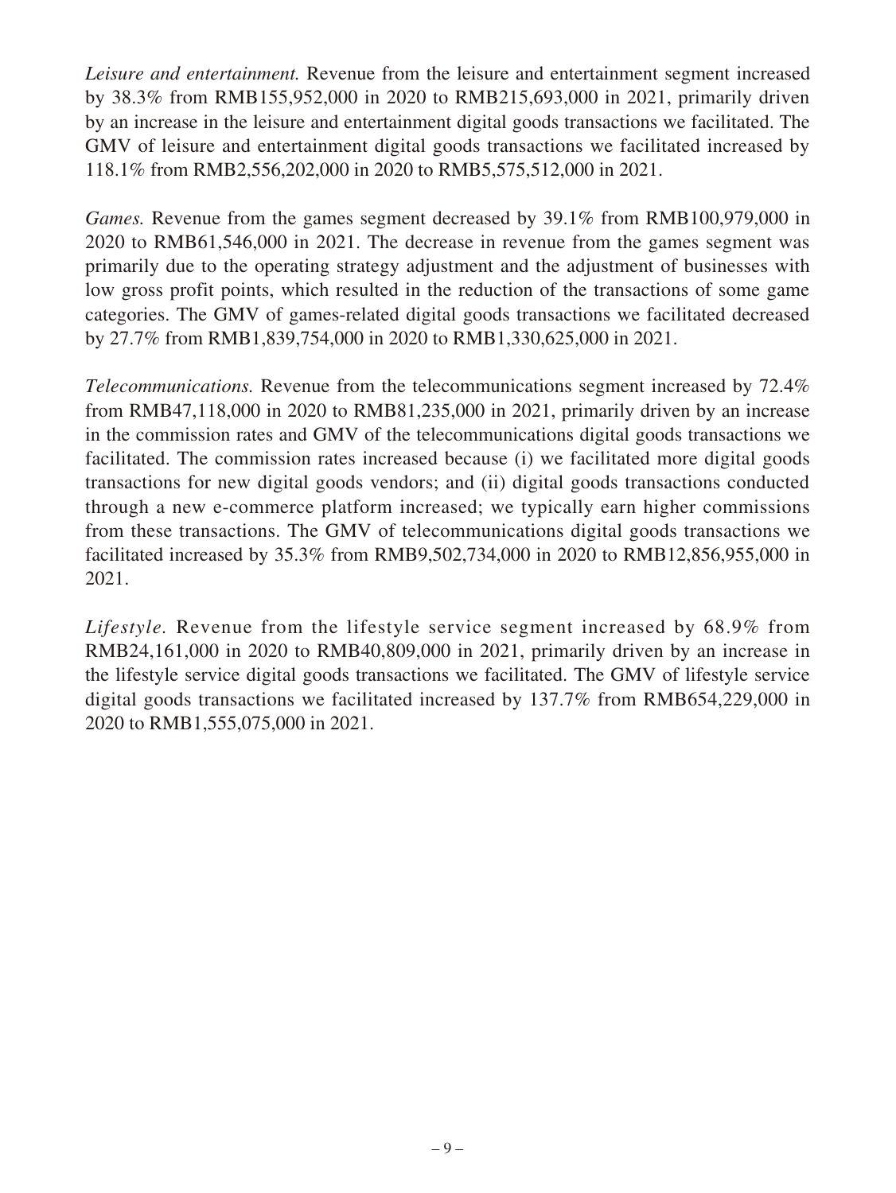*Leisure and entertainment.* Revenue from the leisure and entertainment segment increased by 38.3% from RMB155,952,000 in 2020 to RMB215,693,000 in 2021, primarily driven by an increase in the leisure and entertainment digital goods transactions we facilitated. The GMV of leisure and entertainment digital goods transactions we facilitated increased by 118.1% from RMB2,556,202,000 in 2020 to RMB5,575,512,000 in 2021.

*Games.* Revenue from the games segment decreased by 39.1% from RMB100,979,000 in 2020 to RMB61,546,000 in 2021. The decrease in revenue from the games segment was primarily due to the operating strategy adjustment and the adjustment of businesses with low gross profit points, which resulted in the reduction of the transactions of some game categories. The GMV of games-related digital goods transactions we facilitated decreased by 27.7% from RMB1,839,754,000 in 2020 to RMB1,330,625,000 in 2021.

*Telecommunications.* Revenue from the telecommunications segment increased by 72.4% from RMB47,118,000 in 2020 to RMB81,235,000 in 2021, primarily driven by an increase in the commission rates and GMV of the telecommunications digital goods transactions we facilitated. The commission rates increased because (i) we facilitated more digital goods transactions for new digital goods vendors; and (ii) digital goods transactions conducted through a new e-commerce platform increased; we typically earn higher commissions from these transactions. The GMV of telecommunications digital goods transactions we facilitated increased by 35.3% from RMB9,502,734,000 in 2020 to RMB12,856,955,000 in 2021.

*Lifestyle.* Revenue from the lifestyle service segment increased by 68.9% from RMB24,161,000 in 2020 to RMB40,809,000 in 2021, primarily driven by an increase in the lifestyle service digital goods transactions we facilitated. The GMV of lifestyle service digital goods transactions we facilitated increased by 137.7% from RMB654,229,000 in 2020 to RMB1,555,075,000 in 2021.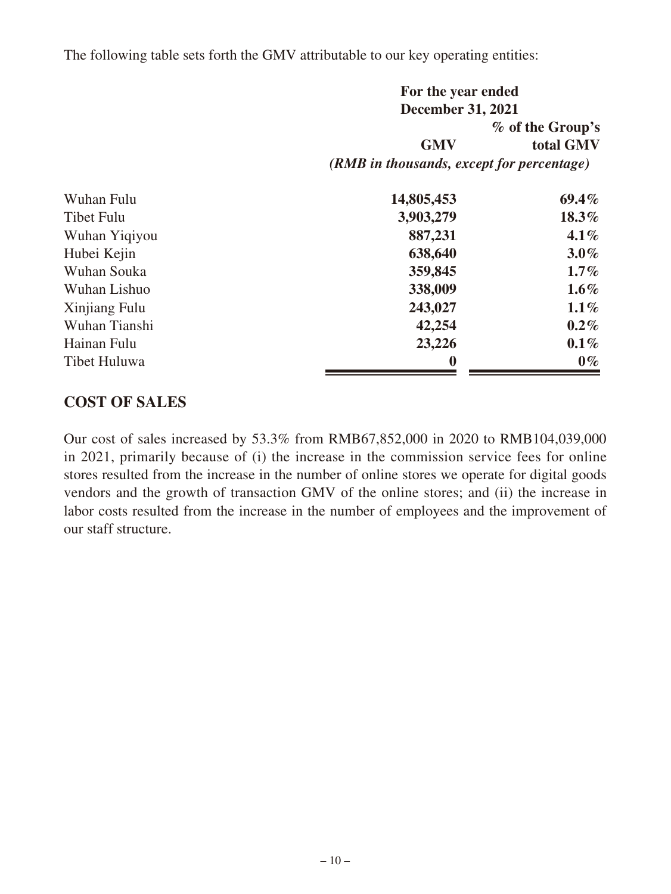The following table sets forth the GMV attributable to our key operating entities:

| | For the year ended December 31, 2021 | |
|---|---|---|
| | GMV | % of the Group's total GMV |
| | *(RMB in thousands, except for percentage)* | |
| Wuhan Fulu | **14,805,453** | **69.4%** |
| Tibet Fulu | **3,903,279** | **18.3%** |
| Wuhan Yiqiyou | **887,231** | **4.1%** |
| Hubei Kejin | **638,640** | **3.0%** |
| Wuhan Souka | **359,845** | **1.7%** |
| Wuhan Lishuo | **338,009** | **1.6%** |
| Xinjiang Fulu | **243,027** | **1.1%** |
| Wuhan Tianshi | **42,254** | **0.2%** |
| Hainan Fulu | **23,226** | **0.1%** |
| Tibet Huluwa | **0** | **0%** |

## COST OF SALES

Our cost of sales increased by 53.3% from RMB67,852,000 in 2020 to RMB104,039,000 in 2021, primarily because of (i) the increase in the commission service fees for online stores resulted from the increase in the number of online stores we operate for digital goods vendors and the growth of transaction GMV of the online stores; and (ii) the increase in labor costs resulted from the increase in the number of employees and the improvement of our staff structure.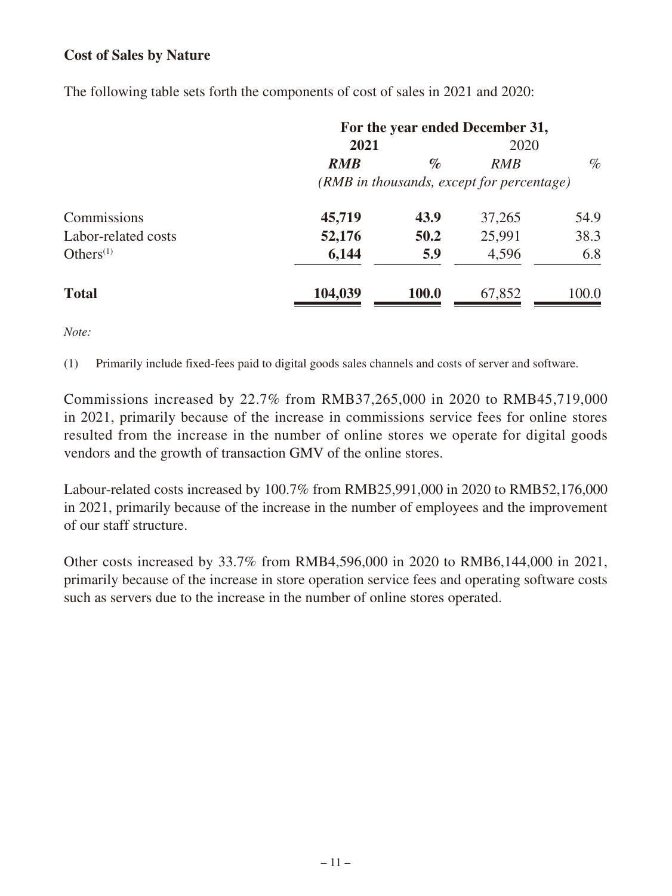### Cost of Sales by Nature

The following table sets forth the components of cost of sales in 2021 and 2020:

| | For the year ended December 31, | | | |
|---|---|---|---|---|
| | **2021** | | 2020 | |
| | ***RMB*** | ***%*** | *RMB* | *%* |
| | *(RMB in thousands, except for percentage)* | | | |
| Commissions | **45,719** | **43.9** | 37,265 | 54.9 |
| Labor-related costs | **52,176** | **50.2** | 25,991 | 38.3 |
| Others[(1)] | **6,144** | **5.9** | 4,596 | 6.8 |
| **Total** | **104,039** | **100.0** | 67,852 | 100.0 |

*Note:*

(1) Primarily include fixed-fees paid to digital goods sales channels and costs of server and software.

Commissions increased by 22.7% from RMB37,265,000 in 2020 to RMB45,719,000 in 2021, primarily because of the increase in commissions service fees for online stores resulted from the increase in the number of online stores we operate for digital goods vendors and the growth of transaction GMV of the online stores.

Labour-related costs increased by 100.7% from RMB25,991,000 in 2020 to RMB52,176,000 in 2021, primarily because of the increase in the number of employees and the improvement of our staff structure.

Other costs increased by 33.7% from RMB4,596,000 in 2020 to RMB6,144,000 in 2021, primarily because of the increase in store operation service fees and operating software costs such as servers due to the increase in the number of online stores operated.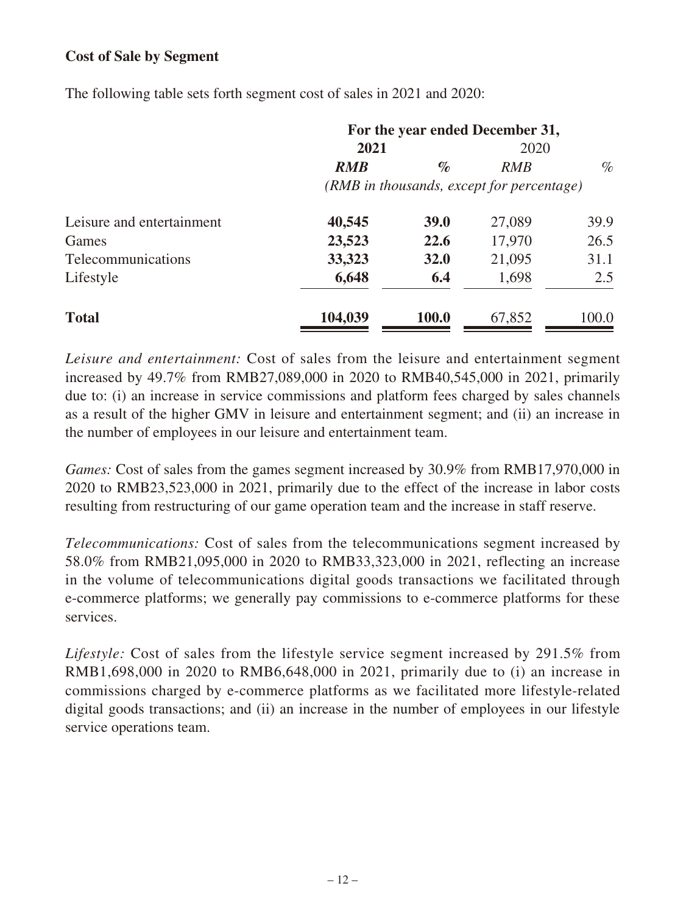### Cost of Sale by Segment

The following table sets forth segment cost of sales in 2021 and 2020:

| | For the year ended December 31, | | | |
|---|---|---|---|---|
| | **2021** | | 2020 | |
| | ***RMB*** | ***%*** | *RMB* | *%* |
| | *(RMB in thousands, except for percentage)* | | | |
| Leisure and entertainment | **40,545** | **39.0** | 27,089 | 39.9 |
| Games | **23,523** | **22.6** | 17,970 | 26.5 |
| Telecommunications | **33,323** | **32.0** | 21,095 | 31.1 |
| Lifestyle | **6,648** | **6.4** | 1,698 | 2.5 |
| **Total** | **104,039** | **100.0** | 67,852 | 100.0 |

*Leisure and entertainment:* Cost of sales from the leisure and entertainment segment increased by 49.7% from RMB27,089,000 in 2020 to RMB40,545,000 in 2021, primarily due to: (i) an increase in service commissions and platform fees charged by sales channels as a result of the higher GMV in leisure and entertainment segment; and (ii) an increase in the number of employees in our leisure and entertainment team.

*Games:* Cost of sales from the games segment increased by 30.9% from RMB17,970,000 in 2020 to RMB23,523,000 in 2021, primarily due to the effect of the increase in labor costs resulting from restructuring of our game operation team and the increase in staff reserve.

*Telecommunications:* Cost of sales from the telecommunications segment increased by 58.0% from RMB21,095,000 in 2020 to RMB33,323,000 in 2021, reflecting an increase in the volume of telecommunications digital goods transactions we facilitated through e-commerce platforms; we generally pay commissions to e-commerce platforms for these services.

*Lifestyle:* Cost of sales from the lifestyle service segment increased by 291.5% from RMB1,698,000 in 2020 to RMB6,648,000 in 2021, primarily due to (i) an increase in commissions charged by e-commerce platforms as we facilitated more lifestyle-related digital goods transactions; and (ii) an increase in the number of employees in our lifestyle service operations team.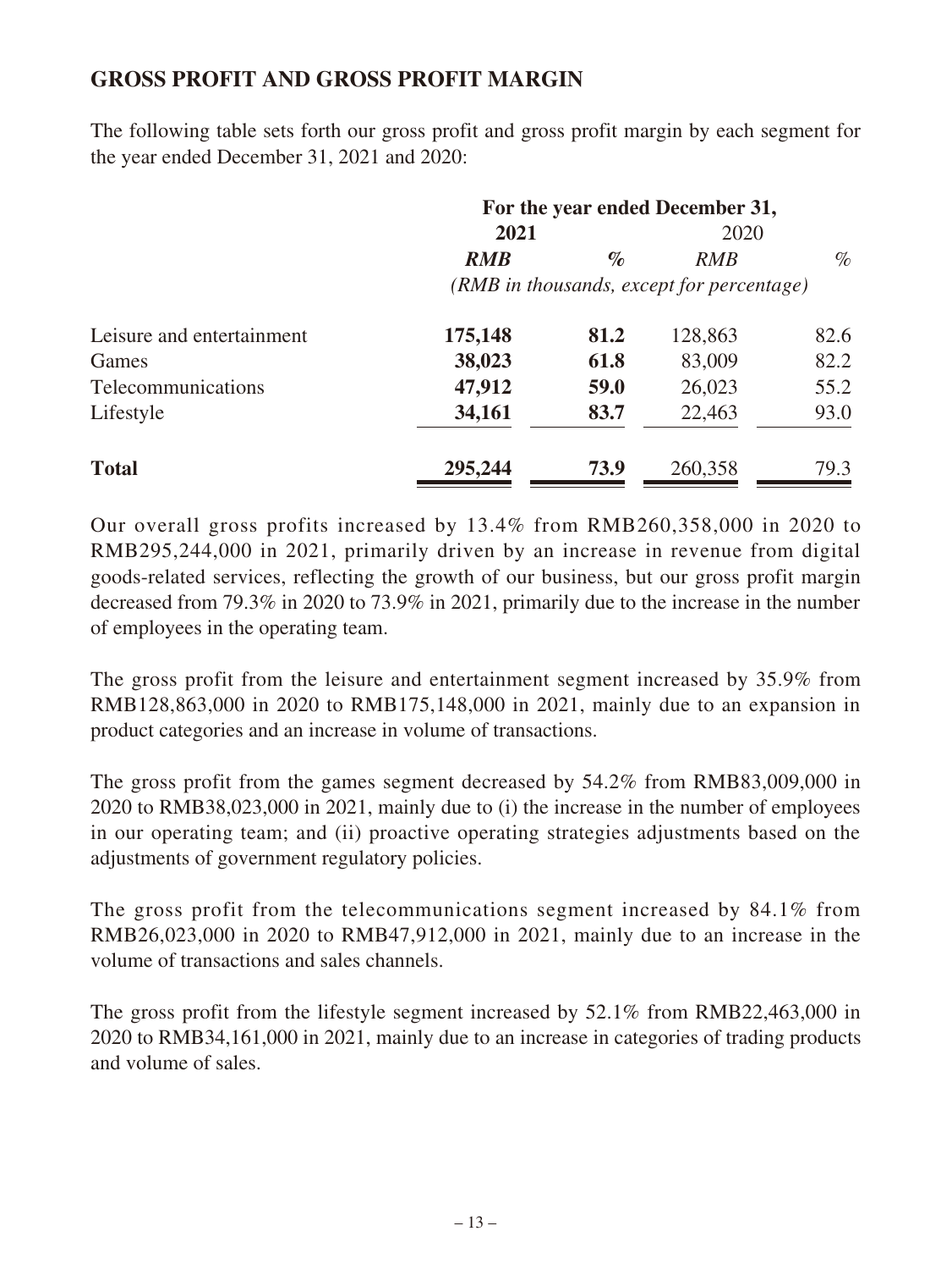## GROSS PROFIT AND GROSS PROFIT MARGIN

The following table sets forth our gross profit and gross profit margin by each segment for the year ended December 31, 2021 and 2020:

| | For the year ended December 31, | | | |
|---|---|---|---|---|
| | **2021** | | 2020 | |
| | ***RMB*** | ***%*** | *RMB* | *%* |
| | *(RMB in thousands, except for percentage)* | | | |
| Leisure and entertainment | **175,148** | **81.2** | 128,863 | 82.6 |
| Games | **38,023** | **61.8** | 83,009 | 82.2 |
| Telecommunications | **47,912** | **59.0** | 26,023 | 55.2 |
| Lifestyle | **34,161** | **83.7** | 22,463 | 93.0 |
| **Total** | **295,244** | **73.9** | 260,358 | 79.3 |

Our overall gross profits increased by 13.4% from RMB260,358,000 in 2020 to RMB295,244,000 in 2021, primarily driven by an increase in revenue from digital goods-related services, reflecting the growth of our business, but our gross profit margin decreased from 79.3% in 2020 to 73.9% in 2021, primarily due to the increase in the number of employees in the operating team.

The gross profit from the leisure and entertainment segment increased by 35.9% from RMB128,863,000 in 2020 to RMB175,148,000 in 2021, mainly due to an expansion in product categories and an increase in volume of transactions.

The gross profit from the games segment decreased by 54.2% from RMB83,009,000 in 2020 to RMB38,023,000 in 2021, mainly due to (i) the increase in the number of employees in our operating team; and (ii) proactive operating strategies adjustments based on the adjustments of government regulatory policies.

The gross profit from the telecommunications segment increased by 84.1% from RMB26,023,000 in 2020 to RMB47,912,000 in 2021, mainly due to an increase in the volume of transactions and sales channels.

The gross profit from the lifestyle segment increased by 52.1% from RMB22,463,000 in 2020 to RMB34,161,000 in 2021, mainly due to an increase in categories of trading products and volume of sales.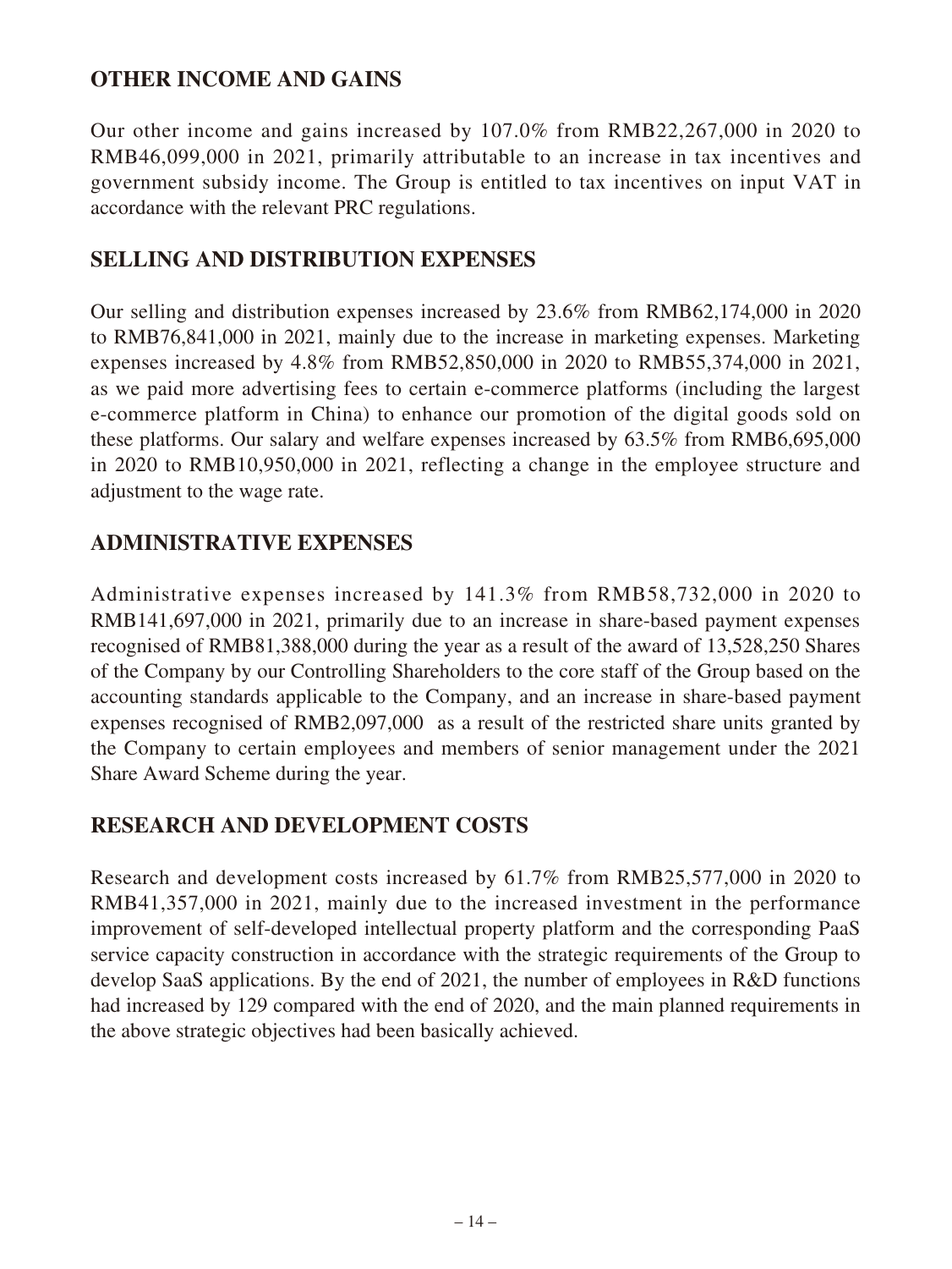## OTHER INCOME AND GAINS

Our other income and gains increased by 107.0% from RMB22,267,000 in 2020 to RMB46,099,000 in 2021, primarily attributable to an increase in tax incentives and government subsidy income. The Group is entitled to tax incentives on input VAT in accordance with the relevant PRC regulations.

## SELLING AND DISTRIBUTION EXPENSES

Our selling and distribution expenses increased by 23.6% from RMB62,174,000 in 2020 to RMB76,841,000 in 2021, mainly due to the increase in marketing expenses. Marketing expenses increased by 4.8% from RMB52,850,000 in 2020 to RMB55,374,000 in 2021, as we paid more advertising fees to certain e-commerce platforms (including the largest e-commerce platform in China) to enhance our promotion of the digital goods sold on these platforms. Our salary and welfare expenses increased by 63.5% from RMB6,695,000 in 2020 to RMB10,950,000 in 2021, reflecting a change in the employee structure and adjustment to the wage rate.

## ADMINISTRATIVE EXPENSES

Administrative expenses increased by 141.3% from RMB58,732,000 in 2020 to RMB141,697,000 in 2021, primarily due to an increase in share-based payment expenses recognised of RMB81,388,000 during the year as a result of the award of 13,528,250 Shares of the Company by our Controlling Shareholders to the core staff of the Group based on the accounting standards applicable to the Company, and an increase in share-based payment expenses recognised of RMB2,097,000 as a result of the restricted share units granted by the Company to certain employees and members of senior management under the 2021 Share Award Scheme during the year.

## RESEARCH AND DEVELOPMENT COSTS

Research and development costs increased by 61.7% from RMB25,577,000 in 2020 to RMB41,357,000 in 2021, mainly due to the increased investment in the performance improvement of self-developed intellectual property platform and the corresponding PaaS service capacity construction in accordance with the strategic requirements of the Group to develop SaaS applications. By the end of 2021, the number of employees in R&D functions had increased by 129 compared with the end of 2020, and the main planned requirements in the above strategic objectives had been basically achieved.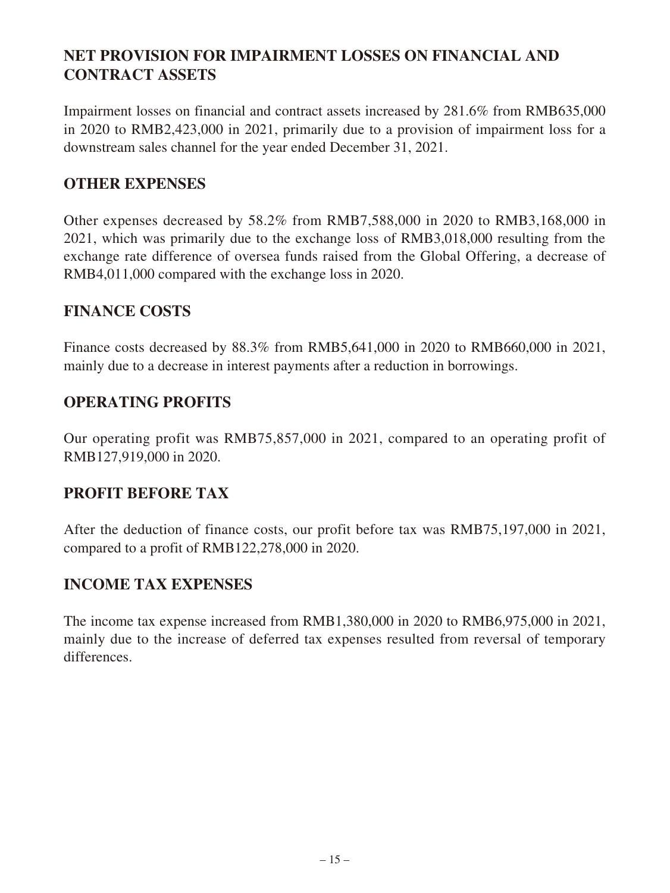## NET PROVISION FOR IMPAIRMENT LOSSES ON FINANCIAL AND CONTRACT ASSETS

Impairment losses on financial and contract assets increased by 281.6% from RMB635,000 in 2020 to RMB2,423,000 in 2021, primarily due to a provision of impairment loss for a downstream sales channel for the year ended December 31, 2021.

## OTHER EXPENSES

Other expenses decreased by 58.2% from RMB7,588,000 in 2020 to RMB3,168,000 in 2021, which was primarily due to the exchange loss of RMB3,018,000 resulting from the exchange rate difference of oversea funds raised from the Global Offering, a decrease of RMB4,011,000 compared with the exchange loss in 2020.

## FINANCE COSTS

Finance costs decreased by 88.3% from RMB5,641,000 in 2020 to RMB660,000 in 2021, mainly due to a decrease in interest payments after a reduction in borrowings.

## OPERATING PROFITS

Our operating profit was RMB75,857,000 in 2021, compared to an operating profit of RMB127,919,000 in 2020.

## PROFIT BEFORE TAX

After the deduction of finance costs, our profit before tax was RMB75,197,000 in 2021, compared to a profit of RMB122,278,000 in 2020.

## INCOME TAX EXPENSES

The income tax expense increased from RMB1,380,000 in 2020 to RMB6,975,000 in 2021, mainly due to the increase of deferred tax expenses resulted from reversal of temporary differences.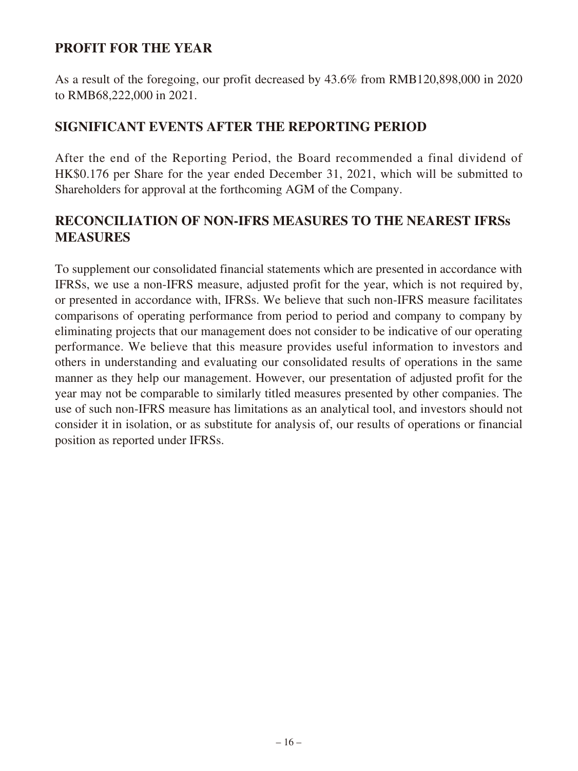## PROFIT FOR THE YEAR

As a result of the foregoing, our profit decreased by 43.6% from RMB120,898,000 in 2020 to RMB68,222,000 in 2021.

## SIGNIFICANT EVENTS AFTER THE REPORTING PERIOD

After the end of the Reporting Period, the Board recommended a final dividend of HK$0.176 per Share for the year ended December 31, 2021, which will be submitted to Shareholders for approval at the forthcoming AGM of the Company.

## RECONCILIATION OF NON-IFRS MEASURES TO THE NEAREST IFRSs MEASURES

To supplement our consolidated financial statements which are presented in accordance with IFRSs, we use a non-IFRS measure, adjusted profit for the year, which is not required by, or presented in accordance with, IFRSs. We believe that such non-IFRS measure facilitates comparisons of operating performance from period to period and company to company by eliminating projects that our management does not consider to be indicative of our operating performance. We believe that this measure provides useful information to investors and others in understanding and evaluating our consolidated results of operations in the same manner as they help our management. However, our presentation of adjusted profit for the year may not be comparable to similarly titled measures presented by other companies. The use of such non-IFRS measure has limitations as an analytical tool, and investors should not consider it in isolation, or as substitute for analysis of, our results of operations or financial position as reported under IFRSs.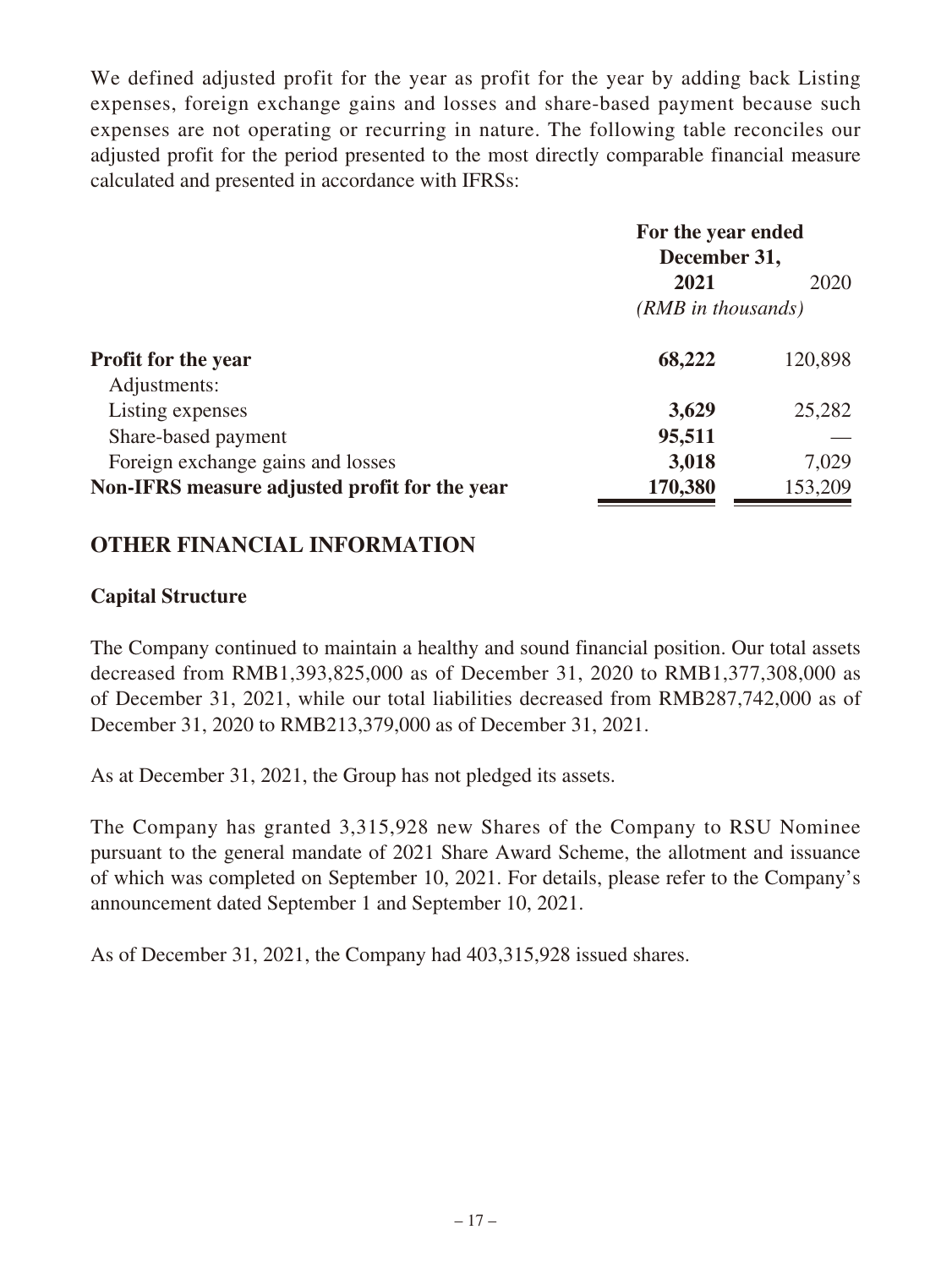We defined adjusted profit for the year as profit for the year by adding back Listing expenses, foreign exchange gains and losses and share-based payment because such expenses are not operating or recurring in nature. The following table reconciles our adjusted profit for the period presented to the most directly comparable financial measure calculated and presented in accordance with IFRSs:

| | For the year ended December 31, | |
|---|---|---|
| | **2021** | 2020 |
| | *(RMB in thousands)* | |
| **Profit for the year** | **68,222** | 120,898 |
| Adjustments: | | |
| Listing expenses | **3,629** | 25,282 |
| Share-based payment | **95,511** | — |
| Foreign exchange gains and losses | **3,018** | 7,029 |
| **Non-IFRS measure adjusted profit for the year** | **170,380** | 153,209 |

## OTHER FINANCIAL INFORMATION

### Capital Structure

The Company continued to maintain a healthy and sound financial position. Our total assets decreased from RMB1,393,825,000 as of December 31, 2020 to RMB1,377,308,000 as of December 31, 2021, while our total liabilities decreased from RMB287,742,000 as of December 31, 2020 to RMB213,379,000 as of December 31, 2021.

As at December 31, 2021, the Group has not pledged its assets.

The Company has granted 3,315,928 new Shares of the Company to RSU Nominee pursuant to the general mandate of 2021 Share Award Scheme, the allotment and issuance of which was completed on September 10, 2021. For details, please refer to the Company's announcement dated September 1 and September 10, 2021.

As of December 31, 2021, the Company had 403,315,928 issued shares.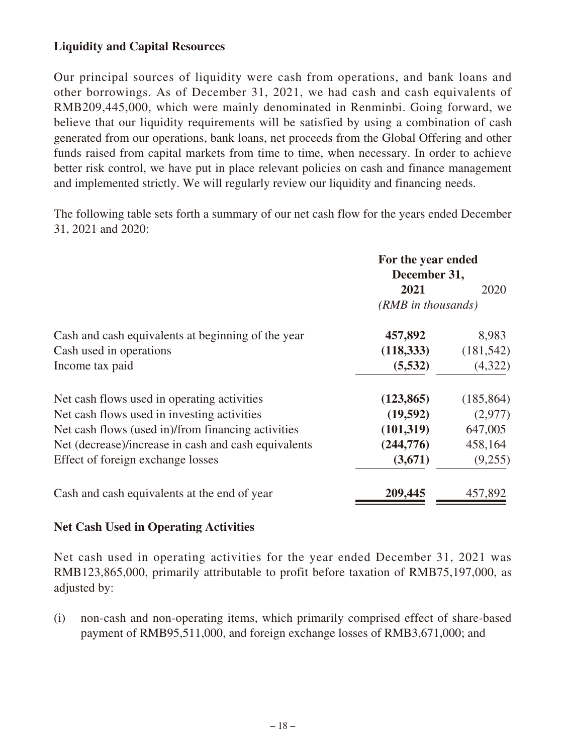### Liquidity and Capital Resources

Our principal sources of liquidity were cash from operations, and bank loans and other borrowings. As of December 31, 2021, we had cash and cash equivalents of RMB209,445,000, which were mainly denominated in Renminbi. Going forward, we believe that our liquidity requirements will be satisfied by using a combination of cash generated from our operations, bank loans, net proceeds from the Global Offering and other funds raised from capital markets from time to time, when necessary. In order to achieve better risk control, we have put in place relevant policies on cash and finance management and implemented strictly. We will regularly review our liquidity and financing needs.

The following table sets forth a summary of our net cash flow for the years ended December 31, 2021 and 2020:

| | For the year ended December 31, | |
|---|---|---|
| | **2021** | 2020 |
| | *(RMB in thousands)* | |
| Cash and cash equivalents at beginning of the year | **457,892** | 8,983 |
| Cash used in operations | **(118,333)** | (181,542) |
| Income tax paid | **(5,532)** | (4,322) |
| Net cash flows used in operating activities | **(123,865)** | (185,864) |
| Net cash flows used in investing activities | **(19,592)** | (2,977) |
| Net cash flows (used in)/from financing activities | **(101,319)** | 647,005 |
| Net (decrease)/increase in cash and cash equivalents | **(244,776)** | 458,164 |
| Effect of foreign exchange losses | **(3,671)** | (9,255) |
| Cash and cash equivalents at the end of year | **209,445** | 457,892 |

### Net Cash Used in Operating Activities

Net cash used in operating activities for the year ended December 31, 2021 was RMB123,865,000, primarily attributable to profit before taxation of RMB75,197,000, as adjusted by:

(i) non-cash and non-operating items, which primarily comprised effect of share-based payment of RMB95,511,000, and foreign exchange losses of RMB3,671,000; and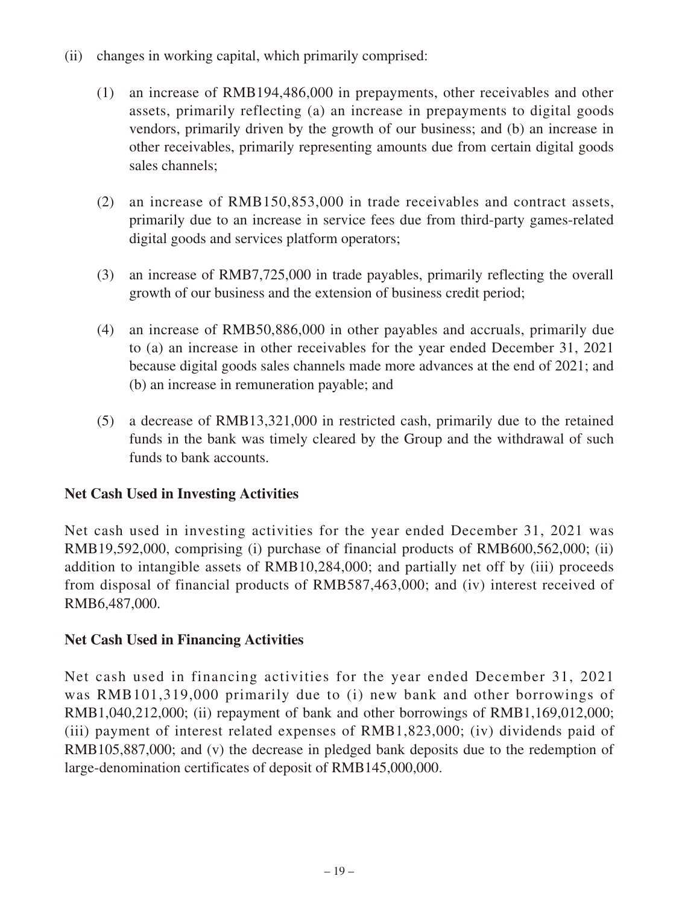(ii) changes in working capital, which primarily comprised:

   (1) an increase of RMB194,486,000 in prepayments, other receivables and other assets, primarily reflecting (a) an increase in prepayments to digital goods vendors, primarily driven by the growth of our business; and (b) an increase in other receivables, primarily representing amounts due from certain digital goods sales channels;

   (2) an increase of RMB150,853,000 in trade receivables and contract assets, primarily due to an increase in service fees due from third-party games-related digital goods and services platform operators;

   (3) an increase of RMB7,725,000 in trade payables, primarily reflecting the overall growth of our business and the extension of business credit period;

   (4) an increase of RMB50,886,000 in other payables and accruals, primarily due to (a) an increase in other receivables for the year ended December 31, 2021 because digital goods sales channels made more advances at the end of 2021; and (b) an increase in remuneration payable; and

   (5) a decrease of RMB13,321,000 in restricted cash, primarily due to the retained funds in the bank was timely cleared by the Group and the withdrawal of such funds to bank accounts.

**Net Cash Used in Investing Activities**

Net cash used in investing activities for the year ended December 31, 2021 was RMB19,592,000, comprising (i) purchase of financial products of RMB600,562,000; (ii) addition to intangible assets of RMB10,284,000; and partially net off by (iii) proceeds from disposal of financial products of RMB587,463,000; and (iv) interest received of RMB6,487,000.

**Net Cash Used in Financing Activities**

Net cash used in financing activities for the year ended December 31, 2021 was RMB101,319,000 primarily due to (i) new bank and other borrowings of RMB1,040,212,000; (ii) repayment of bank and other borrowings of RMB1,169,012,000; (iii) payment of interest related expenses of RMB1,823,000; (iv) dividends paid of RMB105,887,000; and (v) the decrease in pledged bank deposits due to the redemption of large-denomination certificates of deposit of RMB145,000,000.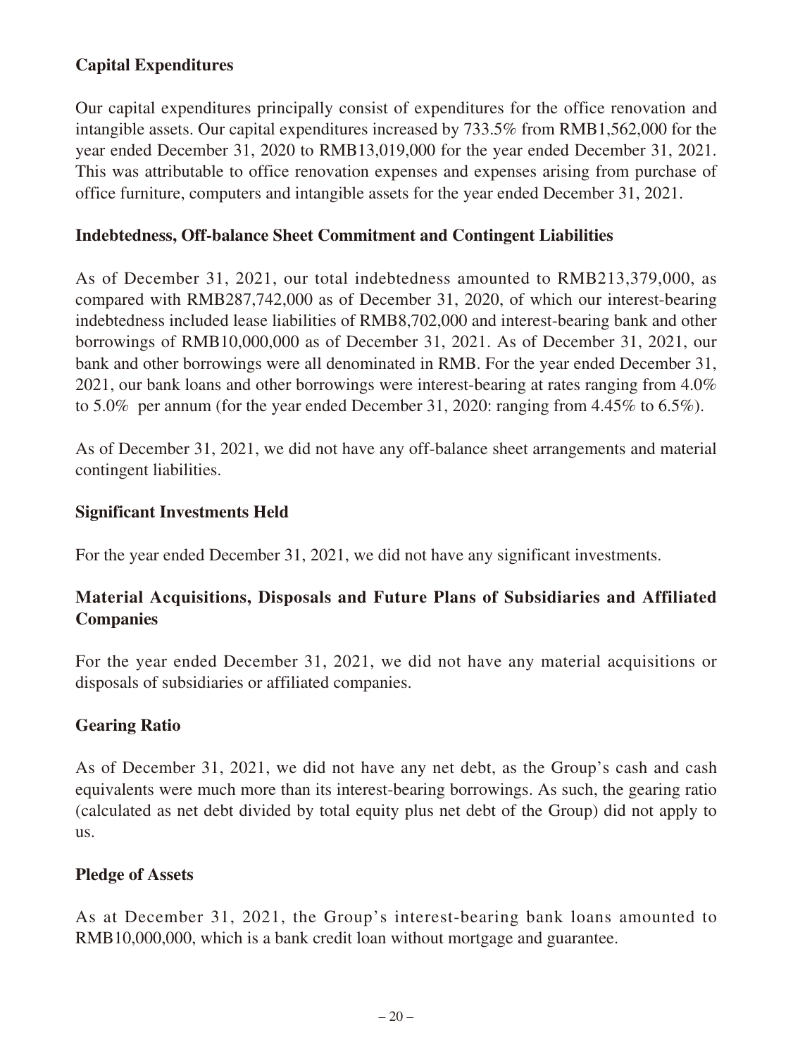### Capital Expenditures

Our capital expenditures principally consist of expenditures for the office renovation and intangible assets. Our capital expenditures increased by 733.5% from RMB1,562,000 for the year ended December 31, 2020 to RMB13,019,000 for the year ended December 31, 2021. This was attributable to office renovation expenses and expenses arising from purchase of office furniture, computers and intangible assets for the year ended December 31, 2021.

### Indebtedness, Off-balance Sheet Commitment and Contingent Liabilities

As of December 31, 2021, our total indebtedness amounted to RMB213,379,000, as compared with RMB287,742,000 as of December 31, 2020, of which our interest-bearing indebtedness included lease liabilities of RMB8,702,000 and interest-bearing bank and other borrowings of RMB10,000,000 as of December 31, 2021. As of December 31, 2021, our bank and other borrowings were all denominated in RMB. For the year ended December 31, 2021, our bank loans and other borrowings were interest-bearing at rates ranging from 4.0% to 5.0% per annum (for the year ended December 31, 2020: ranging from 4.45% to 6.5%).

As of December 31, 2021, we did not have any off-balance sheet arrangements and material contingent liabilities.

### Significant Investments Held

For the year ended December 31, 2021, we did not have any significant investments.

### Material Acquisitions, Disposals and Future Plans of Subsidiaries and Affiliated Companies

For the year ended December 31, 2021, we did not have any material acquisitions or disposals of subsidiaries or affiliated companies.

### Gearing Ratio

As of December 31, 2021, we did not have any net debt, as the Group's cash and cash equivalents were much more than its interest-bearing borrowings. As such, the gearing ratio (calculated as net debt divided by total equity plus net debt of the Group) did not apply to us.

### Pledge of Assets

As at December 31, 2021, the Group's interest-bearing bank loans amounted to RMB10,000,000, which is a bank credit loan without mortgage and guarantee.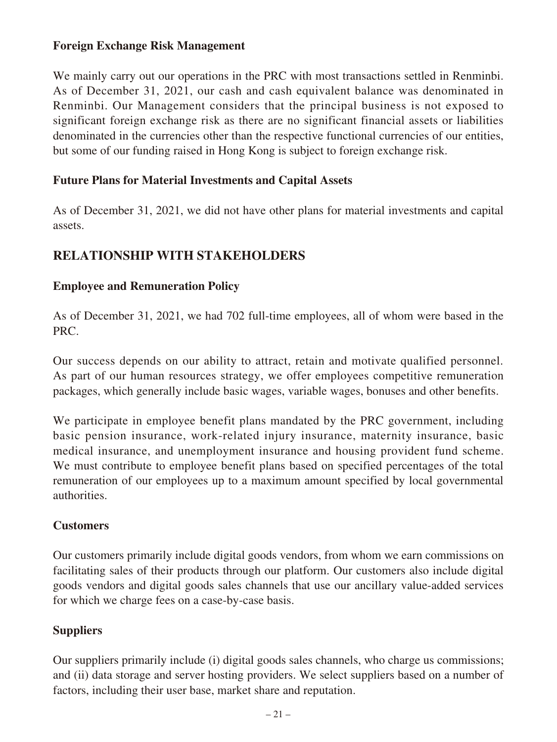### Foreign Exchange Risk Management

We mainly carry out our operations in the PRC with most transactions settled in Renminbi. As of December 31, 2021, our cash and cash equivalent balance was denominated in Renminbi. Our Management considers that the principal business is not exposed to significant foreign exchange risk as there are no significant financial assets or liabilities denominated in the currencies other than the respective functional currencies of our entities, but some of our funding raised in Hong Kong is subject to foreign exchange risk.

### Future Plans for Material Investments and Capital Assets

As of December 31, 2021, we did not have other plans for material investments and capital assets.

## RELATIONSHIP WITH STAKEHOLDERS

### Employee and Remuneration Policy

As of December 31, 2021, we had 702 full-time employees, all of whom were based in the PRC.

Our success depends on our ability to attract, retain and motivate qualified personnel. As part of our human resources strategy, we offer employees competitive remuneration packages, which generally include basic wages, variable wages, bonuses and other benefits.

We participate in employee benefit plans mandated by the PRC government, including basic pension insurance, work-related injury insurance, maternity insurance, basic medical insurance, and unemployment insurance and housing provident fund scheme. We must contribute to employee benefit plans based on specified percentages of the total remuneration of our employees up to a maximum amount specified by local governmental authorities.

### Customers

Our customers primarily include digital goods vendors, from whom we earn commissions on facilitating sales of their products through our platform. Our customers also include digital goods vendors and digital goods sales channels that use our ancillary value-added services for which we charge fees on a case-by-case basis.

### Suppliers

Our suppliers primarily include (i) digital goods sales channels, who charge us commissions; and (ii) data storage and server hosting providers. We select suppliers based on a number of factors, including their user base, market share and reputation.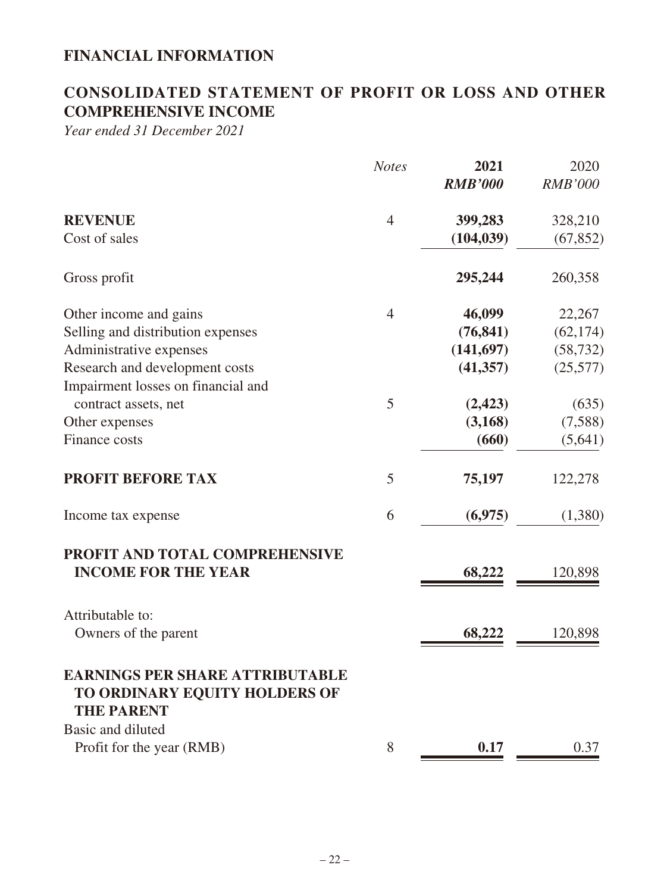# FINANCIAL INFORMATION

## CONSOLIDATED STATEMENT OF PROFIT OR LOSS AND OTHER COMPREHENSIVE INCOME

*Year ended 31 December 2021*

| | *Notes* | **2021** *RMB'000* | 2020 *RMB'000* |
|---|---|---|---|
| **REVENUE** | 4 | **399,283** | 328,210 |
| Cost of sales | | **(104,039)** | (67,852) |
| Gross profit | | **295,244** | 260,358 |
| Other income and gains | 4 | **46,099** | 22,267 |
| Selling and distribution expenses | | **(76,841)** | (62,174) |
| Administrative expenses | | **(141,697)** | (58,732) |
| Research and development costs | | **(41,357)** | (25,577) |
| Impairment losses on financial and contract assets, net | 5 | **(2,423)** | (635) |
| Other expenses | | **(3,168)** | (7,588) |
| Finance costs | | **(660)** | (5,641) |
| **PROFIT BEFORE TAX** | 5 | **75,197** | 122,278 |
| Income tax expense | 6 | **(6,975)** | (1,380) |
| **PROFIT AND TOTAL COMPREHENSIVE INCOME FOR THE YEAR** | | **68,222** | 120,898 |
| Attributable to: | | | |
| Owners of the parent | | **68,222** | 120,898 |
| **EARNINGS PER SHARE ATTRIBUTABLE TO ORDINARY EQUITY HOLDERS OF THE PARENT** | | | |
| Basic and diluted | | | |
| Profit for the year (RMB) | 8 | **0.17** | 0.37 |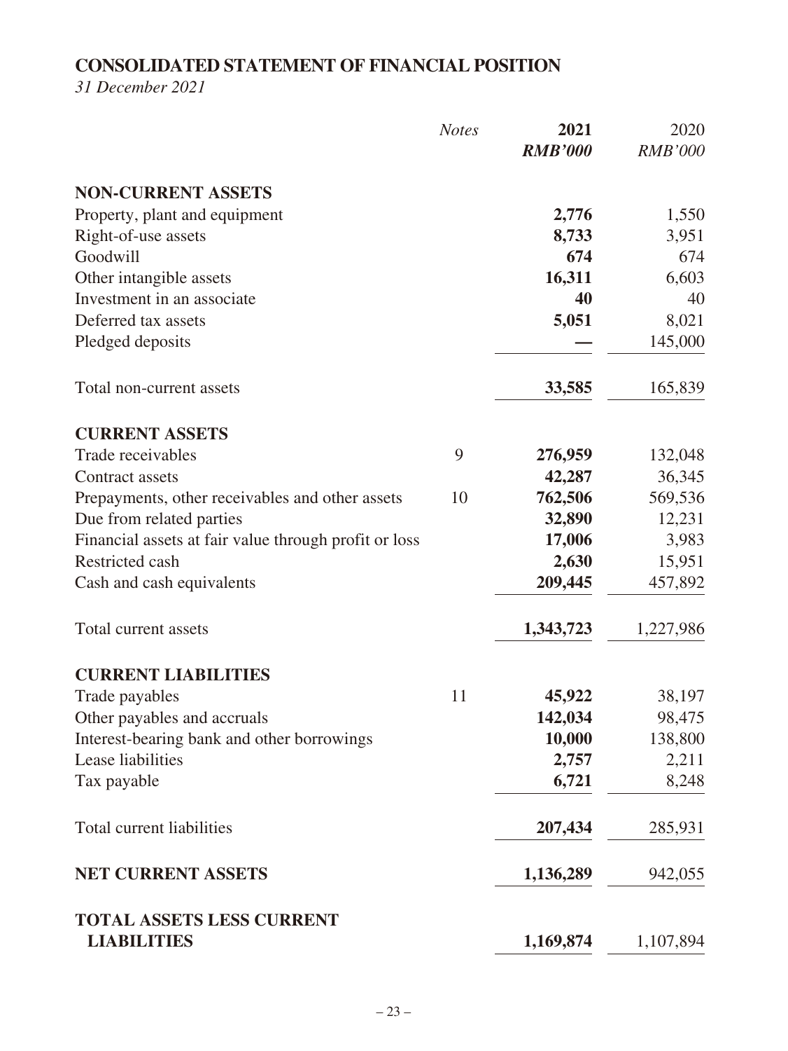## CONSOLIDATED STATEMENT OF FINANCIAL POSITION

*31 December 2021*

| | *Notes* | **2021** | 2020 |
|---|---|---|---|
| | | ***RMB'000*** | *RMB'000* |
| **NON-CURRENT ASSETS** | | | |
| Property, plant and equipment | | **2,776** | 1,550 |
| Right-of-use assets | | **8,733** | 3,951 |
| Goodwill | | **674** | 674 |
| Other intangible assets | | **16,311** | 6,603 |
| Investment in an associate | | **40** | 40 |
| Deferred tax assets | | **5,051** | 8,021 |
| Pledged deposits | | **—** | 145,000 |
| Total non-current assets | | **33,585** | 165,839 |
| **CURRENT ASSETS** | | | |
| Trade receivables | 9 | **276,959** | 132,048 |
| Contract assets | | **42,287** | 36,345 |
| Prepayments, other receivables and other assets | 10 | **762,506** | 569,536 |
| Due from related parties | | **32,890** | 12,231 |
| Financial assets at fair value through profit or loss | | **17,006** | 3,983 |
| Restricted cash | | **2,630** | 15,951 |
| Cash and cash equivalents | | **209,445** | 457,892 |
| Total current assets | | **1,343,723** | 1,227,986 |
| **CURRENT LIABILITIES** | | | |
| Trade payables | 11 | **45,922** | 38,197 |
| Other payables and accruals | | **142,034** | 98,475 |
| Interest-bearing bank and other borrowings | | **10,000** | 138,800 |
| Lease liabilities | | **2,757** | 2,211 |
| Tax payable | | **6,721** | 8,248 |
| Total current liabilities | | **207,434** | 285,931 |
| **NET CURRENT ASSETS** | | **1,136,289** | 942,055 |
| **TOTAL ASSETS LESS CURRENT LIABILITIES** | | **1,169,874** | 1,107,894 |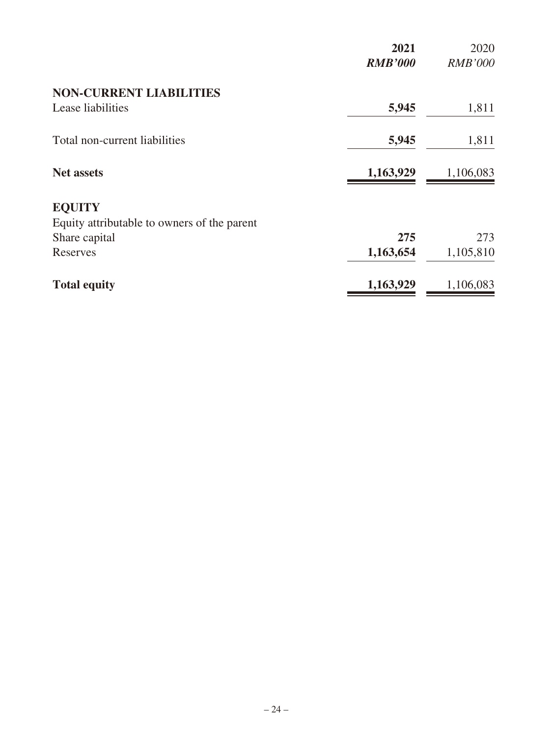| | **2021** | 2020 |
|---|---|---|
| | ***RMB'000*** | *RMB'000* |
| **NON-CURRENT LIABILITIES** | | |
| Lease liabilities | **5,945** | 1,811 |
| Total non-current liabilities | **5,945** | 1,811 |
| **Net assets** | **1,163,929** | 1,106,083 |
| **EQUITY** | | |
| Equity attributable to owners of the parent | | |
| Share capital | **275** | 273 |
| Reserves | **1,163,654** | 1,105,810 |
| **Total equity** | **1,163,929** | 1,106,083 |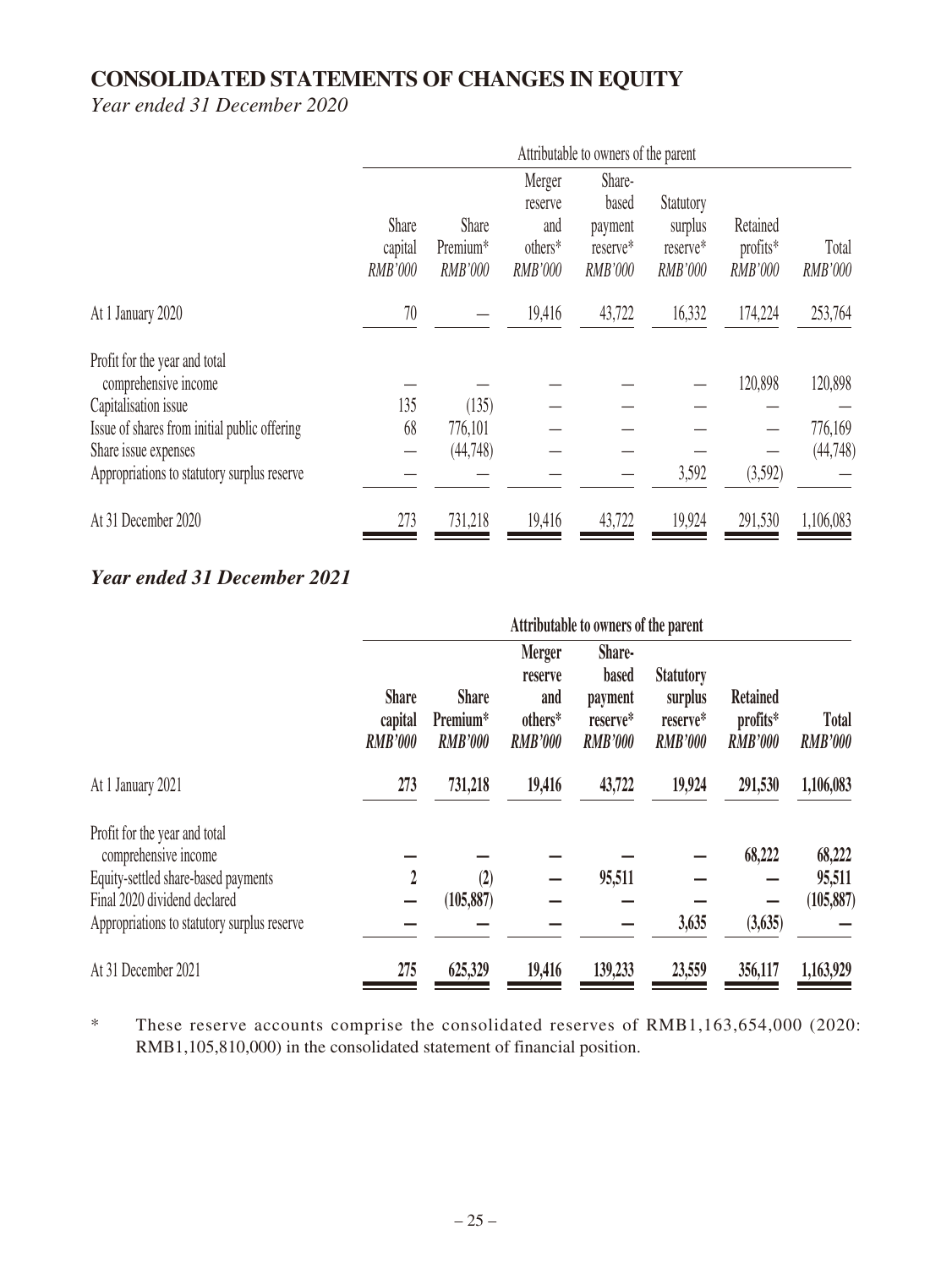# CONSOLIDATED STATEMENTS OF CHANGES IN EQUITY

*Year ended 31 December 2020*

| | Attributable to owners of the parent | | | | | | |
|---|---|---|---|---|---|---|---|
| | Share capital *RMB'000* | Share Premium* *RMB'000* | Merger reserve and others* *RMB'000* | Share-based payment reserve* *RMB'000* | Statutory surplus reserve* *RMB'000* | Retained profits* *RMB'000* | Total *RMB'000* |
| At 1 January 2020 | 70 | — | 19,416 | 43,722 | 16,332 | 174,224 | 253,764 |
| Profit for the year and total comprehensive income | — | — | — | — | — | 120,898 | 120,898 |
| Capitalisation issue | 135 | (135) | — | — | — | — | — |
| Issue of shares from initial public offering | 68 | 776,101 | — | — | — | — | 776,169 |
| Share issue expenses | — | (44,748) | — | — | — | — | (44,748) |
| Appropriations to statutory surplus reserve | — | — | — | — | 3,592 | (3,592) | — |
| At 31 December 2020 | 273 | 731,218 | 19,416 | 43,722 | 19,924 | 291,530 | 1,106,083 |

***Year ended 31 December 2021***

| | **Attributable to owners of the parent** | | | | | | |
|---|---|---|---|---|---|---|---|
| | **Share capital** ***RMB'000*** | **Share Premium*** ***RMB'000*** | **Merger reserve and others*** ***RMB'000*** | **Share-based payment reserve*** ***RMB'000*** | **Statutory surplus reserve*** ***RMB'000*** | **Retained profits*** ***RMB'000*** | **Total** ***RMB'000*** |
| At 1 January 2021 | **273** | **731,218** | **19,416** | **43,722** | **19,924** | **291,530** | **1,106,083** |
| Profit for the year and total comprehensive income | **—** | **—** | **—** | **—** | **—** | **68,222** | **68,222** |
| Equity-settled share-based payments | **2** | **(2)** | **—** | **95,511** | **—** | **—** | **95,511** |
| Final 2020 dividend declared | **—** | **(105,887)** | **—** | **—** | **—** | **—** | **(105,887)** |
| Appropriations to statutory surplus reserve | **—** | **—** | **—** | **—** | **3,635** | **(3,635)** | **—** |
| At 31 December 2021 | **275** | **625,329** | **19,416** | **139,233** | **23,559** | **356,117** | **1,163,929** |

\* These reserve accounts comprise the consolidated reserves of RMB1,163,654,000 (2020: RMB1,105,810,000) in the consolidated statement of financial position.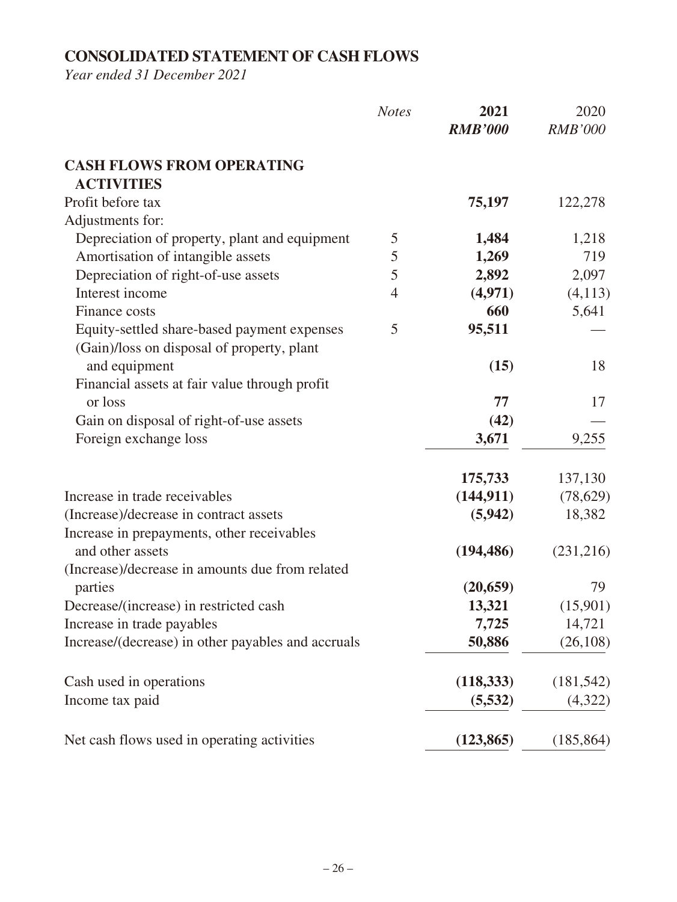## CONSOLIDATED STATEMENT OF CASH FLOWS

*Year ended 31 December 2021*

| | *Notes* | **2021** | 2020 |
|---|---|---|---|
| | | ***RMB'000*** | *RMB'000* |
| **CASH FLOWS FROM OPERATING ACTIVITIES** | | | |
| Profit before tax | | **75,197** | 122,278 |
| Adjustments for: | | | |
| Depreciation of property, plant and equipment | 5 | **1,484** | 1,218 |
| Amortisation of intangible assets | 5 | **1,269** | 719 |
| Depreciation of right-of-use assets | 5 | **2,892** | 2,097 |
| Interest income | 4 | **(4,971)** | (4,113) |
| Finance costs | | **660** | 5,641 |
| Equity-settled share-based payment expenses | 5 | **95,511** | — |
| (Gain)/loss on disposal of property, plant and equipment | | **(15)** | 18 |
| Financial assets at fair value through profit or loss | | **77** | 17 |
| Gain on disposal of right-of-use assets | | **(42)** | — |
| Foreign exchange loss | | **3,671** | 9,255 |
| | | **175,733** | 137,130 |
| Increase in trade receivables | | **(144,911)** | (78,629) |
| (Increase)/decrease in contract assets | | **(5,942)** | 18,382 |
| Increase in prepayments, other receivables and other assets | | **(194,486)** | (231,216) |
| (Increase)/decrease in amounts due from related parties | | **(20,659)** | 79 |
| Decrease/(increase) in restricted cash | | **13,321** | (15,901) |
| Increase in trade payables | | **7,725** | 14,721 |
| Increase/(decrease) in other payables and accruals | | **50,886** | (26,108) |
| Cash used in operations | | **(118,333)** | (181,542) |
| Income tax paid | | **(5,532)** | (4,322) |
| Net cash flows used in operating activities | | **(123,865)** | (185,864) |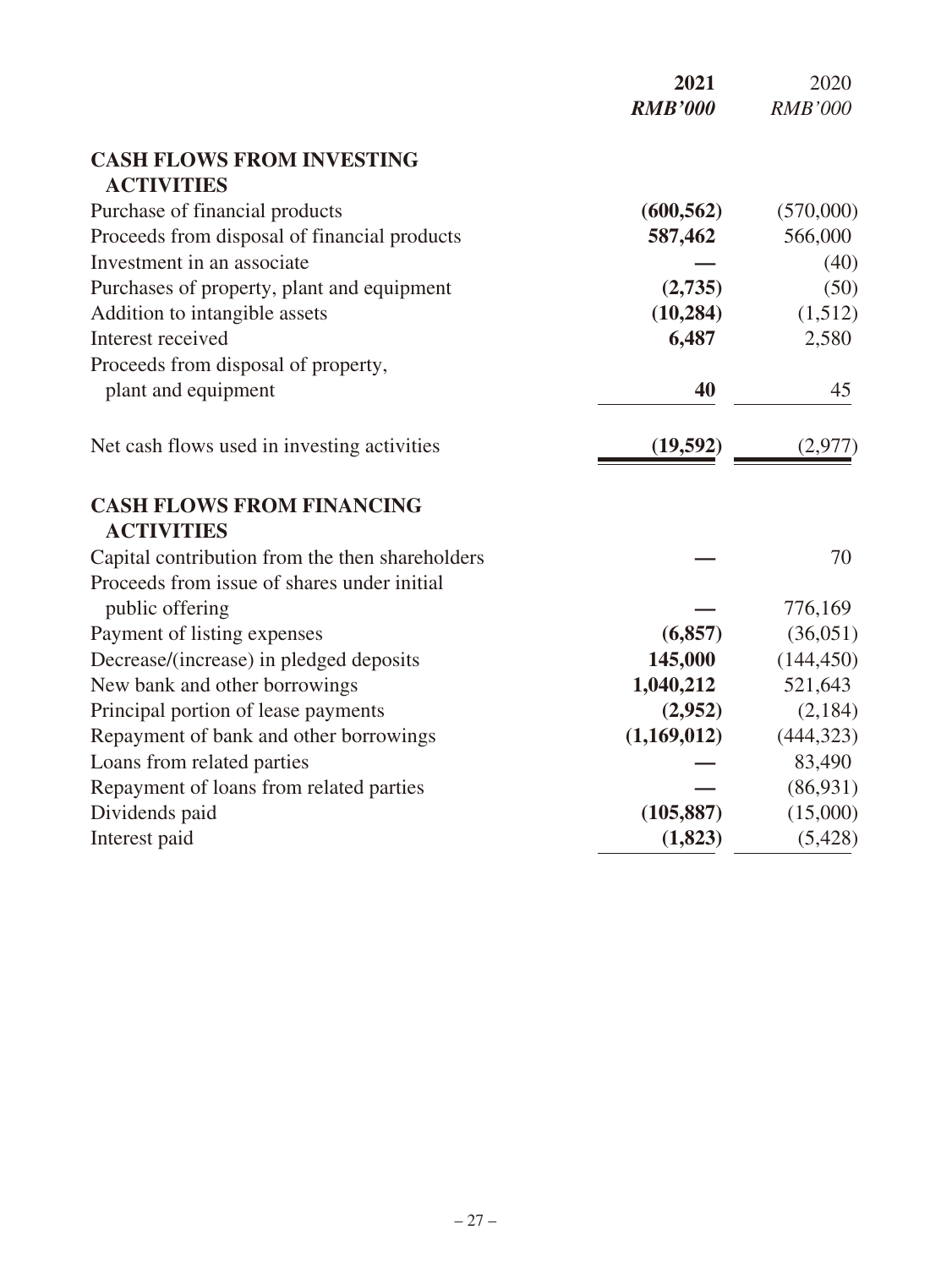| | **2021** | 2020 |
|---|---|---|
| | ***RMB'000*** | *RMB'000* |
| **CASH FLOWS FROM INVESTING ACTIVITIES** | | |
| Purchase of financial products | **(600,562)** | (570,000) |
| Proceeds from disposal of financial products | **587,462** | 566,000 |
| Investment in an associate | **—** | (40) |
| Purchases of property, plant and equipment | **(2,735)** | (50) |
| Addition to intangible assets | **(10,284)** | (1,512) |
| Interest received | **6,487** | 2,580 |
| Proceeds from disposal of property, plant and equipment | **40** | 45 |
| Net cash flows used in investing activities | **(19,592)** | (2,977) |
| **CASH FLOWS FROM FINANCING ACTIVITIES** | | |
| Capital contribution from the then shareholders | **—** | 70 |
| Proceeds from issue of shares under initial public offering | **—** | 776,169 |
| Payment of listing expenses | **(6,857)** | (36,051) |
| Decrease/(increase) in pledged deposits | **145,000** | (144,450) |
| New bank and other borrowings | **1,040,212** | 521,643 |
| Principal portion of lease payments | **(2,952)** | (2,184) |
| Repayment of bank and other borrowings | **(1,169,012)** | (444,323) |
| Loans from related parties | **—** | 83,490 |
| Repayment of loans from related parties | **—** | (86,931) |
| Dividends paid | **(105,887)** | (15,000) |
| Interest paid | **(1,823)** | (5,428) |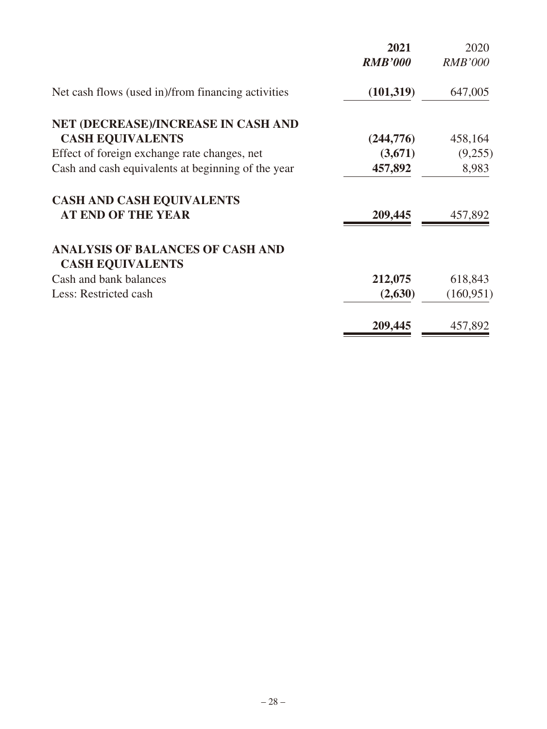| | 2021 | 2020 |
|---|---|---|
| | ***RMB'000*** | *RMB'000* |
| Net cash flows (used in)/from financing activities | **(101,319)** | 647,005 |
| **NET (DECREASE)/INCREASE IN CASH AND CASH EQUIVALENTS** | **(244,776)** | 458,164 |
| Effect of foreign exchange rate changes, net | **(3,671)** | (9,255) |
| Cash and cash equivalents at beginning of the year | **457,892** | 8,983 |
| **CASH AND CASH EQUIVALENTS AT END OF THE YEAR** | **209,445** | 457,892 |
| **ANALYSIS OF BALANCES OF CASH AND CASH EQUIVALENTS** | | |
| Cash and bank balances | **212,075** | 618,843 |
| Less: Restricted cash | **(2,630)** | (160,951) |
| | **209,445** | 457,892 |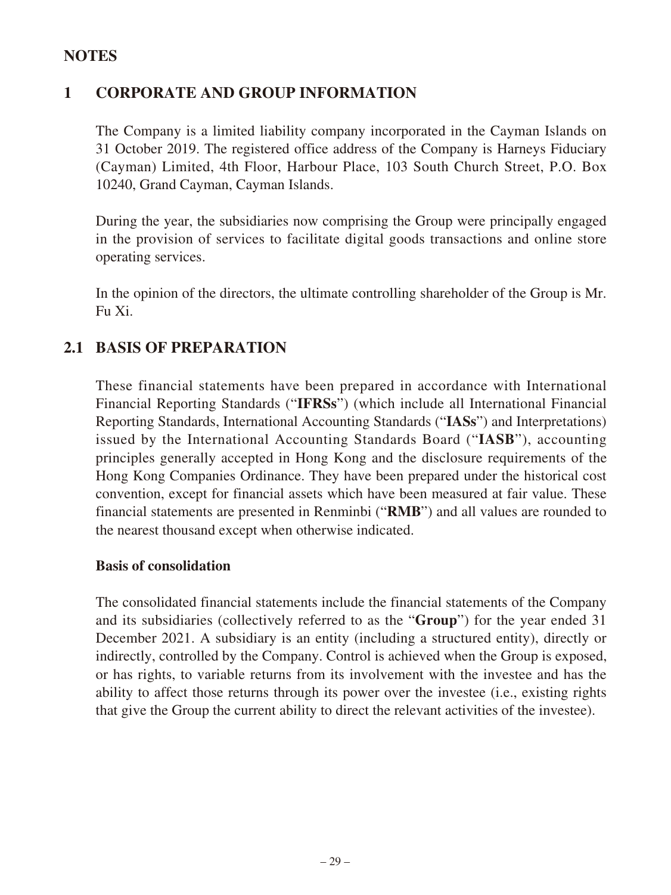## NOTES

### 1 CORPORATE AND GROUP INFORMATION

The Company is a limited liability company incorporated in the Cayman Islands on 31 October 2019. The registered office address of the Company is Harneys Fiduciary (Cayman) Limited, 4th Floor, Harbour Place, 103 South Church Street, P.O. Box 10240, Grand Cayman, Cayman Islands.

During the year, the subsidiaries now comprising the Group were principally engaged in the provision of services to facilitate digital goods transactions and online store operating services.

In the opinion of the directors, the ultimate controlling shareholder of the Group is Mr. Fu Xi.

### 2.1 BASIS OF PREPARATION

These financial statements have been prepared in accordance with International Financial Reporting Standards ("**IFRSs**") (which include all International Financial Reporting Standards, International Accounting Standards ("**IASs**") and Interpretations) issued by the International Accounting Standards Board ("**IASB**"), accounting principles generally accepted in Hong Kong and the disclosure requirements of the Hong Kong Companies Ordinance. They have been prepared under the historical cost convention, except for financial assets which have been measured at fair value. These financial statements are presented in Renminbi ("**RMB**") and all values are rounded to the nearest thousand except when otherwise indicated.

**Basis of consolidation**

The consolidated financial statements include the financial statements of the Company and its subsidiaries (collectively referred to as the "**Group**") for the year ended 31 December 2021. A subsidiary is an entity (including a structured entity), directly or indirectly, controlled by the Company. Control is achieved when the Group is exposed, or has rights, to variable returns from its involvement with the investee and has the ability to affect those returns through its power over the investee (i.e., existing rights that give the Group the current ability to direct the relevant activities of the investee).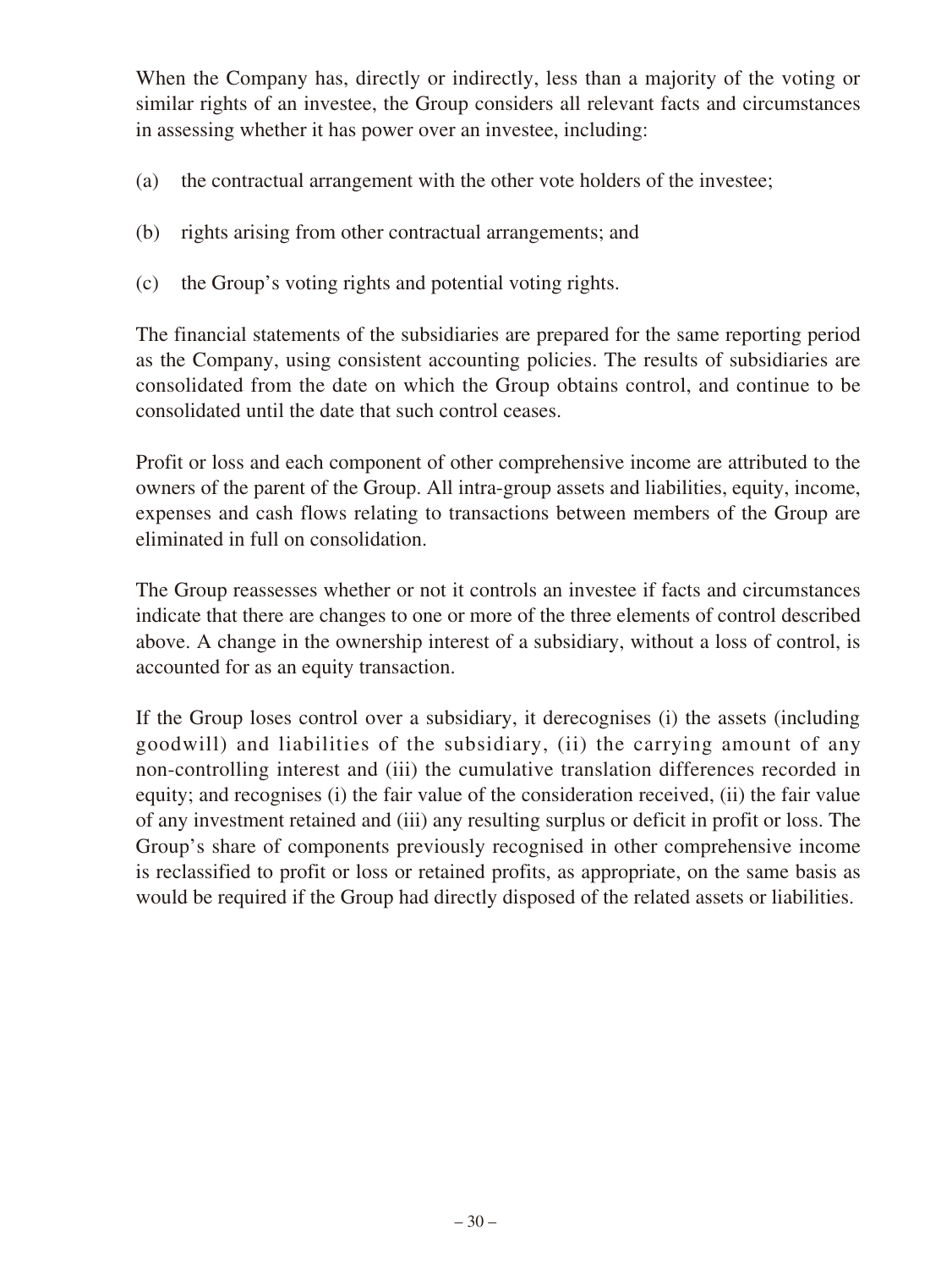When the Company has, directly or indirectly, less than a majority of the voting or similar rights of an investee, the Group considers all relevant facts and circumstances in assessing whether it has power over an investee, including:

(a) the contractual arrangement with the other vote holders of the investee;

(b) rights arising from other contractual arrangements; and

(c) the Group's voting rights and potential voting rights.

The financial statements of the subsidiaries are prepared for the same reporting period as the Company, using consistent accounting policies. The results of subsidiaries are consolidated from the date on which the Group obtains control, and continue to be consolidated until the date that such control ceases.

Profit or loss and each component of other comprehensive income are attributed to the owners of the parent of the Group. All intra-group assets and liabilities, equity, income, expenses and cash flows relating to transactions between members of the Group are eliminated in full on consolidation.

The Group reassesses whether or not it controls an investee if facts and circumstances indicate that there are changes to one or more of the three elements of control described above. A change in the ownership interest of a subsidiary, without a loss of control, is accounted for as an equity transaction.

If the Group loses control over a subsidiary, it derecognises (i) the assets (including goodwill) and liabilities of the subsidiary, (ii) the carrying amount of any non-controlling interest and (iii) the cumulative translation differences recorded in equity; and recognises (i) the fair value of the consideration received, (ii) the fair value of any investment retained and (iii) any resulting surplus or deficit in profit or loss. The Group's share of components previously recognised in other comprehensive income is reclassified to profit or loss or retained profits, as appropriate, on the same basis as would be required if the Group had directly disposed of the related assets or liabilities.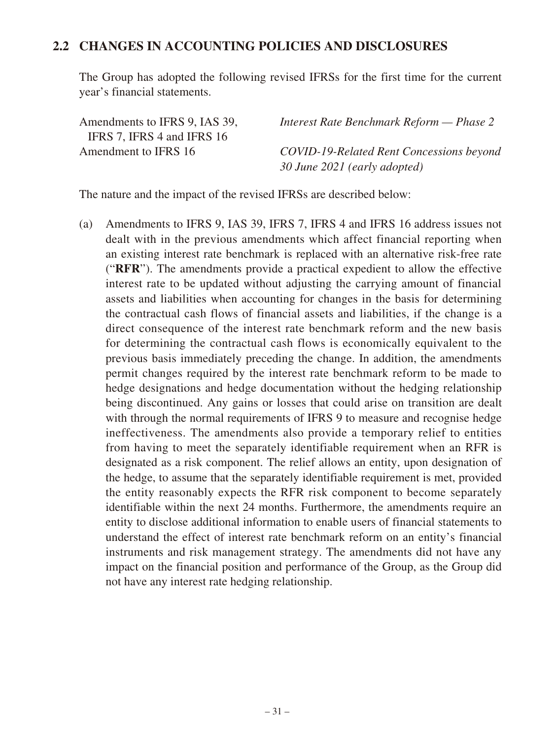## 2.2 CHANGES IN ACCOUNTING POLICIES AND DISCLOSURES

The Group has adopted the following revised IFRSs for the first time for the current year's financial statements.

| | |
|---|---|
| Amendments to IFRS 9, IAS 39, IFRS 7, IFRS 4 and IFRS 16 | *Interest Rate Benchmark Reform — Phase 2* |
| Amendment to IFRS 16 | *COVID-19-Related Rent Concessions beyond 30 June 2021 (early adopted)* |

The nature and the impact of the revised IFRSs are described below:

(a) Amendments to IFRS 9, IAS 39, IFRS 7, IFRS 4 and IFRS 16 address issues not dealt with in the previous amendments which affect financial reporting when an existing interest rate benchmark is replaced with an alternative risk-free rate ("**RFR**"). The amendments provide a practical expedient to allow the effective interest rate to be updated without adjusting the carrying amount of financial assets and liabilities when accounting for changes in the basis for determining the contractual cash flows of financial assets and liabilities, if the change is a direct consequence of the interest rate benchmark reform and the new basis for determining the contractual cash flows is economically equivalent to the previous basis immediately preceding the change. In addition, the amendments permit changes required by the interest rate benchmark reform to be made to hedge designations and hedge documentation without the hedging relationship being discontinued. Any gains or losses that could arise on transition are dealt with through the normal requirements of IFRS 9 to measure and recognise hedge ineffectiveness. The amendments also provide a temporary relief to entities from having to meet the separately identifiable requirement when an RFR is designated as a risk component. The relief allows an entity, upon designation of the hedge, to assume that the separately identifiable requirement is met, provided the entity reasonably expects the RFR risk component to become separately identifiable within the next 24 months. Furthermore, the amendments require an entity to disclose additional information to enable users of financial statements to understand the effect of interest rate benchmark reform on an entity's financial instruments and risk management strategy. The amendments did not have any impact on the financial position and performance of the Group, as the Group did not have any interest rate hedging relationship.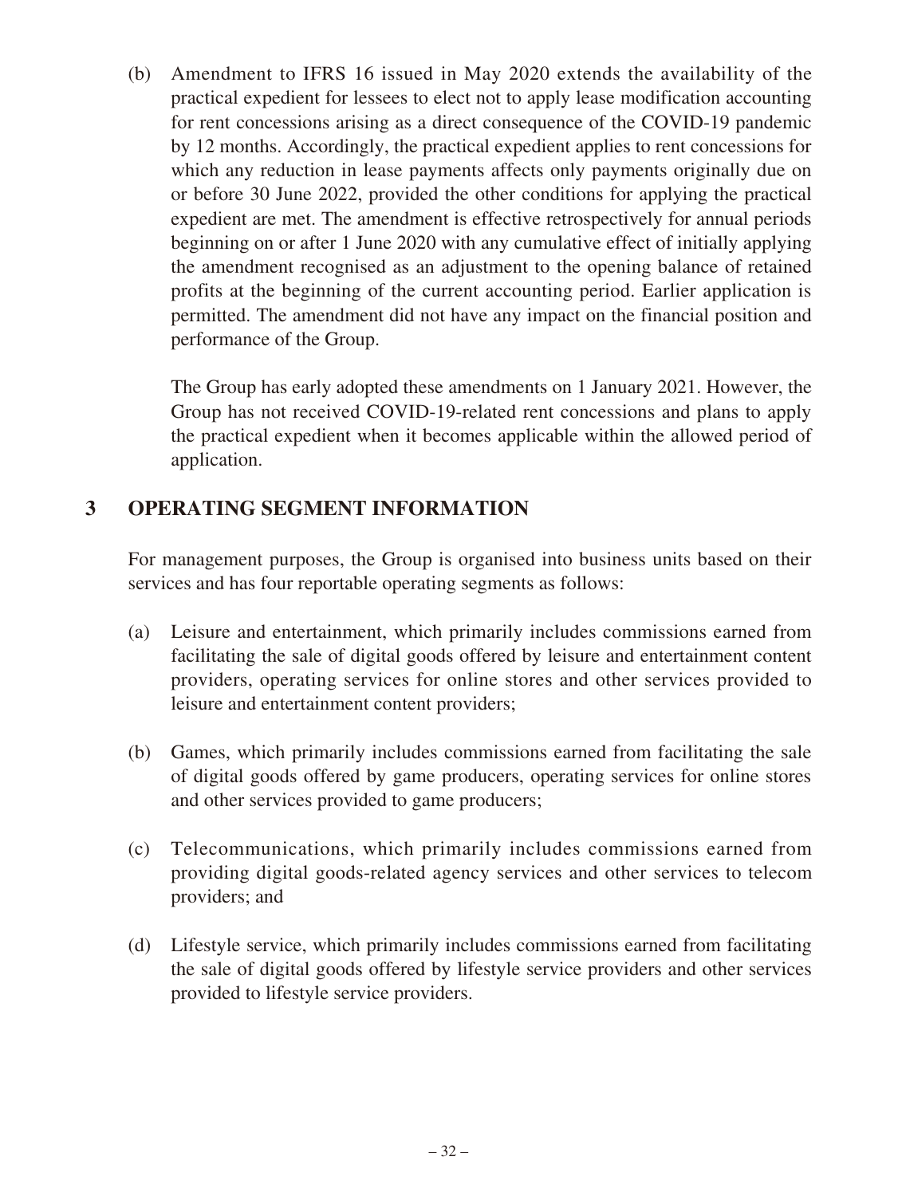(b) Amendment to IFRS 16 issued in May 2020 extends the availability of the practical expedient for lessees to elect not to apply lease modification accounting for rent concessions arising as a direct consequence of the COVID-19 pandemic by 12 months. Accordingly, the practical expedient applies to rent concessions for which any reduction in lease payments affects only payments originally due on or before 30 June 2022, provided the other conditions for applying the practical expedient are met. The amendment is effective retrospectively for annual periods beginning on or after 1 June 2020 with any cumulative effect of initially applying the amendment recognised as an adjustment to the opening balance of retained profits at the beginning of the current accounting period. Earlier application is permitted. The amendment did not have any impact on the financial position and performance of the Group.

The Group has early adopted these amendments on 1 January 2021. However, the Group has not received COVID-19-related rent concessions and plans to apply the practical expedient when it becomes applicable within the allowed period of application.

## 3 OPERATING SEGMENT INFORMATION

For management purposes, the Group is organised into business units based on their services and has four reportable operating segments as follows:

(a) Leisure and entertainment, which primarily includes commissions earned from facilitating the sale of digital goods offered by leisure and entertainment content providers, operating services for online stores and other services provided to leisure and entertainment content providers;

(b) Games, which primarily includes commissions earned from facilitating the sale of digital goods offered by game producers, operating services for online stores and other services provided to game producers;

(c) Telecommunications, which primarily includes commissions earned from providing digital goods-related agency services and other services to telecom providers; and

(d) Lifestyle service, which primarily includes commissions earned from facilitating the sale of digital goods offered by lifestyle service providers and other services provided to lifestyle service providers.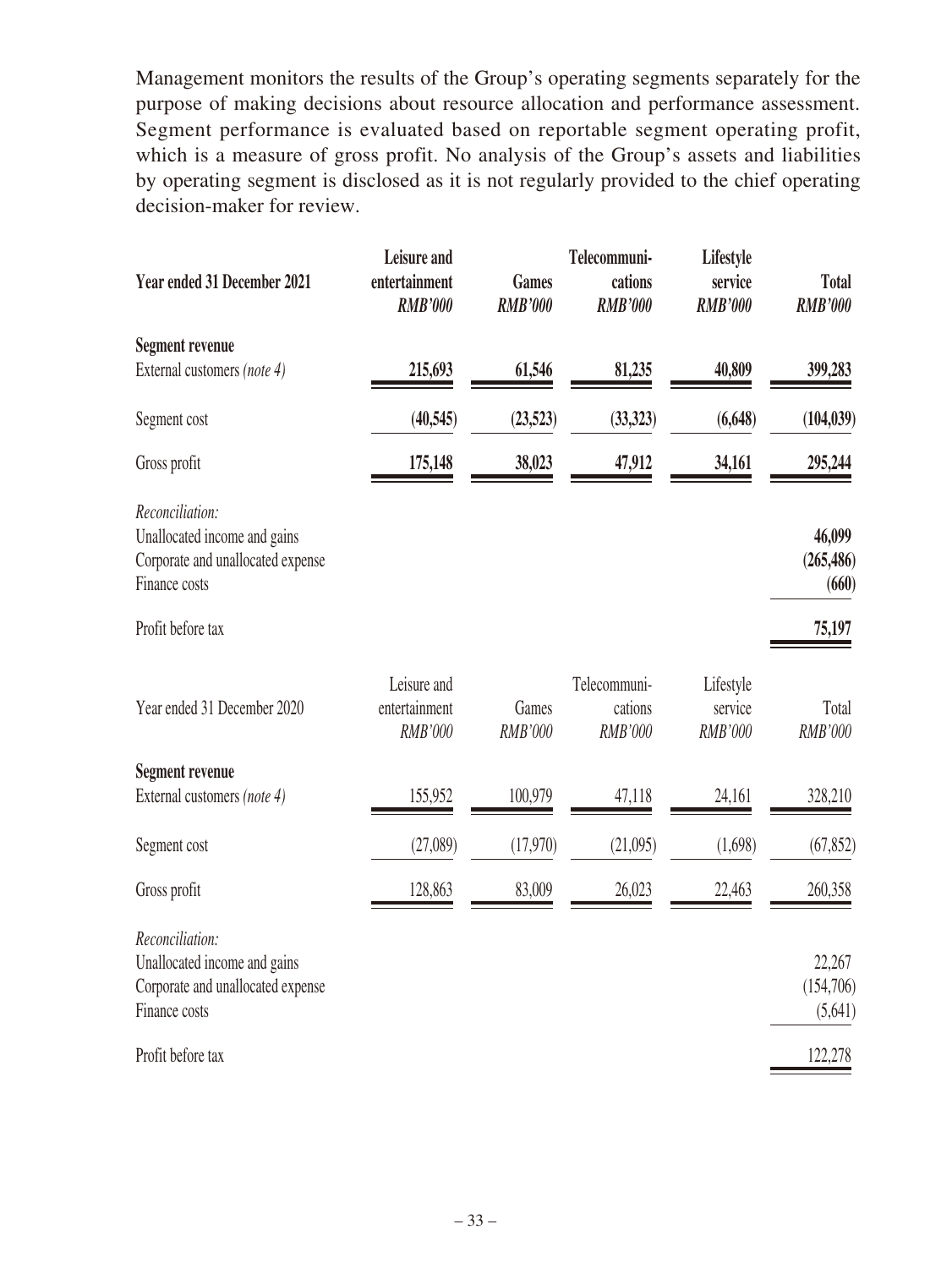Management monitors the results of the Group's operating segments separately for the purpose of making decisions about resource allocation and performance assessment. Segment performance is evaluated based on reportable segment operating profit, which is a measure of gross profit. No analysis of the Group's assets and liabilities by operating segment is disclosed as it is not regularly provided to the chief operating decision-maker for review.

| **Year ended 31 December 2021** | **Leisure and entertainment** *RMB'000* | **Games** *RMB'000* | **Telecommunications** *RMB'000* | **Lifestyle service** *RMB'000* | **Total** *RMB'000* |
|---|---|---|---|---|---|
| **Segment revenue** | | | | | |
| External customers *(note 4)* | **215,693** | **61,546** | **81,235** | **40,809** | **399,283** |
| Segment cost | **(40,545)** | **(23,523)** | **(33,323)** | **(6,648)** | **(104,039)** |
| Gross profit | **175,148** | **38,023** | **47,912** | **34,161** | **295,244** |
| *Reconciliation:* | | | | | |
| Unallocated income and gains | | | | | **46,099** |
| Corporate and unallocated expense | | | | | **(265,486)** |
| Finance costs | | | | | **(660)** |
| Profit before tax | | | | | **75,197** |

| Year ended 31 December 2020 | Leisure and entertainment *RMB'000* | Games *RMB'000* | Telecommunications *RMB'000* | Lifestyle service *RMB'000* | Total *RMB'000* |
|---|---|---|---|---|---|
| **Segment revenue** | | | | | |
| External customers *(note 4)* | 155,952 | 100,979 | 47,118 | 24,161 | 328,210 |
| Segment cost | (27,089) | (17,970) | (21,095) | (1,698) | (67,852) |
| Gross profit | 128,863 | 83,009 | 26,023 | 22,463 | 260,358 |
| *Reconciliation:* | | | | | |
| Unallocated income and gains | | | | | 22,267 |
| Corporate and unallocated expense | | | | | (154,706) |
| Finance costs | | | | | (5,641) |
| Profit before tax | | | | | 122,278 |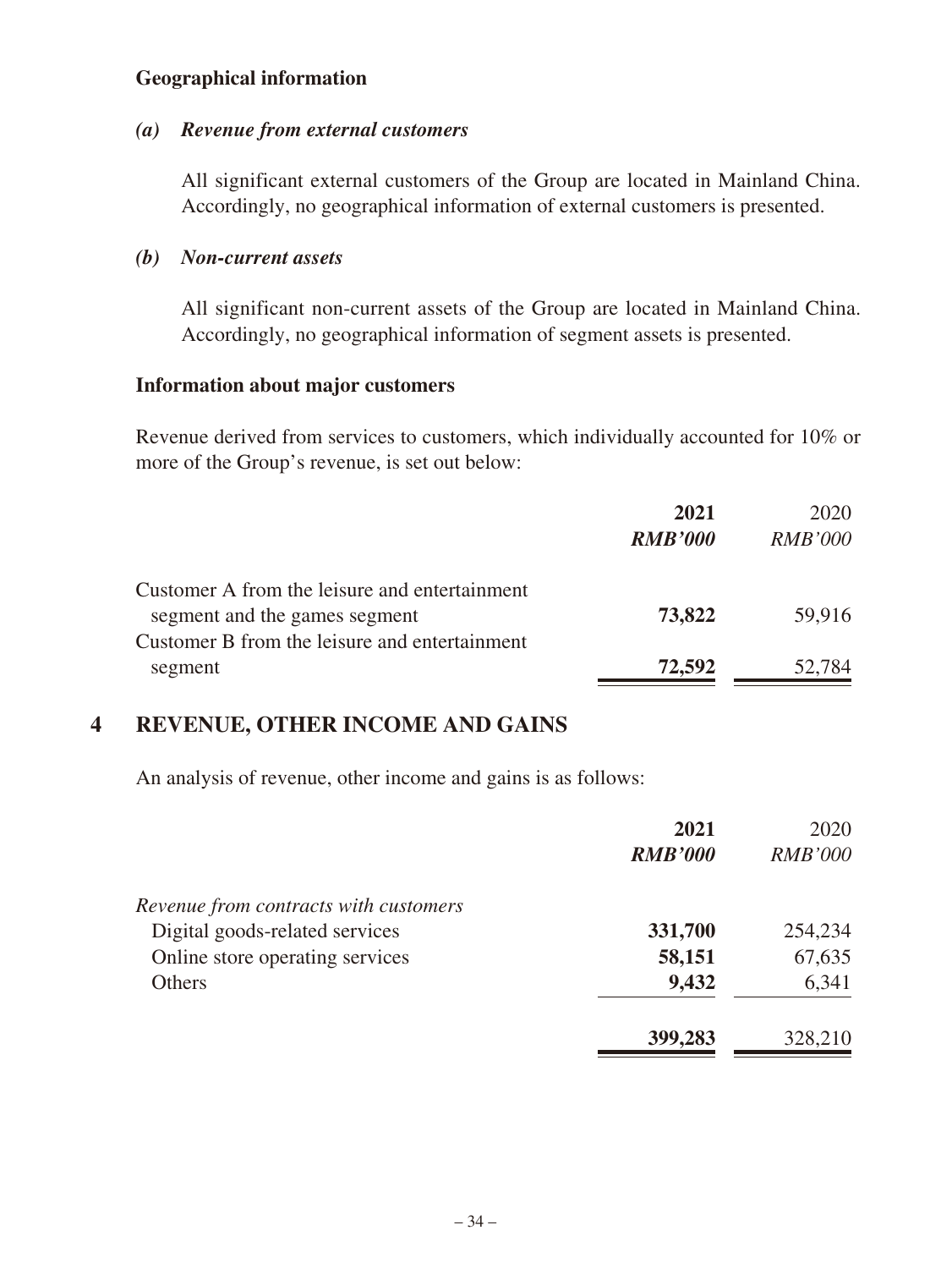### Geographical information

***(a) Revenue from external customers***

All significant external customers of the Group are located in Mainland China. Accordingly, no geographical information of external customers is presented.

***(b) Non-current assets***

All significant non-current assets of the Group are located in Mainland China. Accordingly, no geographical information of segment assets is presented.

### Information about major customers

Revenue derived from services to customers, which individually accounted for 10% or more of the Group's revenue, is set out below:

| | **2021** | 2020 |
|---|---|---|
| | ***RMB'000*** | *RMB'000* |
| Customer A from the leisure and entertainment segment and the games segment | **73,822** | 59,916 |
| Customer B from the leisure and entertainment segment | **72,592** | 52,784 |

## 4 REVENUE, OTHER INCOME AND GAINS

An analysis of revenue, other income and gains is as follows:

| | **2021** | 2020 |
|---|---|---|
| | ***RMB'000*** | *RMB'000* |
| *Revenue from contracts with customers* | | |
| Digital goods-related services | **331,700** | 254,234 |
| Online store operating services | **58,151** | 67,635 |
| Others | **9,432** | 6,341 |
| | **399,283** | 328,210 |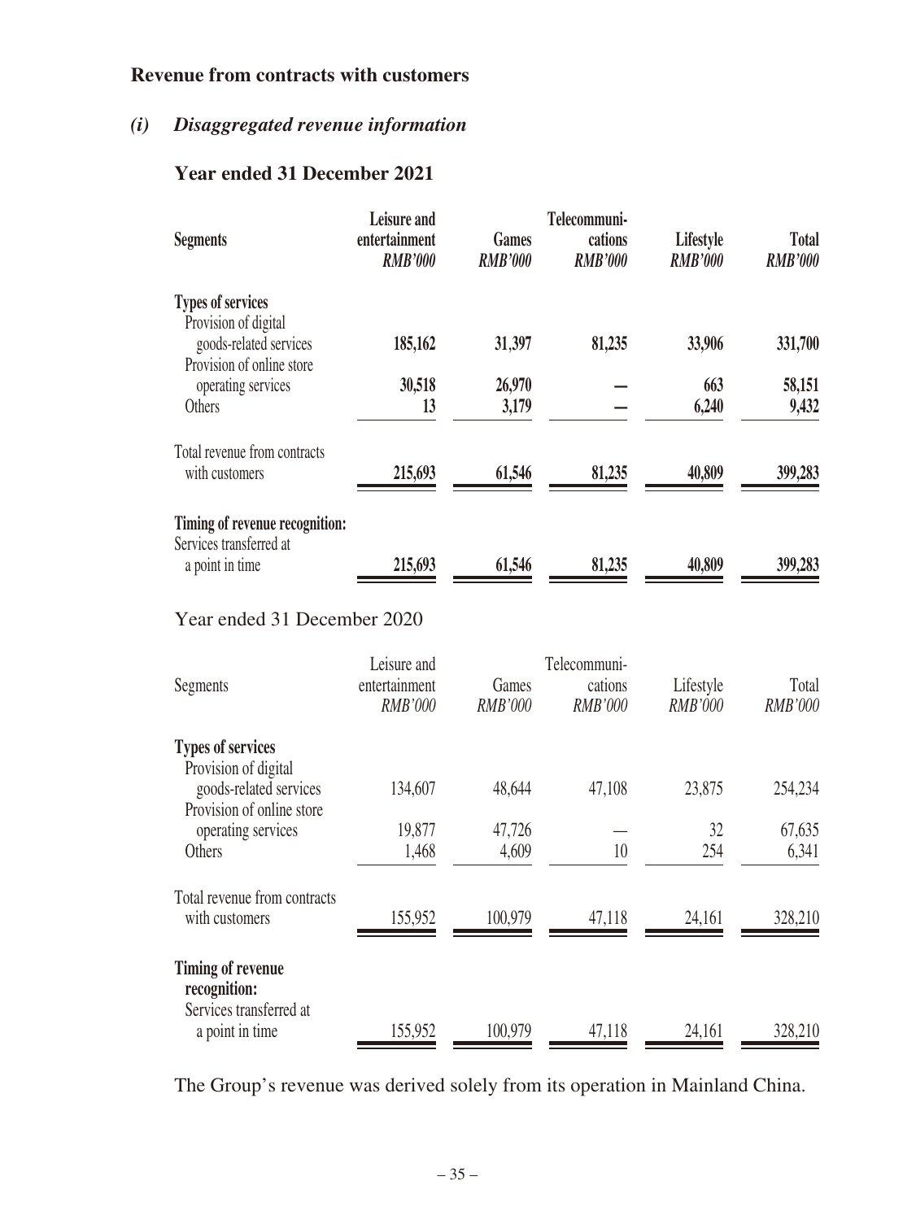## Revenue from contracts with customers

### *(i) Disaggregated revenue information*

**Year ended 31 December 2021**

| **Segments** | **Leisure and entertainment** *RMB'000* | **Games** *RMB'000* | **Telecommunications** *RMB'000* | **Lifestyle** *RMB'000* | **Total** *RMB'000* |
|---|---|---|---|---|---|
| **Types of services** | | | | | |
| Provision of digital goods-related services | **185,162** | **31,397** | **81,235** | **33,906** | **331,700** |
| Provision of online store operating services | **30,518** | **26,970** | **—** | **663** | **58,151** |
| Others | **13** | **3,179** | **—** | **6,240** | **9,432** |
| Total revenue from contracts with customers | **215,693** | **61,546** | **81,235** | **40,809** | **399,283** |
| **Timing of revenue recognition:** | | | | | |
| Services transferred at a point in time | **215,693** | **61,546** | **81,235** | **40,809** | **399,283** |

Year ended 31 December 2020

| Segments | Leisure and entertainment *RMB'000* | Games *RMB'000* | Telecommunications *RMB'000* | Lifestyle *RMB'000* | Total *RMB'000* |
|---|---|---|---|---|---|
| **Types of services** | | | | | |
| Provision of digital goods-related services | 134,607 | 48,644 | 47,108 | 23,875 | 254,234 |
| Provision of online store operating services | 19,877 | 47,726 | — | 32 | 67,635 |
| Others | 1,468 | 4,609 | 10 | 254 | 6,341 |
| Total revenue from contracts with customers | 155,952 | 100,979 | 47,118 | 24,161 | 328,210 |
| **Timing of revenue recognition:** | | | | | |
| Services transferred at a point in time | 155,952 | 100,979 | 47,118 | 24,161 | 328,210 |

The Group's revenue was derived solely from its operation in Mainland China.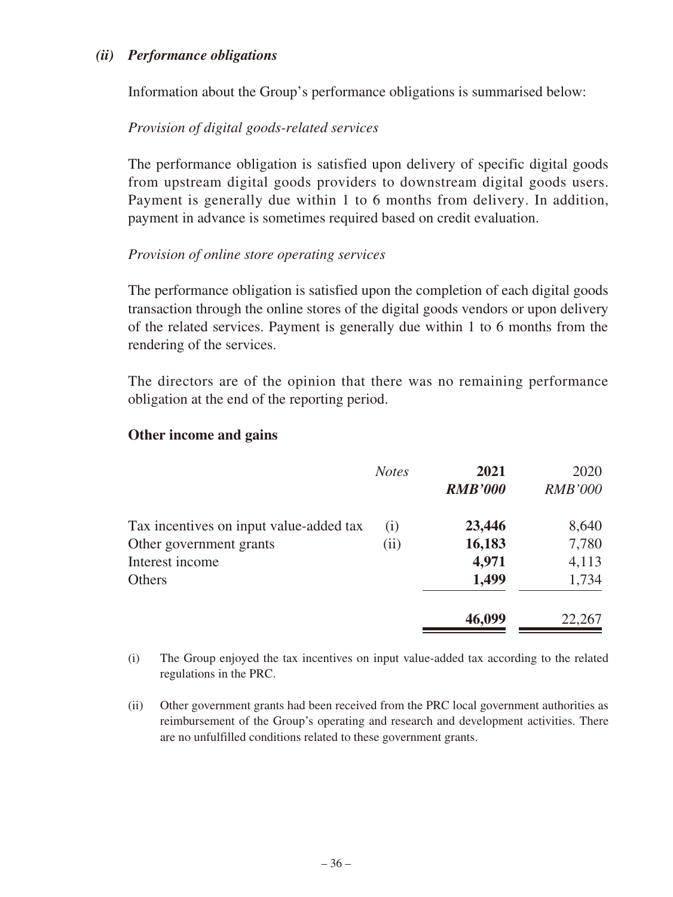### *(ii) Performance obligations*

Information about the Group's performance obligations is summarised below:

*Provision of digital goods-related services*

The performance obligation is satisfied upon delivery of specific digital goods from upstream digital goods providers to downstream digital goods users. Payment is generally due within 1 to 6 months from delivery. In addition, payment in advance is sometimes required based on credit evaluation.

*Provision of online store operating services*

The performance obligation is satisfied upon the completion of each digital goods transaction through the online stores of the digital goods vendors or upon delivery of the related services. Payment is generally due within 1 to 6 months from the rendering of the services.

The directors are of the opinion that there was no remaining performance obligation at the end of the reporting period.

**Other income and gains**

| | *Notes* | **2021** | 2020 |
|---|---|---|---|
| | | ***RMB'000*** | *RMB'000* |
| Tax incentives on input value-added tax | (i) | **23,446** | 8,640 |
| Other government grants | (ii) | **16,183** | 7,780 |
| Interest income | | **4,971** | 4,113 |
| Others | | **1,499** | 1,734 |
| | | **46,099** | 22,267 |

(i) The Group enjoyed the tax incentives on input value-added tax according to the related regulations in the PRC.

(ii) Other government grants had been received from the PRC local government authorities as reimbursement of the Group's operating and research and development activities. There are no unfulfilled conditions related to these government grants.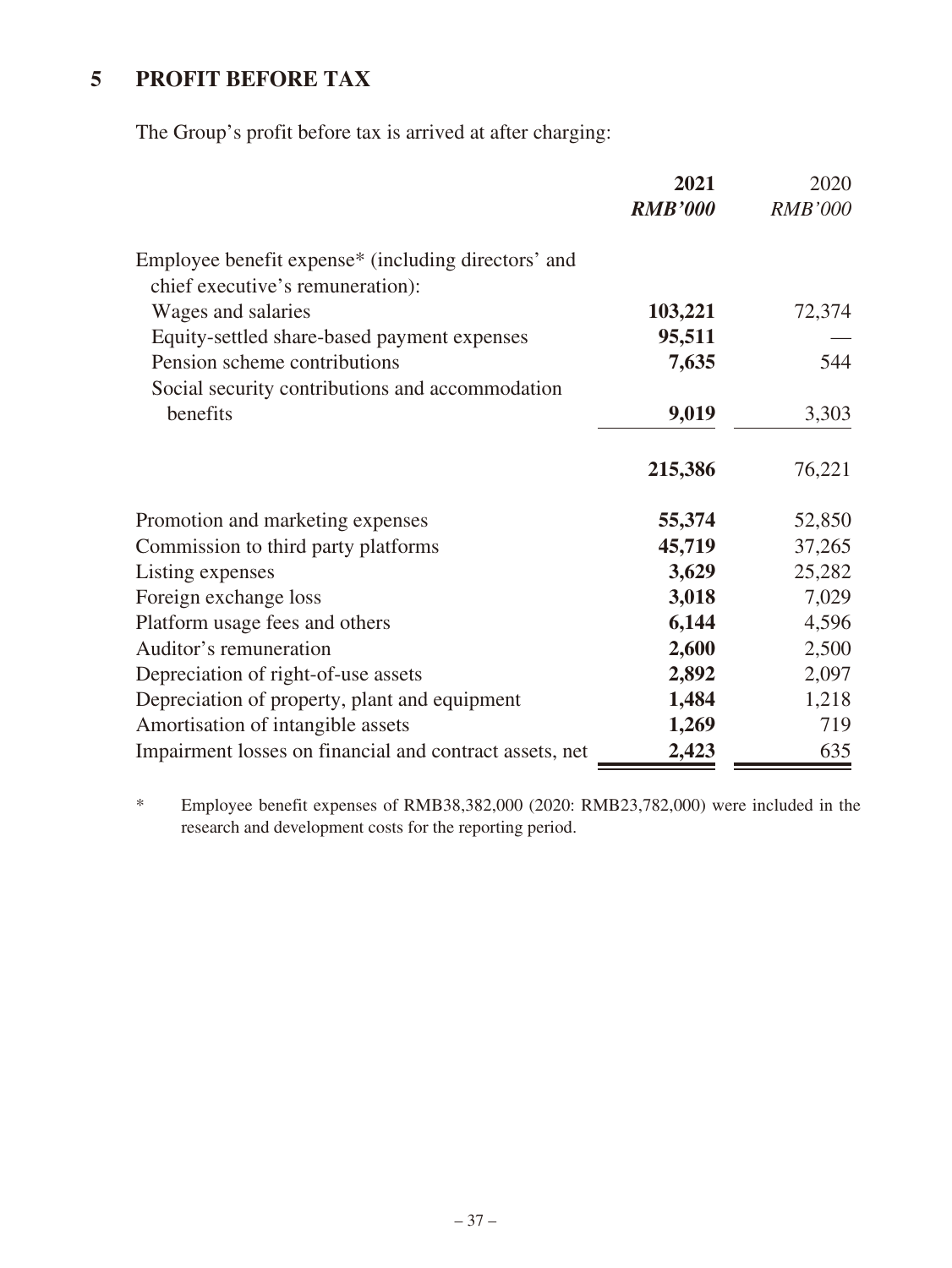## 5 PROFIT BEFORE TAX

The Group's profit before tax is arrived at after charging:

| | **2021** | 2020 |
|---|---|---|
| | ***RMB'000*** | *RMB'000* |
| Employee benefit expense* (including directors' and chief executive's remuneration): | | |
| Wages and salaries | **103,221** | 72,374 |
| Equity-settled share-based payment expenses | **95,511** | — |
| Pension scheme contributions | **7,635** | 544 |
| Social security contributions and accommodation benefits | **9,019** | 3,303 |
| | **215,386** | 76,221 |
| Promotion and marketing expenses | **55,374** | 52,850 |
| Commission to third party platforms | **45,719** | 37,265 |
| Listing expenses | **3,629** | 25,282 |
| Foreign exchange loss | **3,018** | 7,029 |
| Platform usage fees and others | **6,144** | 4,596 |
| Auditor's remuneration | **2,600** | 2,500 |
| Depreciation of right-of-use assets | **2,892** | 2,097 |
| Depreciation of property, plant and equipment | **1,484** | 1,218 |
| Amortisation of intangible assets | **1,269** | 719 |
| Impairment losses on financial and contract assets, net | **2,423** | 635 |

\* Employee benefit expenses of RMB38,382,000 (2020: RMB23,782,000) were included in the research and development costs for the reporting period.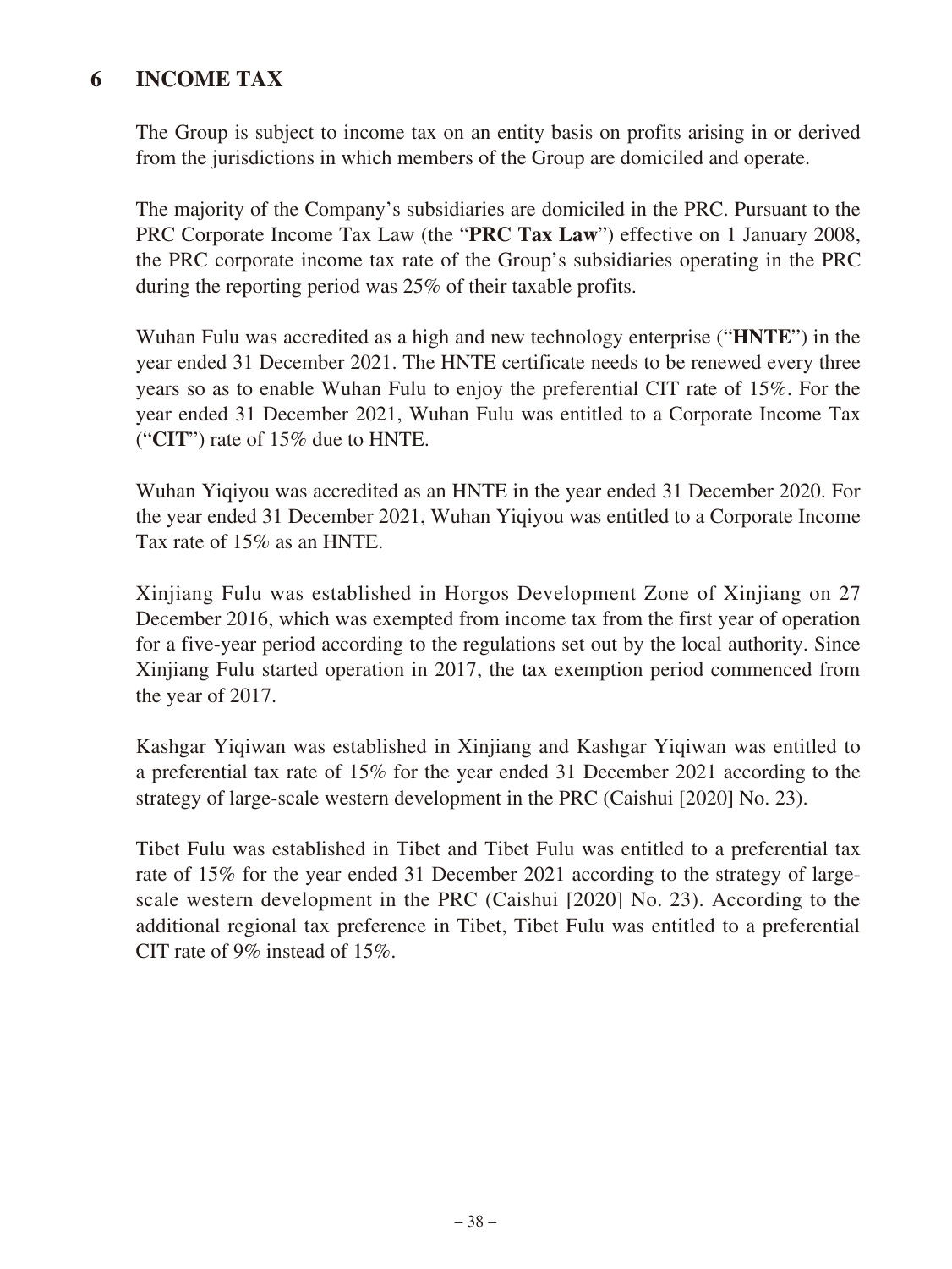## 6 INCOME TAX

The Group is subject to income tax on an entity basis on profits arising in or derived from the jurisdictions in which members of the Group are domiciled and operate.

The majority of the Company's subsidiaries are domiciled in the PRC. Pursuant to the PRC Corporate Income Tax Law (the "**PRC Tax Law**") effective on 1 January 2008, the PRC corporate income tax rate of the Group's subsidiaries operating in the PRC during the reporting period was 25% of their taxable profits.

Wuhan Fulu was accredited as a high and new technology enterprise ("**HNTE**") in the year ended 31 December 2021. The HNTE certificate needs to be renewed every three years so as to enable Wuhan Fulu to enjoy the preferential CIT rate of 15%. For the year ended 31 December 2021, Wuhan Fulu was entitled to a Corporate Income Tax ("**CIT**") rate of 15% due to HNTE.

Wuhan Yiqiyou was accredited as an HNTE in the year ended 31 December 2020. For the year ended 31 December 2021, Wuhan Yiqiyou was entitled to a Corporate Income Tax rate of 15% as an HNTE.

Xinjiang Fulu was established in Horgos Development Zone of Xinjiang on 27 December 2016, which was exempted from income tax from the first year of operation for a five-year period according to the regulations set out by the local authority. Since Xinjiang Fulu started operation in 2017, the tax exemption period commenced from the year of 2017.

Kashgar Yiqiwan was established in Xinjiang and Kashgar Yiqiwan was entitled to a preferential tax rate of 15% for the year ended 31 December 2021 according to the strategy of large-scale western development in the PRC (Caishui [2020] No. 23).

Tibet Fulu was established in Tibet and Tibet Fulu was entitled to a preferential tax rate of 15% for the year ended 31 December 2021 according to the strategy of large-scale western development in the PRC (Caishui [2020] No. 23). According to the additional regional tax preference in Tibet, Tibet Fulu was entitled to a preferential CIT rate of 9% instead of 15%.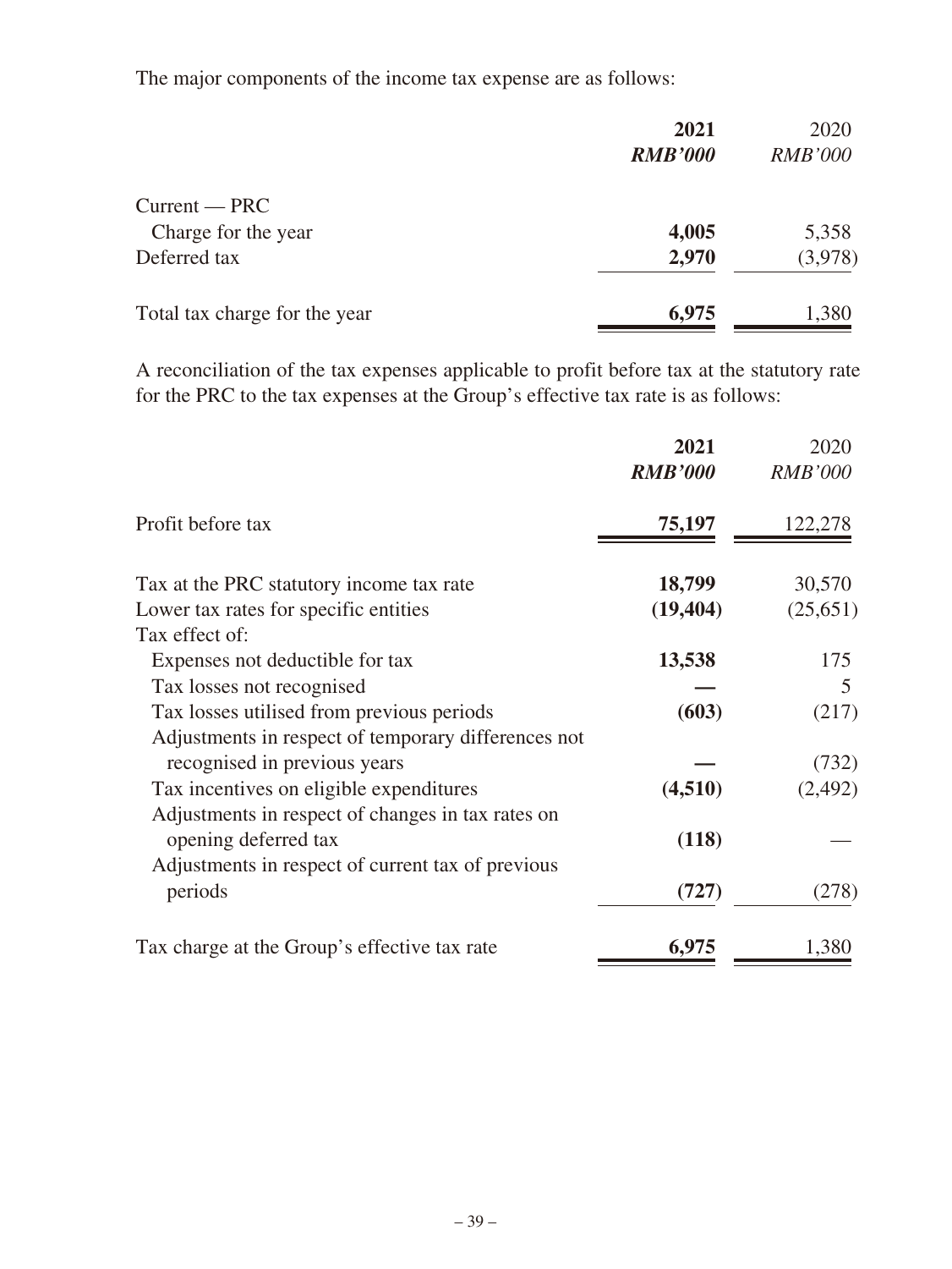The major components of the income tax expense are as follows:

| | **2021** | 2020 |
|---|---|---|
| | ***RMB'000*** | *RMB'000* |
| Current — PRC | | |
| Charge for the year | **4,005** | 5,358 |
| Deferred tax | **2,970** | (3,978) |
| Total tax charge for the year | **6,975** | 1,380 |

A reconciliation of the tax expenses applicable to profit before tax at the statutory rate for the PRC to the tax expenses at the Group's effective tax rate is as follows:

| | **2021** | 2020 |
|---|---|---|
| | ***RMB'000*** | *RMB'000* |
| Profit before tax | **75,197** | 122,278 |
| Tax at the PRC statutory income tax rate | **18,799** | 30,570 |
| Lower tax rates for specific entities | **(19,404)** | (25,651) |
| Tax effect of: | | |
| Expenses not deductible for tax | **13,538** | 175 |
| Tax losses not recognised | **—** | 5 |
| Tax losses utilised from previous periods | **(603)** | (217) |
| Adjustments in respect of temporary differences not recognised in previous years | **—** | (732) |
| Tax incentives on eligible expenditures | **(4,510)** | (2,492) |
| Adjustments in respect of changes in tax rates on opening deferred tax | **(118)** | — |
| Adjustments in respect of current tax of previous periods | **(727)** | (278) |
| Tax charge at the Group's effective tax rate | **6,975** | 1,380 |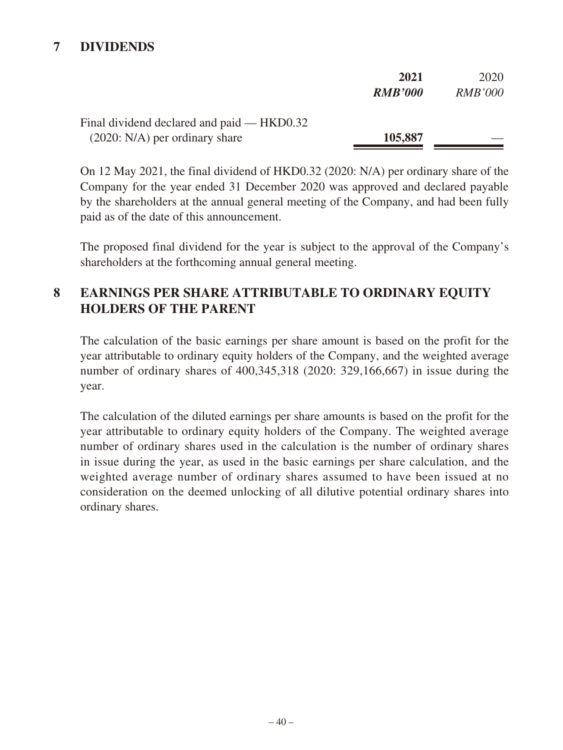## 7 DIVIDENDS

| | **2021** | 2020 |
|---|---|---|
| | ***RMB'000*** | *RMB'000* |
| Final dividend declared and paid — HKD0.32 (2020: N/A) per ordinary share | **105,887** | — |

On 12 May 2021, the final dividend of HKD0.32 (2020: N/A) per ordinary share of the Company for the year ended 31 December 2020 was approved and declared payable by the shareholders at the annual general meeting of the Company, and had been fully paid as of the date of this announcement.

The proposed final dividend for the year is subject to the approval of the Company's shareholders at the forthcoming annual general meeting.

## 8 EARNINGS PER SHARE ATTRIBUTABLE TO ORDINARY EQUITY HOLDERS OF THE PARENT

The calculation of the basic earnings per share amount is based on the profit for the year attributable to ordinary equity holders of the Company, and the weighted average number of ordinary shares of 400,345,318 (2020: 329,166,667) in issue during the year.

The calculation of the diluted earnings per share amounts is based on the profit for the year attributable to ordinary equity holders of the Company. The weighted average number of ordinary shares used in the calculation is the number of ordinary shares in issue during the year, as used in the basic earnings per share calculation, and the weighted average number of ordinary shares assumed to have been issued at no consideration on the deemed unlocking of all dilutive potential ordinary shares into ordinary shares.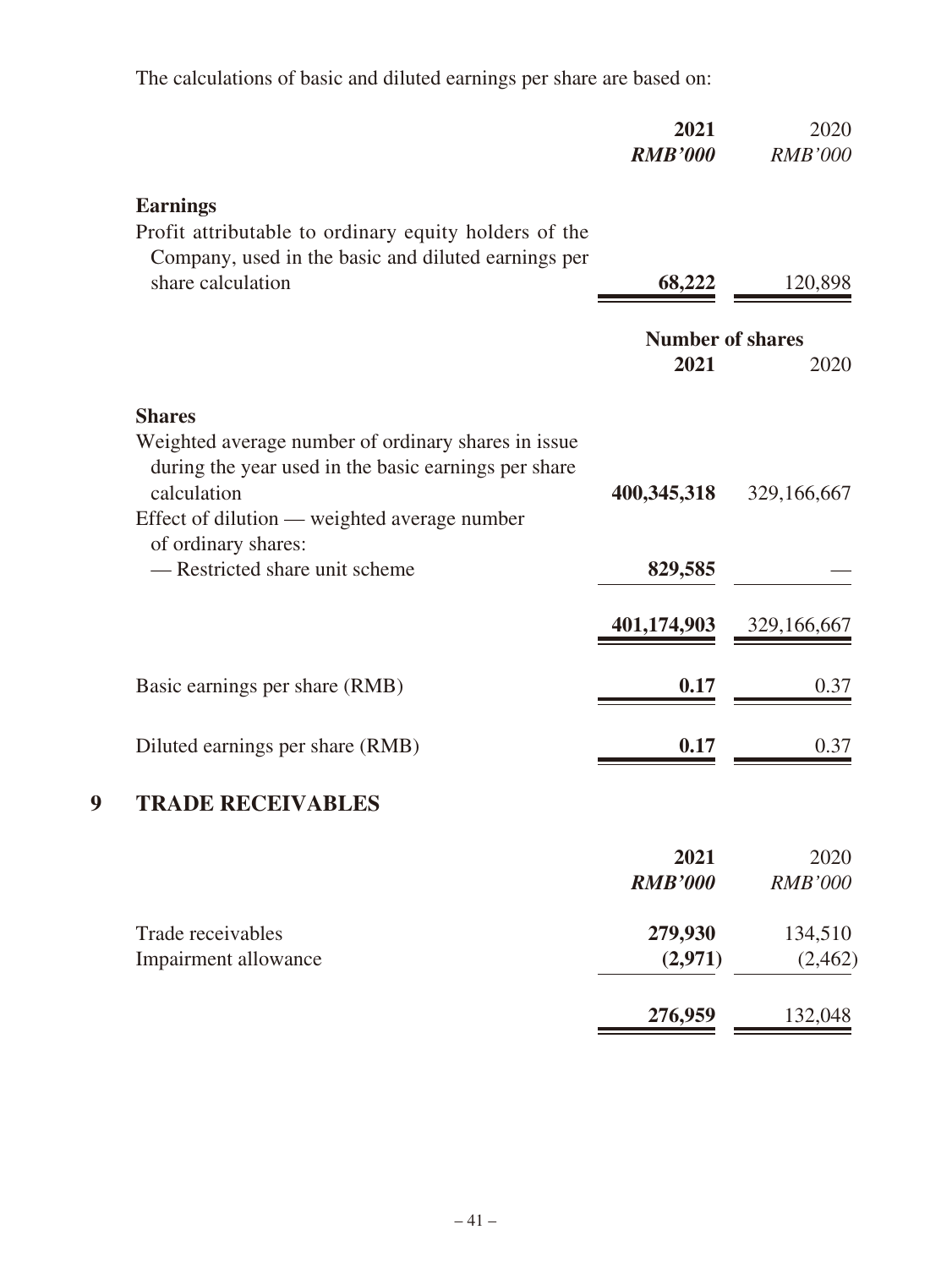The calculations of basic and diluted earnings per share are based on:

| | **2021** | 2020 |
|---|---|---|
| | ***RMB'000*** | *RMB'000* |
| **Earnings** | | |
| Profit attributable to ordinary equity holders of the Company, used in the basic and diluted earnings per share calculation | **68,222** | 120,898 |

| | **Number of shares** | |
|---|---|---|
| | **2021** | 2020 |
| **Shares** | | |
| Weighted average number of ordinary shares in issue during the year used in the basic earnings per share calculation | **400,345,318** | 329,166,667 |
| Effect of dilution — weighted average number of ordinary shares: | | |
| — Restricted share unit scheme | **829,585** | — |
| | **401,174,903** | 329,166,667 |
| Basic earnings per share (RMB) | **0.17** | 0.37 |
| Diluted earnings per share (RMB) | **0.17** | 0.37 |

## 9 TRADE RECEIVABLES

| | **2021** | 2020 |
|---|---|---|
| | ***RMB'000*** | *RMB'000* |
| Trade receivables | **279,930** | 134,510 |
| Impairment allowance | **(2,971)** | (2,462) |
| | **276,959** | 132,048 |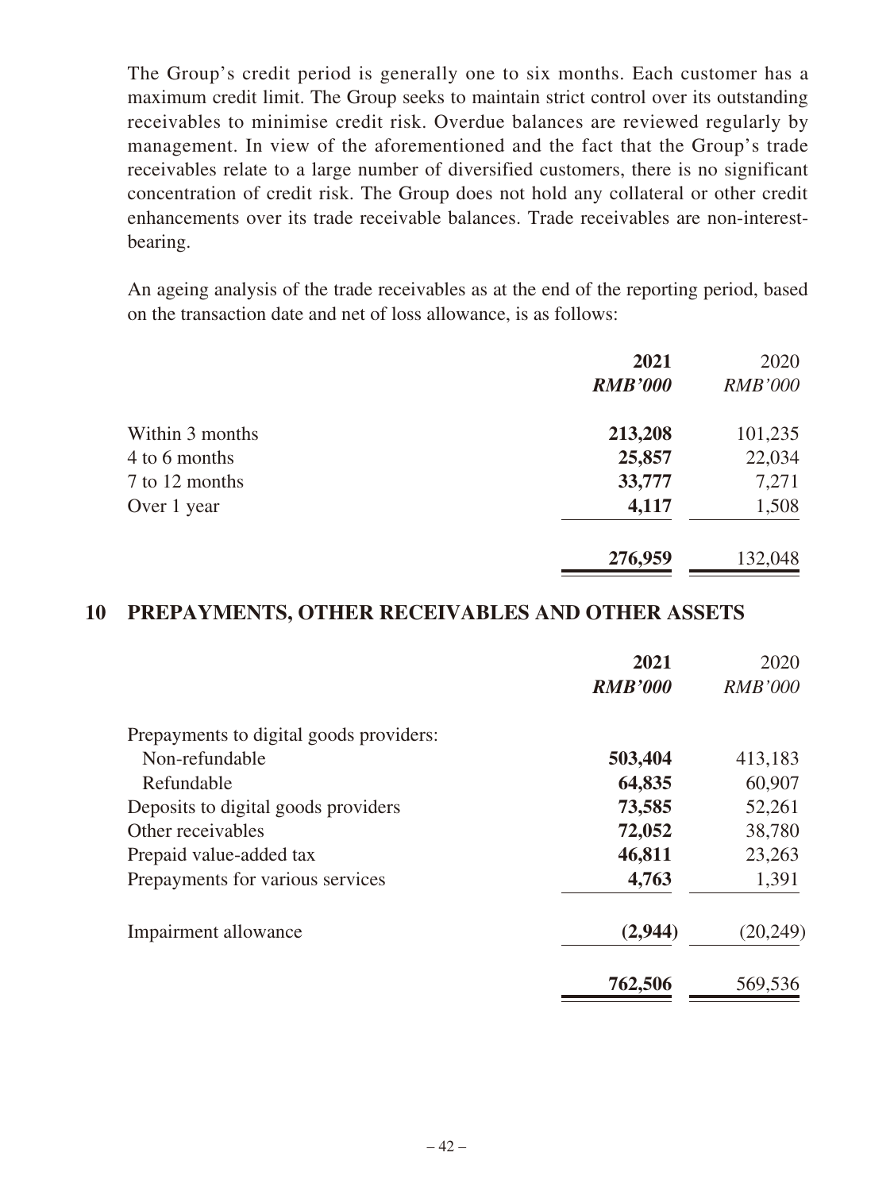The Group's credit period is generally one to six months. Each customer has a maximum credit limit. The Group seeks to maintain strict control over its outstanding receivables to minimise credit risk. Overdue balances are reviewed regularly by management. In view of the aforementioned and the fact that the Group's trade receivables relate to a large number of diversified customers, there is no significant concentration of credit risk. The Group does not hold any collateral or other credit enhancements over its trade receivable balances. Trade receivables are non-interest-bearing.

An ageing analysis of the trade receivables as at the end of the reporting period, based on the transaction date and net of loss allowance, is as follows:

| | **2021** | 2020 |
|---|---|---|
| | ***RMB'000*** | *RMB'000* |
| Within 3 months | **213,208** | 101,235 |
| 4 to 6 months | **25,857** | 22,034 |
| 7 to 12 months | **33,777** | 7,271 |
| Over 1 year | **4,117** | 1,508 |
| | **276,959** | 132,048 |

## 10 PREPAYMENTS, OTHER RECEIVABLES AND OTHER ASSETS

| | **2021** | 2020 |
|---|---|---|
| | ***RMB'000*** | *RMB'000* |
| Prepayments to digital goods providers: | | |
| Non-refundable | **503,404** | 413,183 |
| Refundable | **64,835** | 60,907 |
| Deposits to digital goods providers | **73,585** | 52,261 |
| Other receivables | **72,052** | 38,780 |
| Prepaid value-added tax | **46,811** | 23,263 |
| Prepayments for various services | **4,763** | 1,391 |
| Impairment allowance | **(2,944)** | (20,249) |
| | **762,506** | 569,536 |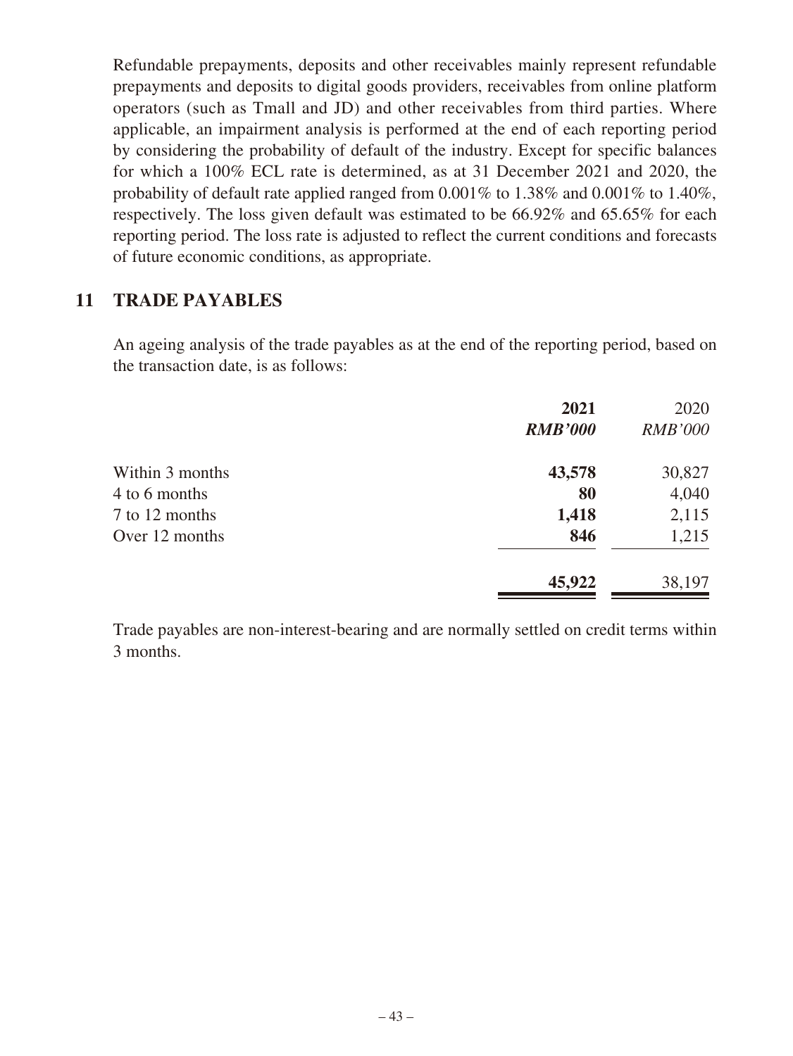Refundable prepayments, deposits and other receivables mainly represent refundable prepayments and deposits to digital goods providers, receivables from online platform operators (such as Tmall and JD) and other receivables from third parties. Where applicable, an impairment analysis is performed at the end of each reporting period by considering the probability of default of the industry. Except for specific balances for which a 100% ECL rate is determined, as at 31 December 2021 and 2020, the probability of default rate applied ranged from 0.001% to 1.38% and 0.001% to 1.40%, respectively. The loss given default was estimated to be 66.92% and 65.65% for each reporting period. The loss rate is adjusted to reflect the current conditions and forecasts of future economic conditions, as appropriate.

## 11 TRADE PAYABLES

An ageing analysis of the trade payables as at the end of the reporting period, based on the transaction date, is as follows:

| | **2021** | 2020 |
|---|---|---|
| | ***RMB'000*** | *RMB'000* |
| Within 3 months | **43,578** | 30,827 |
| 4 to 6 months | **80** | 4,040 |
| 7 to 12 months | **1,418** | 2,115 |
| Over 12 months | **846** | 1,215 |
| | **45,922** | 38,197 |

Trade payables are non-interest-bearing and are normally settled on credit terms within 3 months.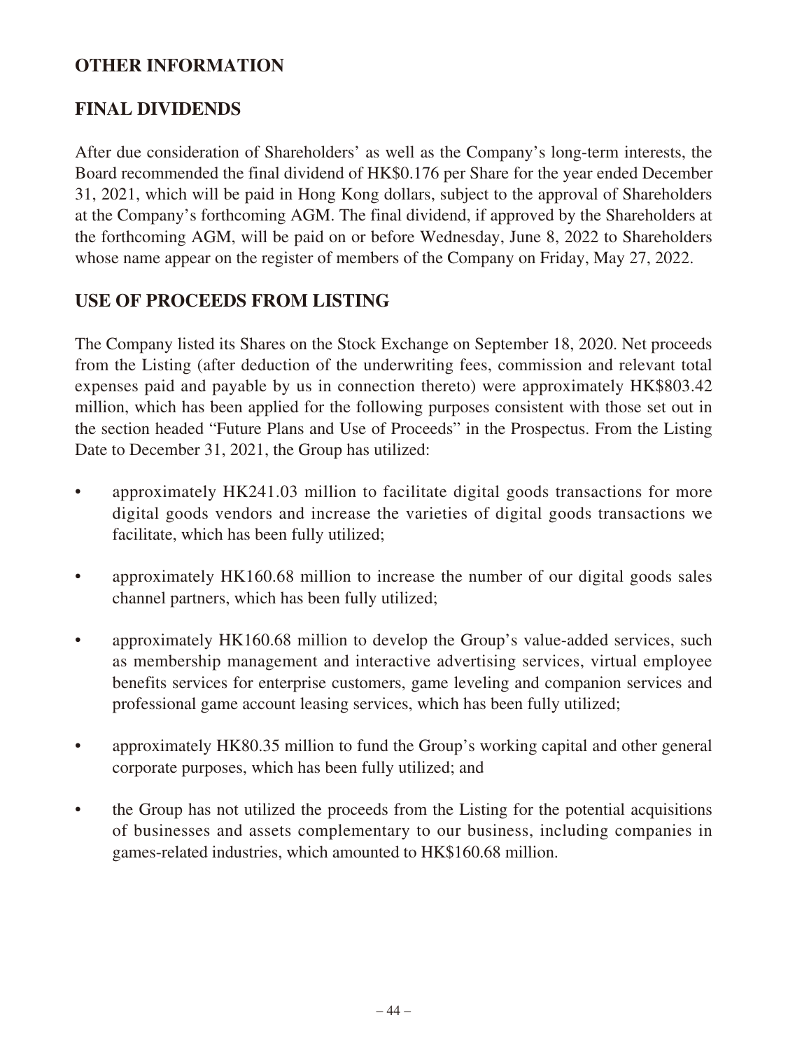## OTHER INFORMATION

## FINAL DIVIDENDS

After due consideration of Shareholders' as well as the Company's long-term interests, the Board recommended the final dividend of HK$0.176 per Share for the year ended December 31, 2021, which will be paid in Hong Kong dollars, subject to the approval of Shareholders at the Company's forthcoming AGM. The final dividend, if approved by the Shareholders at the forthcoming AGM, will be paid on or before Wednesday, June 8, 2022 to Shareholders whose name appear on the register of members of the Company on Friday, May 27, 2022.

## USE OF PROCEEDS FROM LISTING

The Company listed its Shares on the Stock Exchange on September 18, 2020. Net proceeds from the Listing (after deduction of the underwriting fees, commission and relevant total expenses paid and payable by us in connection thereto) were approximately HK$803.42 million, which has been applied for the following purposes consistent with those set out in the section headed "Future Plans and Use of Proceeds" in the Prospectus. From the Listing Date to December 31, 2021, the Group has utilized:

- approximately HK241.03 million to facilitate digital goods transactions for more digital goods vendors and increase the varieties of digital goods transactions we facilitate, which has been fully utilized;
- approximately HK160.68 million to increase the number of our digital goods sales channel partners, which has been fully utilized;
- approximately HK160.68 million to develop the Group's value-added services, such as membership management and interactive advertising services, virtual employee benefits services for enterprise customers, game leveling and companion services and professional game account leasing services, which has been fully utilized;
- approximately HK80.35 million to fund the Group's working capital and other general corporate purposes, which has been fully utilized; and
- the Group has not utilized the proceeds from the Listing for the potential acquisitions of businesses and assets complementary to our business, including companies in games-related industries, which amounted to HK$160.68 million.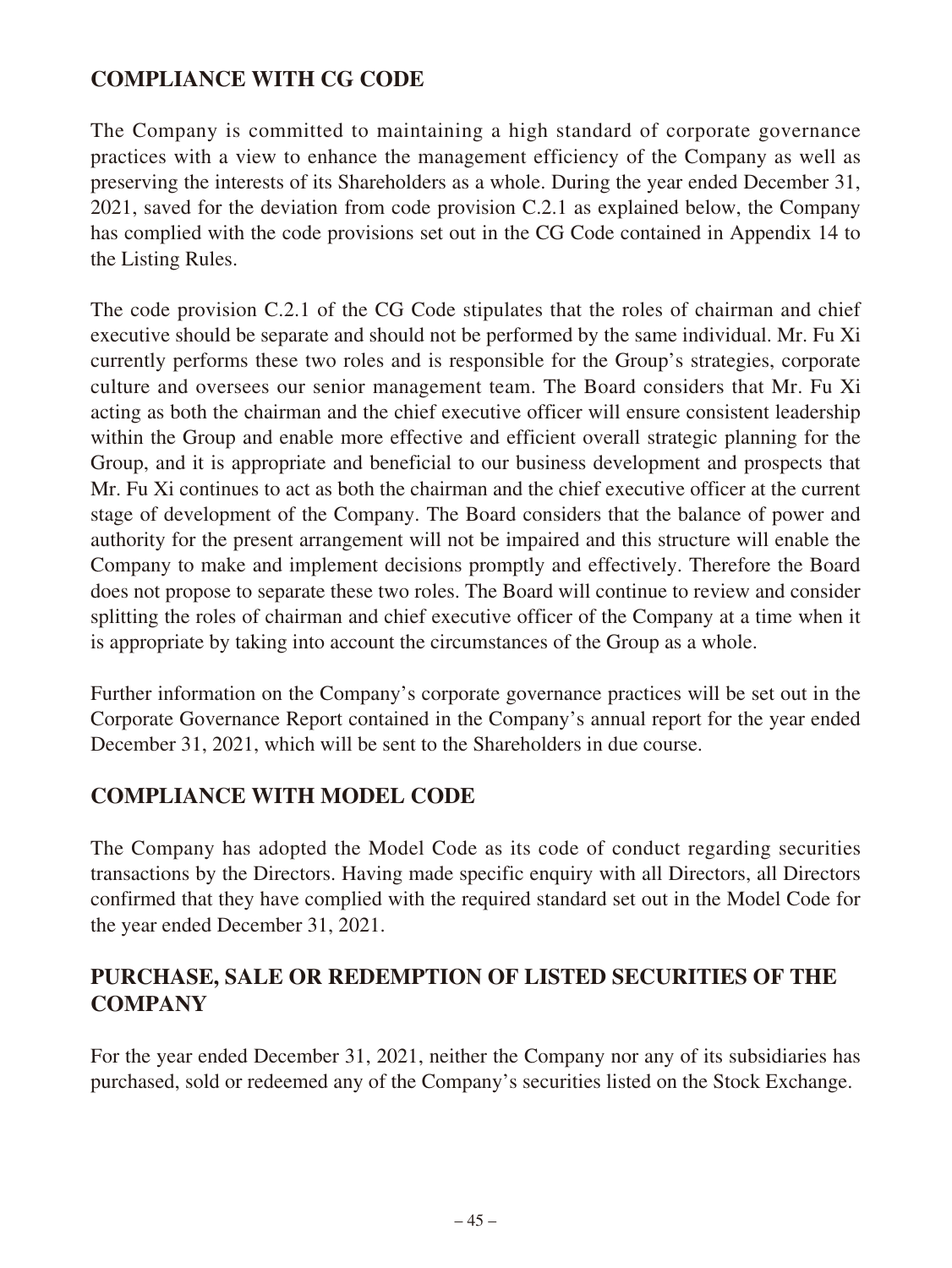## COMPLIANCE WITH CG CODE

The Company is committed to maintaining a high standard of corporate governance practices with a view to enhance the management efficiency of the Company as well as preserving the interests of its Shareholders as a whole. During the year ended December 31, 2021, saved for the deviation from code provision C.2.1 as explained below, the Company has complied with the code provisions set out in the CG Code contained in Appendix 14 to the Listing Rules.

The code provision C.2.1 of the CG Code stipulates that the roles of chairman and chief executive should be separate and should not be performed by the same individual. Mr. Fu Xi currently performs these two roles and is responsible for the Group's strategies, corporate culture and oversees our senior management team. The Board considers that Mr. Fu Xi acting as both the chairman and the chief executive officer will ensure consistent leadership within the Group and enable more effective and efficient overall strategic planning for the Group, and it is appropriate and beneficial to our business development and prospects that Mr. Fu Xi continues to act as both the chairman and the chief executive officer at the current stage of development of the Company. The Board considers that the balance of power and authority for the present arrangement will not be impaired and this structure will enable the Company to make and implement decisions promptly and effectively. Therefore the Board does not propose to separate these two roles. The Board will continue to review and consider splitting the roles of chairman and chief executive officer of the Company at a time when it is appropriate by taking into account the circumstances of the Group as a whole.

Further information on the Company's corporate governance practices will be set out in the Corporate Governance Report contained in the Company's annual report for the year ended December 31, 2021, which will be sent to the Shareholders in due course.

## COMPLIANCE WITH MODEL CODE

The Company has adopted the Model Code as its code of conduct regarding securities transactions by the Directors. Having made specific enquiry with all Directors, all Directors confirmed that they have complied with the required standard set out in the Model Code for the year ended December 31, 2021.

## PURCHASE, SALE OR REDEMPTION OF LISTED SECURITIES OF THE COMPANY

For the year ended December 31, 2021, neither the Company nor any of its subsidiaries has purchased, sold or redeemed any of the Company's securities listed on the Stock Exchange.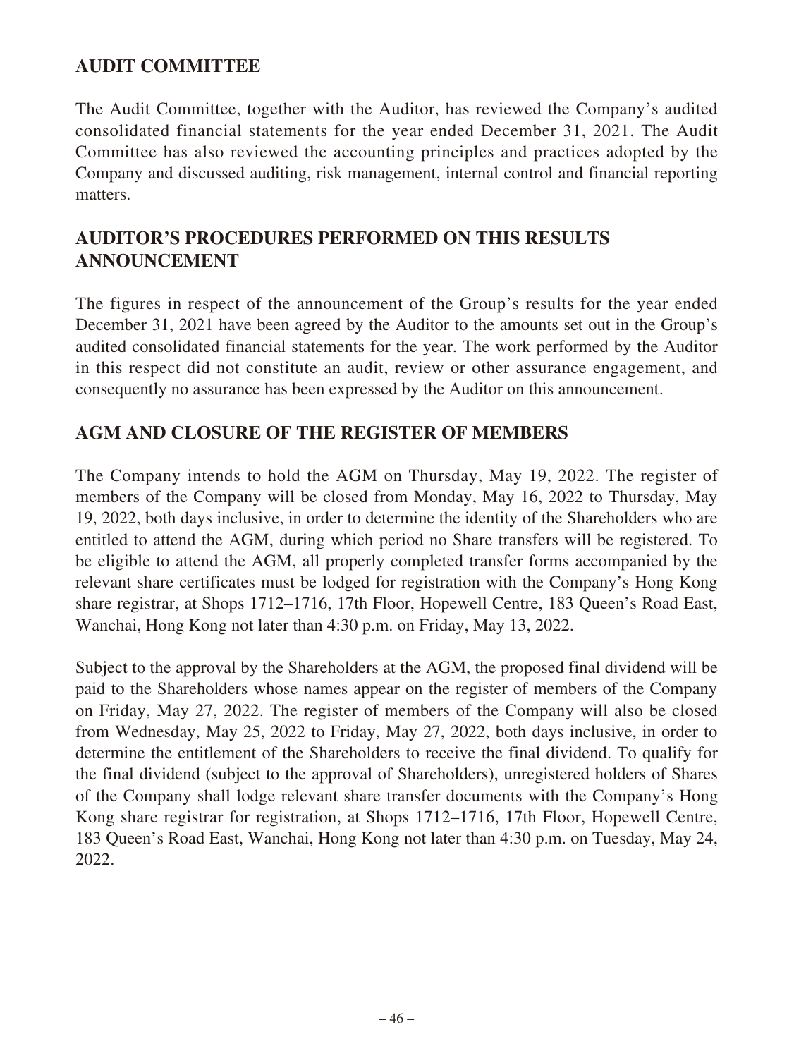## AUDIT COMMITTEE

The Audit Committee, together with the Auditor, has reviewed the Company's audited consolidated financial statements for the year ended December 31, 2021. The Audit Committee has also reviewed the accounting principles and practices adopted by the Company and discussed auditing, risk management, internal control and financial reporting matters.

## AUDITOR'S PROCEDURES PERFORMED ON THIS RESULTS ANNOUNCEMENT

The figures in respect of the announcement of the Group's results for the year ended December 31, 2021 have been agreed by the Auditor to the amounts set out in the Group's audited consolidated financial statements for the year. The work performed by the Auditor in this respect did not constitute an audit, review or other assurance engagement, and consequently no assurance has been expressed by the Auditor on this announcement.

## AGM AND CLOSURE OF THE REGISTER OF MEMBERS

The Company intends to hold the AGM on Thursday, May 19, 2022. The register of members of the Company will be closed from Monday, May 16, 2022 to Thursday, May 19, 2022, both days inclusive, in order to determine the identity of the Shareholders who are entitled to attend the AGM, during which period no Share transfers will be registered. To be eligible to attend the AGM, all properly completed transfer forms accompanied by the relevant share certificates must be lodged for registration with the Company's Hong Kong share registrar, at Shops 1712–1716, 17th Floor, Hopewell Centre, 183 Queen's Road East, Wanchai, Hong Kong not later than 4:30 p.m. on Friday, May 13, 2022.

Subject to the approval by the Shareholders at the AGM, the proposed final dividend will be paid to the Shareholders whose names appear on the register of members of the Company on Friday, May 27, 2022. The register of members of the Company will also be closed from Wednesday, May 25, 2022 to Friday, May 27, 2022, both days inclusive, in order to determine the entitlement of the Shareholders to receive the final dividend. To qualify for the final dividend (subject to the approval of Shareholders), unregistered holders of Shares of the Company shall lodge relevant share transfer documents with the Company's Hong Kong share registrar for registration, at Shops 1712–1716, 17th Floor, Hopewell Centre, 183 Queen's Road East, Wanchai, Hong Kong not later than 4:30 p.m. on Tuesday, May 24, 2022.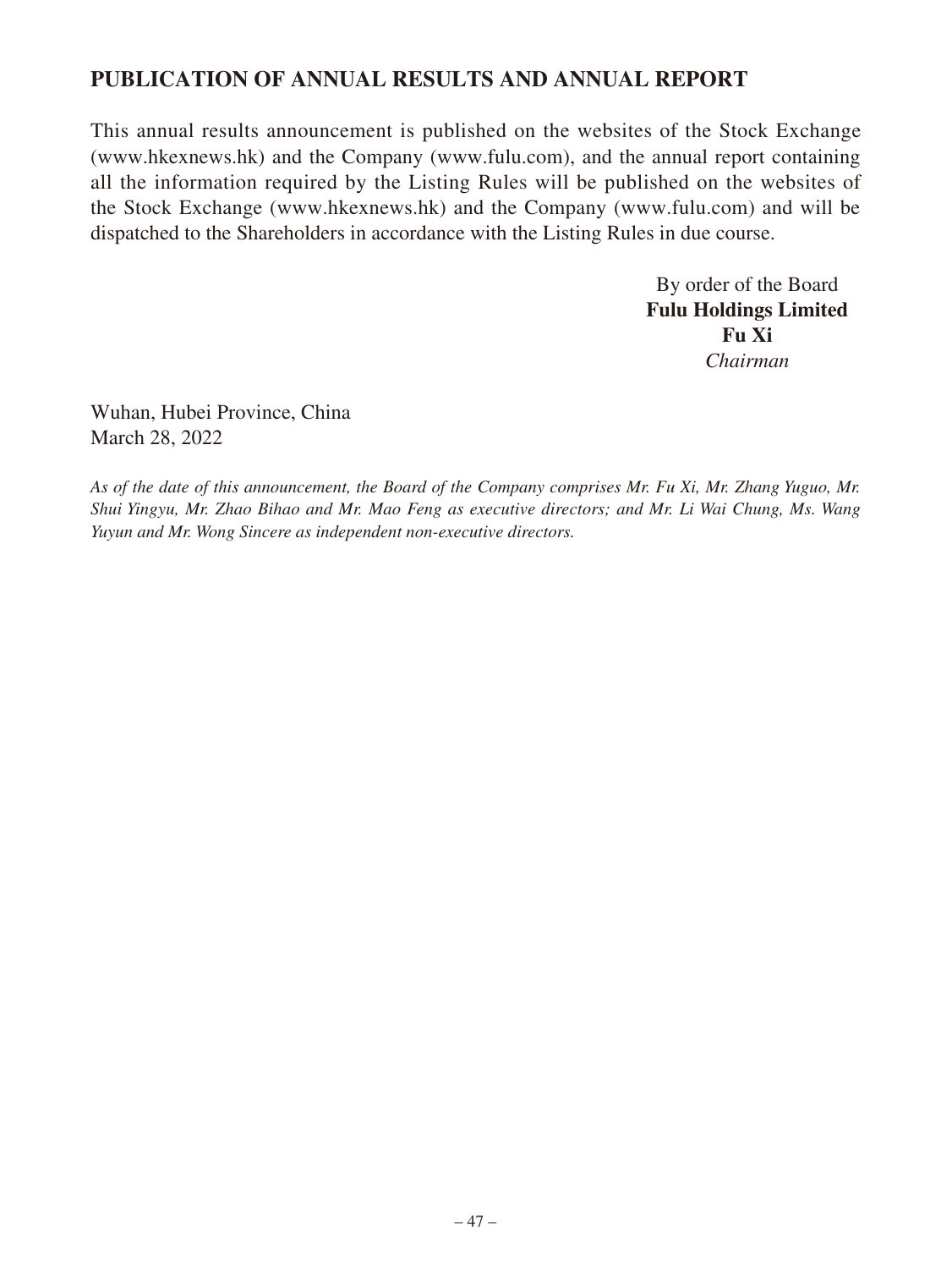## PUBLICATION OF ANNUAL RESULTS AND ANNUAL REPORT

This annual results announcement is published on the websites of the Stock Exchange (www.hkexnews.hk) and the Company (www.fulu.com), and the annual report containing all the information required by the Listing Rules will be published on the websites of the Stock Exchange (www.hkexnews.hk) and the Company (www.fulu.com) and will be dispatched to the Shareholders in accordance with the Listing Rules in due course.

By order of the Board
**Fulu Holdings Limited**
**Fu Xi**
*Chairman*

Wuhan, Hubei Province, China
March 28, 2022

*As of the date of this announcement, the Board of the Company comprises Mr. Fu Xi, Mr. Zhang Yuguo, Mr. Shui Yingyu, Mr. Zhao Bihao and Mr. Mao Feng as executive directors; and Mr. Li Wai Chung, Ms. Wang Yuyun and Mr. Wong Sincere as independent non-executive directors.*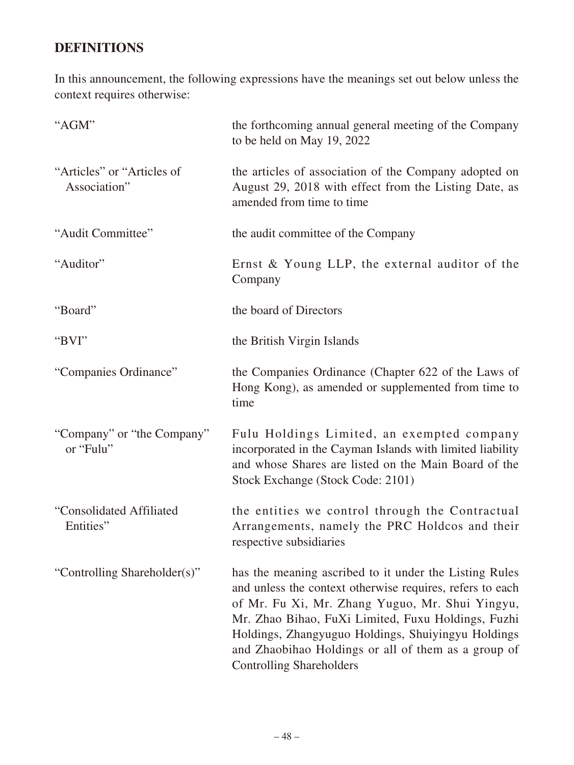## DEFINITIONS

In this announcement, the following expressions have the meanings set out below unless the context requires otherwise:

| | |
|---|---|
| "AGM" | the forthcoming annual general meeting of the Company to be held on May 19, 2022 |
| "Articles" or "Articles of Association" | the articles of association of the Company adopted on August 29, 2018 with effect from the Listing Date, as amended from time to time |
| "Audit Committee" | the audit committee of the Company |
| "Auditor" | Ernst & Young LLP, the external auditor of the Company |
| "Board" | the board of Directors |
| "BVI" | the British Virgin Islands |
| "Companies Ordinance" | the Companies Ordinance (Chapter 622 of the Laws of Hong Kong), as amended or supplemented from time to time |
| "Company" or "the Company" or "Fulu" | Fulu Holdings Limited, an exempted company incorporated in the Cayman Islands with limited liability and whose Shares are listed on the Main Board of the Stock Exchange (Stock Code: 2101) |
| "Consolidated Affiliated Entities" | the entities we control through the Contractual Arrangements, namely the PRC Holdcos and their respective subsidiaries |
| "Controlling Shareholder(s)" | has the meaning ascribed to it under the Listing Rules and unless the context otherwise requires, refers to each of Mr. Fu Xi, Mr. Zhang Yuguo, Mr. Shui Yingyu, Mr. Zhao Bihao, FuXi Limited, Fuxu Holdings, Fuzhi Holdings, Zhangyuguo Holdings, Shuiyingyu Holdings and Zhaobihao Holdings or all of them as a group of Controlling Shareholders |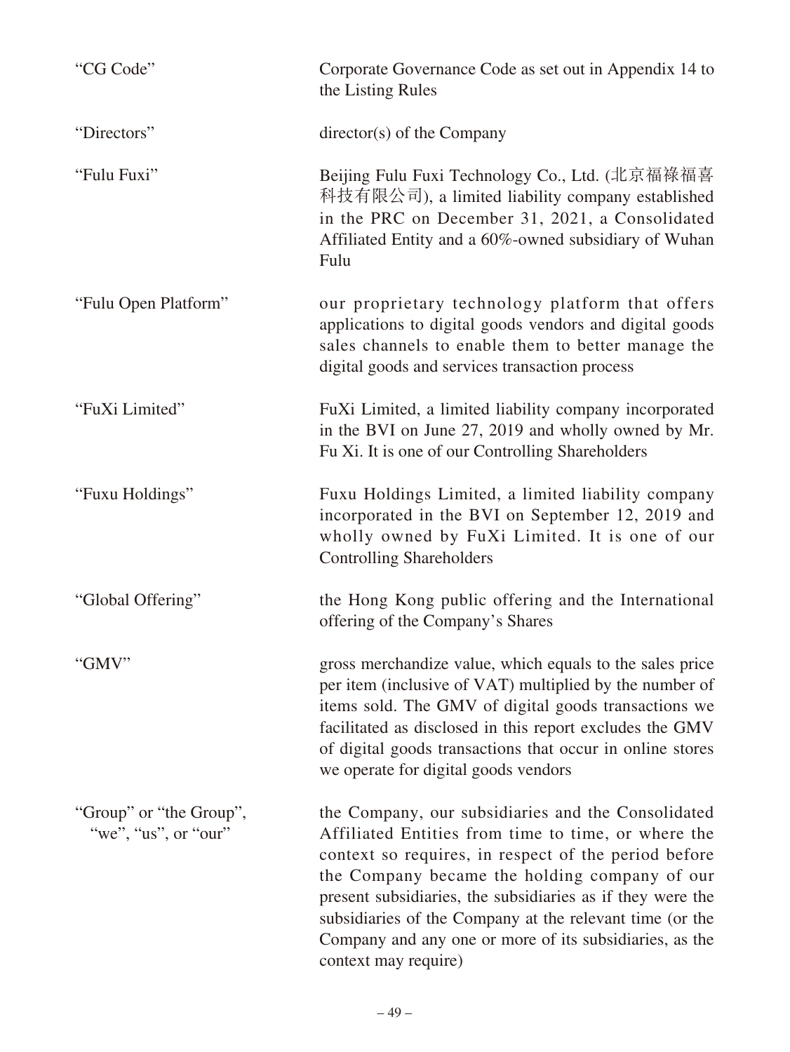| | |
|---|---|
| "CG Code" | Corporate Governance Code as set out in Appendix 14 to the Listing Rules |
| "Directors" | director(s) of the Company |
| "Fulu Fuxi" | Beijing Fulu Fuxi Technology Co., Ltd. (北京福禄福喜科技有限公司), a limited liability company established in the PRC on December 31, 2021, a Consolidated Affiliated Entity and a 60%-owned subsidiary of Wuhan Fulu |
| "Fulu Open Platform" | our proprietary technology platform that offers applications to digital goods vendors and digital goods sales channels to enable them to better manage the digital goods and services transaction process |
| "FuXi Limited" | FuXi Limited, a limited liability company incorporated in the BVI on June 27, 2019 and wholly owned by Mr. Fu Xi. It is one of our Controlling Shareholders |
| "Fuxu Holdings" | Fuxu Holdings Limited, a limited liability company incorporated in the BVI on September 12, 2019 and wholly owned by FuXi Limited. It is one of our Controlling Shareholders |
| "Global Offering" | the Hong Kong public offering and the International offering of the Company's Shares |
| "GMV" | gross merchandize value, which equals to the sales price per item (inclusive of VAT) multiplied by the number of items sold. The GMV of digital goods transactions we facilitated as disclosed in this report excludes the GMV of digital goods transactions that occur in online stores we operate for digital goods vendors |
| "Group" or "the Group", "we", "us", or "our" | the Company, our subsidiaries and the Consolidated Affiliated Entities from time to time, or where the context so requires, in respect of the period before the Company became the holding company of our present subsidiaries, the subsidiaries as if they were the subsidiaries of the Company at the relevant time (or the Company and any one or more of its subsidiaries, as the context may require) |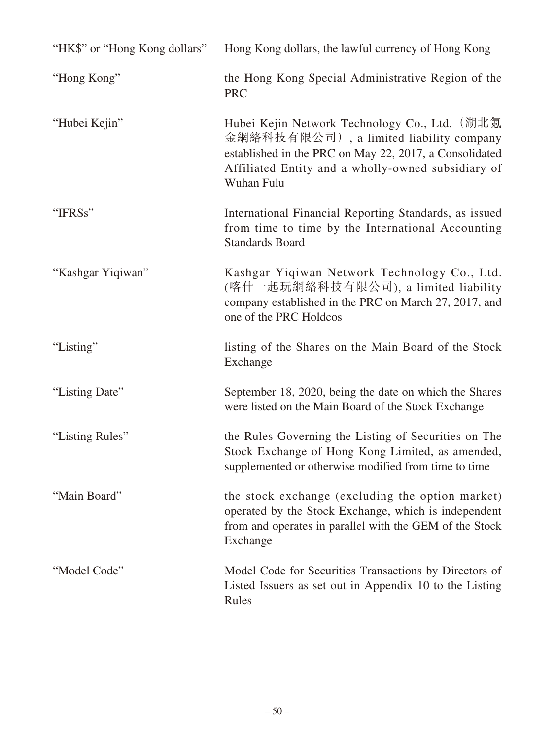| | |
|---|---|
| "HK$" or "Hong Kong dollars" | Hong Kong dollars, the lawful currency of Hong Kong |
| "Hong Kong" | the Hong Kong Special Administrative Region of the PRC |
| "Hubei Kejin" | Hubei Kejin Network Technology Co., Ltd.（湖北氪金網絡科技有限公司）, a limited liability company established in the PRC on May 22, 2017, a Consolidated Affiliated Entity and a wholly-owned subsidiary of Wuhan Fulu |
| "IFRSs" | International Financial Reporting Standards, as issued from time to time by the International Accounting Standards Board |
| "Kashgar Yiqiwan" | Kashgar Yiqiwan Network Technology Co., Ltd. (喀什一起玩網絡科技有限公司), a limited liability company established in the PRC on March 27, 2017, and one of the PRC Holdcos |
| "Listing" | listing of the Shares on the Main Board of the Stock Exchange |
| "Listing Date" | September 18, 2020, being the date on which the Shares were listed on the Main Board of the Stock Exchange |
| "Listing Rules" | the Rules Governing the Listing of Securities on The Stock Exchange of Hong Kong Limited, as amended, supplemented or otherwise modified from time to time |
| "Main Board" | the stock exchange (excluding the option market) operated by the Stock Exchange, which is independent from and operates in parallel with the GEM of the Stock Exchange |
| "Model Code" | Model Code for Securities Transactions by Directors of Listed Issuers as set out in Appendix 10 to the Listing Rules |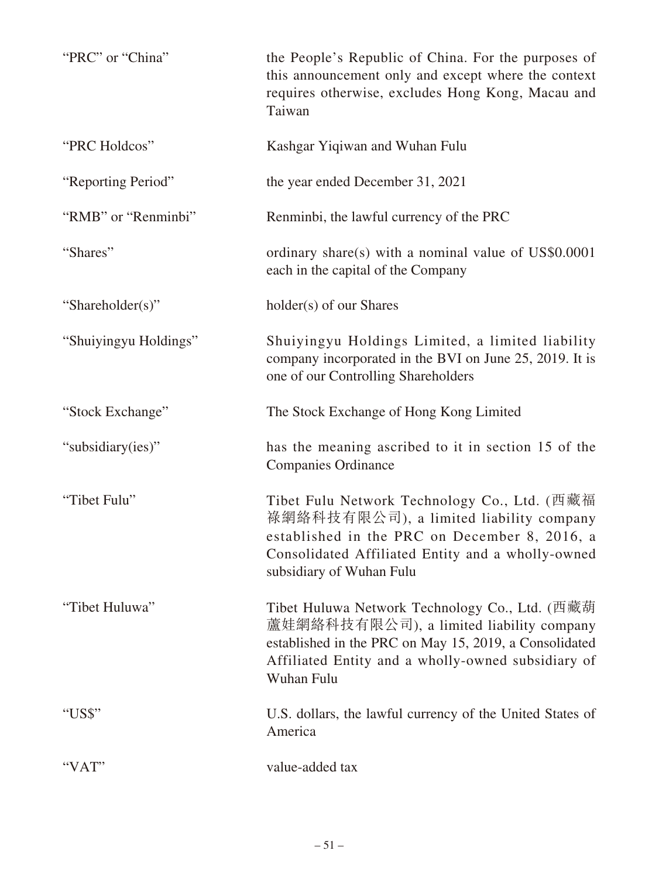| | |
|---|---|
| "PRC" or "China" | the People's Republic of China. For the purposes of this announcement only and except where the context requires otherwise, excludes Hong Kong, Macau and Taiwan |
| "PRC Holdcos" | Kashgar Yiqiwan and Wuhan Fulu |
| "Reporting Period" | the year ended December 31, 2021 |
| "RMB" or "Renminbi" | Renminbi, the lawful currency of the PRC |
| "Shares" | ordinary share(s) with a nominal value of US$0.0001 each in the capital of the Company |
| "Shareholder(s)" | holder(s) of our Shares |
| "Shuiyingyu Holdings" | Shuiyingyu Holdings Limited, a limited liability company incorporated in the BVI on June 25, 2019. It is one of our Controlling Shareholders |
| "Stock Exchange" | The Stock Exchange of Hong Kong Limited |
| "subsidiary(ies)" | has the meaning ascribed to it in section 15 of the Companies Ordinance |
| "Tibet Fulu" | Tibet Fulu Network Technology Co., Ltd. (西藏福祿網絡科技有限公司), a limited liability company established in the PRC on December 8, 2016, a Consolidated Affiliated Entity and a wholly-owned subsidiary of Wuhan Fulu |
| "Tibet Huluwa" | Tibet Huluwa Network Technology Co., Ltd. (西藏葫蘆娃網絡科技有限公司), a limited liability company established in the PRC on May 15, 2019, a Consolidated Affiliated Entity and a wholly-owned subsidiary of Wuhan Fulu |
| "US$" | U.S. dollars, the lawful currency of the United States of America |
| "VAT" | value-added tax |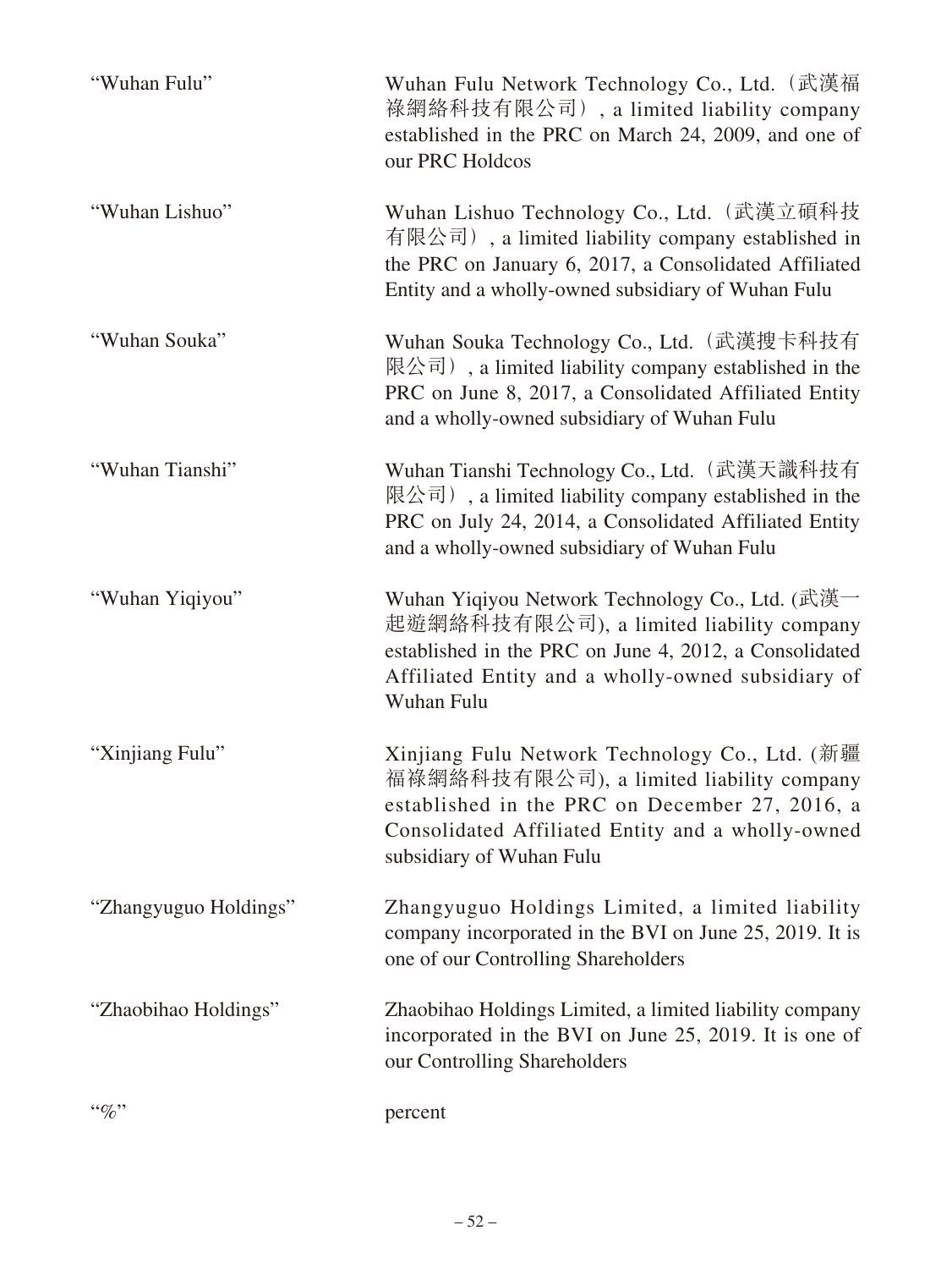| | |
|---|---|
| "Wuhan Fulu" | Wuhan Fulu Network Technology Co., Ltd.（武漢福祿網絡科技有限公司）, a limited liability company established in the PRC on March 24, 2009, and one of our PRC Holdcos |
| "Wuhan Lishuo" | Wuhan Lishuo Technology Co., Ltd.（武漢立碩科技有限公司）, a limited liability company established in the PRC on January 6, 2017, a Consolidated Affiliated Entity and a wholly-owned subsidiary of Wuhan Fulu |
| "Wuhan Souka" | Wuhan Souka Technology Co., Ltd.（武漢搜卡科技有限公司）, a limited liability company established in the PRC on June 8, 2017, a Consolidated Affiliated Entity and a wholly-owned subsidiary of Wuhan Fulu |
| "Wuhan Tianshi" | Wuhan Tianshi Technology Co., Ltd.（武漢天識科技有限公司）, a limited liability company established in the PRC on July 24, 2014, a Consolidated Affiliated Entity and a wholly-owned subsidiary of Wuhan Fulu |
| "Wuhan Yiqiyou" | Wuhan Yiqiyou Network Technology Co., Ltd. (武漢一起遊網絡科技有限公司), a limited liability company established in the PRC on June 4, 2012, a Consolidated Affiliated Entity and a wholly-owned subsidiary of Wuhan Fulu |
| "Xinjiang Fulu" | Xinjiang Fulu Network Technology Co., Ltd. (新疆福祿網絡科技有限公司), a limited liability company established in the PRC on December 27, 2016, a Consolidated Affiliated Entity and a wholly-owned subsidiary of Wuhan Fulu |
| "Zhangyuguo Holdings" | Zhangyuguo Holdings Limited, a limited liability company incorporated in the BVI on June 25, 2019. It is one of our Controlling Shareholders |
| "Zhaobihao Holdings" | Zhaobihao Holdings Limited, a limited liability company incorporated in the BVI on June 25, 2019. It is one of our Controlling Shareholders |
| "%" | percent |